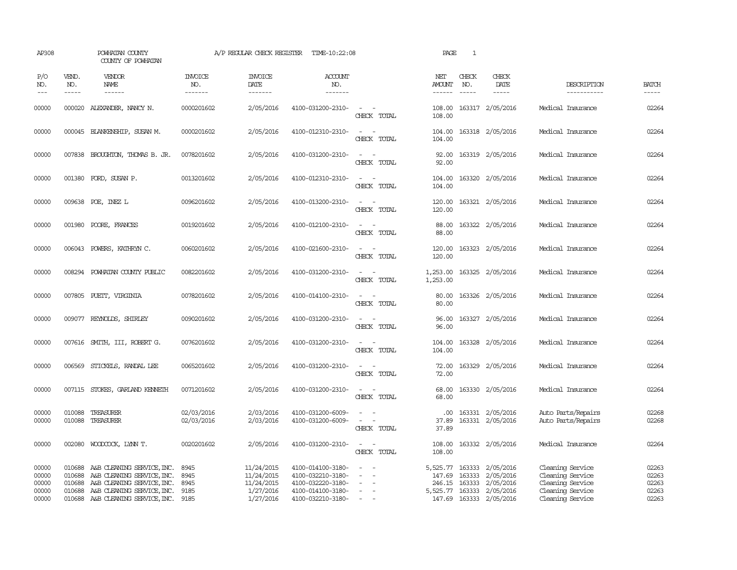AP308 POWHATAN COUNTY A/P REGULAR CHECK REGISTER TIME-10:22:08 PAGE 1

COUNTY OF POWHATAN

| P/O NO. | VEND. NO. | VENDOR NAME | INVOICE NO. | INVOICE DATE | ACCOUNT NO. | | NET AMOUNT | CHECK NO. | CHECK DATE | DESCRIPTION | BATCH |
|---|---|---|---|---|---|---|---|---|---|---|---|
| 00000 | 000020 | ALEXANDER, NANCY N. | 0000201602 | 2/05/2016 | 4100-031200-2310- | - - | 108.00 | 163317 | 2/05/2016 | Medical Insurance | 02264 |
| | | | | | | CHECK TOTAL | 108.00 | | | | |
| 00000 | 000045 | BLANKENSHIP, SUSAN M. | 0000201602 | 2/05/2016 | 4100-012310-2310- | - - | 104.00 | 163318 | 2/05/2016 | Medical Insurance | 02264 |
| | | | | | | CHECK TOTAL | 104.00 | | | | |
| 00000 | 007838 | BROUGHTON, THOMAS B. JR. | 0078201602 | 2/05/2016 | 4100-031200-2310- | - - | 92.00 | 163319 | 2/05/2016 | Medical Insurance | 02264 |
| | | | | | | CHECK TOTAL | 92.00 | | | | |
| 00000 | 001380 | FORD, SUSAN P. | 0013201602 | 2/05/2016 | 4100-012310-2310- | - - | 104.00 | 163320 | 2/05/2016 | Medical Insurance | 02264 |
| | | | | | | CHECK TOTAL | 104.00 | | | | |
| 00000 | 009638 | POE, INEZ L | 0096201602 | 2/05/2016 | 4100-013200-2310- | - - | 120.00 | 163321 | 2/05/2016 | Medical Insurance | 02264 |
| | | | | | | CHECK TOTAL | 120.00 | | | | |
| 00000 | 001980 | POORE, FRANCES | 0019201602 | 2/05/2016 | 4100-012100-2310- | - - | 88.00 | 163322 | 2/05/2016 | Medical Insurance | 02264 |
| | | | | | | CHECK TOTAL | 88.00 | | | | |
| 00000 | 006043 | POWERS, KATHRYN C. | 0060201602 | 2/05/2016 | 4100-021600-2310- | - - | 120.00 | 163323 | 2/05/2016 | Medical Insurance | 02264 |
| | | | | | | CHECK TOTAL | 120.00 | | | | |
| 00000 | 008294 | POWHATAN COUNTY PUBLIC | 0082201602 | 2/05/2016 | 4100-031200-2310- | - - | 1,253.00 | 163325 | 2/05/2016 | Medical Insurance | 02264 |
| | | | | | | CHECK TOTAL | 1,253.00 | | | | |
| 00000 | 007805 | PUETT, VIRGINIA | 0078201602 | 2/05/2016 | 4100-014100-2310- | - - | 80.00 | 163326 | 2/05/2016 | Medical Insurance | 02264 |
| | | | | | | CHECK TOTAL | 80.00 | | | | |
| 00000 | 009077 | REYNOLDS, SHIRLEY | 0090201602 | 2/05/2016 | 4100-031200-2310- | - - | 96.00 | 163327 | 2/05/2016 | Medical Insurance | 02264 |
| | | | | | | CHECK TOTAL | 96.00 | | | | |
| 00000 | 007616 | SMITH, III, ROBERT G. | 0076201602 | 2/05/2016 | 4100-031200-2310- | - - | 104.00 | 163328 | 2/05/2016 | Medical Insurance | 02264 |
| | | | | | | CHECK TOTAL | 104.00 | | | | |
| 00000 | 006569 | STICKELS, RANDAL LEE | 0065201602 | 2/05/2016 | 4100-031200-2310- | - - | 72.00 | 163329 | 2/05/2016 | Medical Insurance | 02264 |
| | | | | | | CHECK TOTAL | 72.00 | | | | |
| 00000 | 007115 | STOKES, GARLAND KENNETH | 0071201602 | 2/05/2016 | 4100-031200-2310- | - - | 68.00 | 163330 | 2/05/2016 | Medical Insurance | 02264 |
| | | | | | | CHECK TOTAL | 68.00 | | | | |
| 00000 | 010088 | TREASURER | 02/03/2016 | 2/03/2016 | 4100-031200-6009- | - - | .00 | 163331 | 2/05/2016 | Auto Parts/Repairs | 02268 |
| 00000 | 010088 | TREASURER | 02/03/2016 | 2/03/2016 | 4100-031200-6009- | - - | 37.89 | 163331 | 2/05/2016 | Auto Parts/Repairs | 02268 |
| | | | | | | CHECK TOTAL | 37.89 | | | | |
| 00000 | 002080 | WOODCOCK, LYNN T. | 0020201602 | 2/05/2016 | 4100-031200-2310- | - - | 108.00 | 163332 | 2/05/2016 | Medical Insurance | 02264 |
| | | | | | | CHECK TOTAL | 108.00 | | | | |
| 00000 | 010688 | A&B CLEANING SERVICE,INC. | 8945 | 11/24/2015 | 4100-014100-3180- | - - | 5,525.77 | 163333 | 2/05/2016 | Cleaning Service | 02263 |
| 00000 | 010688 | A&B CLEANING SERVICE,INC. | 8945 | 11/24/2015 | 4100-032210-3180- | - - | 147.69 | 163333 | 2/05/2016 | Cleaning Service | 02263 |
| 00000 | 010688 | A&B CLEANING SERVICE,INC. | 8945 | 11/24/2015 | 4100-032220-3180- | - - | 246.15 | 163333 | 2/05/2016 | Cleaning Service | 02263 |
| 00000 | 010688 | A&B CLEANING SERVICE,INC. | 9185 | 1/27/2016 | 4100-014100-3180- | - - | 5,525.77 | 163333 | 2/05/2016 | Cleaning Service | 02263 |
| 00000 | 010688 | A&B CLEANING SERVICE,INC. | 9185 | 1/27/2016 | 4100-032210-3180- | - - | 147.69 | 163333 | 2/05/2016 | Cleaning Service | 02263 |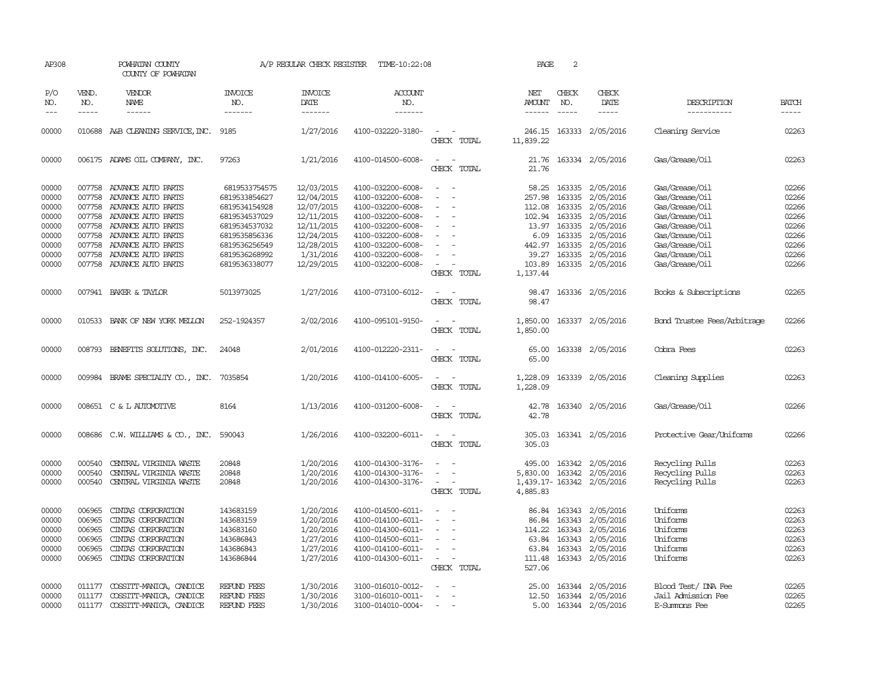AP308 POWHATAN COUNTY A/P REGULAR CHECK REGISTER TIME-10:22:08

COUNTY OF POWHATAN

| P/O NO. | VEND. NO. | VENDOR NAME | INVOICE NO. | INVOICE DATE | ACCOUNT NO. | | NET AMOUNT | CHECK NO. | CHECK DATE | DESCRIPTION | BATCH |
|---|---|---|---|---|---|---|---|---|---|---|---|
| 00000 | 010688 | A&B CLEANING SERVICE,INC. | 9185 | 1/27/2016 | 4100-032220-3180- | - - | 246.15 | 163333 | 2/05/2016 | Cleaning Service | 02263 |
| | | | | | | CHECK TOTAL | 11,839.22 | | | | |
| 00000 | 006175 | ADAMS OIL COMPANY, INC. | 97263 | 1/21/2016 | 4100-014500-6008- | - - | 21.76 | 163334 | 2/05/2016 | Gas/Grease/Oil | 02263 |
| | | | | | | CHECK TOTAL | 21.76 | | | | |
| 00000 | 007758 | ADVANCE AUTO PARTS | 6819533754575 | 12/03/2015 | 4100-032200-6008- | - - | 58.25 | 163335 | 2/05/2016 | Gas/Grease/Oil | 02266 |
| 00000 | 007758 | ADVANCE AUTO PARTS | 6819533854627 | 12/04/2015 | 4100-032200-6008- | - - | 257.98 | 163335 | 2/05/2016 | Gas/Grease/Oil | 02266 |
| 00000 | 007758 | ADVANCE AUTO PARTS | 6819534154928 | 12/07/2015 | 4100-032200-6008- | - - | 112.08 | 163335 | 2/05/2016 | Gas/Grease/Oil | 02266 |
| 00000 | 007758 | ADVANCE AUTO PARTS | 6819534537029 | 12/11/2015 | 4100-032200-6008- | - - | 102.94 | 163335 | 2/05/2016 | Gas/Grease/Oil | 02266 |
| 00000 | 007758 | ADVANCE AUTO PARTS | 6819534537032 | 12/11/2015 | 4100-032200-6008- | - - | 13.97 | 163335 | 2/05/2016 | Gas/Grease/Oil | 02266 |
| 00000 | 007758 | ADVANCE AUTO PARTS | 6819535856336 | 12/24/2015 | 4100-032200-6008- | - - | 6.09 | 163335 | 2/05/2016 | Gas/Grease/Oil | 02266 |
| 00000 | 007758 | ADVANCE AUTO PARTS | 6819536256549 | 12/28/2015 | 4100-032200-6008- | - - | 442.97 | 163335 | 2/05/2016 | Gas/Grease/Oil | 02266 |
| 00000 | 007758 | ADVANCE AUTO PARTS | 6819536268992 | 1/31/2016 | 4100-032200-6008- | - - | 39.27 | 163335 | 2/05/2016 | Gas/Grease/Oil | 02266 |
| 00000 | 007758 | ADVANCE AUTO PARTS | 6819536338077 | 12/29/2015 | 4100-032200-6008- | - - | 103.89 | 163335 | 2/05/2016 | Gas/Grease/Oil | 02266 |
| | | | | | | CHECK TOTAL | 1,137.44 | | | | |
| 00000 | 007941 | BAKER & TAYLOR | 5013973025 | 1/27/2016 | 4100-073100-6012- | - - | 98.47 | 163336 | 2/05/2016 | Books & Subscriptions | 02265 |
| | | | | | | CHECK TOTAL | 98.47 | | | | |
| 00000 | 010533 | BANK OF NEW YORK MELLON | 252-1924357 | 2/02/2016 | 4100-095101-9150- | - - | 1,850.00 | 163337 | 2/05/2016 | Bond Trustee Fees/Arbitrage | 02266 |
| | | | | | | CHECK TOTAL | 1,850.00 | | | | |
| 00000 | 008793 | BENEFITS SOLUTIONS, INC. | 24048 | 2/01/2016 | 4100-012220-2311- | - - | 65.00 | 163338 | 2/05/2016 | Cobra Fees | 02263 |
| | | | | | | CHECK TOTAL | 65.00 | | | | |
| 00000 | 009984 | BRAME SPECIALTY CO., INC. | 7035854 | 1/20/2016 | 4100-014100-6005- | - - | 1,228.09 | 163339 | 2/05/2016 | Cleaning Supplies | 02263 |
| | | | | | | CHECK TOTAL | 1,228.09 | | | | |
| 00000 | 008651 | C & L AUTOMOTIVE | 8164 | 1/13/2016 | 4100-031200-6008- | - - | 42.78 | 163340 | 2/05/2016 | Gas/Grease/Oil | 02266 |
| | | | | | | CHECK TOTAL | 42.78 | | | | |
| 00000 | 008686 | C.W. WILLIAMS & CO., INC. | 590043 | 1/26/2016 | 4100-032200-6011- | - - | 305.03 | 163341 | 2/05/2016 | Protective Gear/Uniforms | 02266 |
| | | | | | | CHECK TOTAL | 305.03 | | | | |
| 00000 | 000540 | CENTRAL VIRGINIA WASTE | 20848 | 1/20/2016 | 4100-014300-3176- | - - | 495.00 | 163342 | 2/05/2016 | Recycling Pulls | 02263 |
| 00000 | 000540 | CENTRAL VIRGINIA WASTE | 20848 | 1/20/2016 | 4100-014300-3176- | - - | 5,830.00 | 163342 | 2/05/2016 | Recycling Pulls | 02263 |
| 00000 | 000540 | CENTRAL VIRGINIA WASTE | 20848 | 1/20/2016 | 4100-014300-3176- | - - | 1,439.17- | 163342 | 2/05/2016 | Recycling Pulls | 02263 |
| | | | | | | CHECK TOTAL | 4,885.83 | | | | |
| 00000 | 006965 | CINTAS CORPORATION | 143683159 | 1/20/2016 | 4100-014500-6011- | - - | 86.84 | 163343 | 2/05/2016 | Uniforms | 02263 |
| 00000 | 006965 | CINTAS CORPORATION | 143683159 | 1/20/2016 | 4100-014100-6011- | - - | 86.84 | 163343 | 2/05/2016 | Uniforms | 02263 |
| 00000 | 006965 | CINTAS CORPORATION | 143683160 | 1/20/2016 | 4100-014300-6011- | - - | 114.22 | 163343 | 2/05/2016 | Uniforms | 02263 |
| 00000 | 006965 | CINTAS CORPORATION | 143686843 | 1/27/2016 | 4100-014500-6011- | - - | 63.84 | 163343 | 2/05/2016 | Uniforms | 02263 |
| 00000 | 006965 | CINTAS CORPORATION | 143686843 | 1/27/2016 | 4100-014100-6011- | - - | 63.84 | 163343 | 2/05/2016 | Uniforms | 02263 |
| 00000 | 006965 | CINTAS CORPORATION | 143686844 | 1/27/2016 | 4100-014300-6011- | - - | 111.48 | 163343 | 2/05/2016 | Uniforms | 02263 |
| | | | | | | CHECK TOTAL | 527.06 | | | | |
| 00000 | 011177 | COSSITT-MANICA, CANDICE | REFUND FEES | 1/30/2016 | 3100-016010-0012- | - - | 25.00 | 163344 | 2/05/2016 | Blood Test/ DNA Fee | 02265 |
| 00000 | 011177 | COSSITT-MANICA, CANDICE | REFUND FEES | 1/30/2016 | 3100-016010-0011- | - - | 12.50 | 163344 | 2/05/2016 | Jail Admission Fee | 02265 |
| 00000 | 011177 | COSSITT-MANICA, CANDICE | REFUND FEES | 1/30/2016 | 3100-014010-0004- | - - | 5.00 | 163344 | 2/05/2016 | E-Summons Fee | 02265 |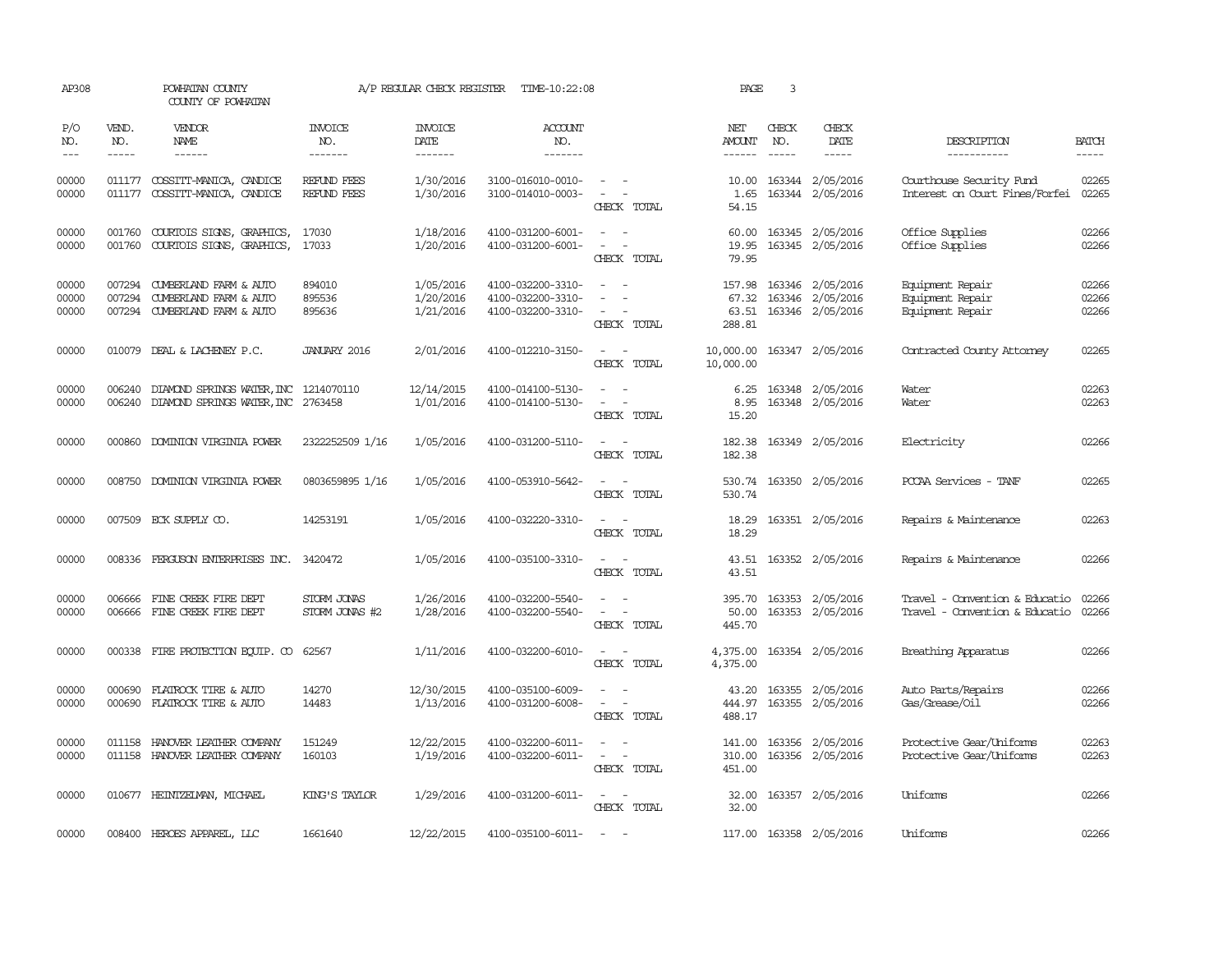AP308 POWHATAN COUNTY A/P REGULAR CHECK REGISTER TIME-10:22:08 PAGE 3

COUNTY OF POWHATAN

| P/O NO. | VEND. NO. | VENDOR NAME | INVOICE NO. | INVOICE DATE | ACCOUNT NO. | | NET AMOUNT | CHECK NO. | CHECK DATE | DESCRIPTION | BATCH |
|---|---|---|---|---|---|---|---|---|---|---|---|
| 00000 | 011177 | COSSITT-MANICA, CANDICE | REFUND FEES | 1/30/2016 | 3100-016010-0010- | - - | 10.00 | 163344 | 2/05/2016 | Courthouse Security Fund | 02265 |
| 00000 | 011177 | COSSITT-MANICA, CANDICE | REFUND FEES | 1/30/2016 | 3100-014010-0003- | - - | 1.65 | 163344 | 2/05/2016 | Interest on Court Fines/Forfei | 02265 |
| | | | | | | CHECK TOTAL | 54.15 | | | | |
| 00000 | 001760 | COURTOIS SIGNS, GRAPHICS, | 17030 | 1/18/2016 | 4100-031200-6001- | - - | 60.00 | 163345 | 2/05/2016 | Office Supplies | 02266 |
| 00000 | 001760 | COURTOIS SIGNS, GRAPHICS, | 17033 | 1/20/2016 | 4100-031200-6001- | - - | 19.95 | 163345 | 2/05/2016 | Office Supplies | 02266 |
| | | | | | | CHECK TOTAL | 79.95 | | | | |
| 00000 | 007294 | CUMBERLAND FARM & AUTO | 894010 | 1/05/2016 | 4100-032200-3310- | - - | 157.98 | 163346 | 2/05/2016 | Equipment Repair | 02266 |
| 00000 | 007294 | CUMBERLAND FARM & AUTO | 895536 | 1/20/2016 | 4100-032200-3310- | - - | 67.32 | 163346 | 2/05/2016 | Equipment Repair | 02266 |
| 00000 | 007294 | CUMBERLAND FARM & AUTO | 895636 | 1/21/2016 | 4100-032200-3310- | - - | 63.51 | 163346 | 2/05/2016 | Equipment Repair | 02266 |
| | | | | | | CHECK TOTAL | 288.81 | | | | |
| 00000 | 010079 | DEAL & LACHENEY P.C. | JANUARY 2016 | 2/01/2016 | 4100-012210-3150- | - - | 10,000.00 | 163347 | 2/05/2016 | Contracted County Attorney | 02265 |
| | | | | | | CHECK TOTAL | 10,000.00 | | | | |
| 00000 | 006240 | DIAMOND SPRINGS WATER, INC | 1214070110 | 12/14/2015 | 4100-014100-5130- | - - | 6.25 | 163348 | 2/05/2016 | Water | 02263 |
| 00000 | 006240 | DIAMOND SPRINGS WATER, INC | 2763458 | 1/01/2016 | 4100-014100-5130- | - - | 8.95 | 163348 | 2/05/2016 | Water | 02263 |
| | | | | | | CHECK TOTAL | 15.20 | | | | |
| 00000 | 000860 | DOMINION VIRGINIA POWER | 2322252509 1/16 | 1/05/2016 | 4100-031200-5110- | - - | 182.38 | 163349 | 2/05/2016 | Electricity | 02266 |
| | | | | | | CHECK TOTAL | 182.38 | | | | |
| 00000 | 008750 | DOMINION VIRGINIA POWER | 0803659895 1/16 | 1/05/2016 | 4100-053910-5642- | - - | 530.74 | 163350 | 2/05/2016 | PCCAA Services - TANF | 02265 |
| | | | | | | CHECK TOTAL | 530.74 | | | | |
| 00000 | 007509 | ECK SUPPLY CO. | 14253191 | 1/05/2016 | 4100-032220-3310- | - - | 18.29 | 163351 | 2/05/2016 | Repairs & Maintenance | 02263 |
| | | | | | | CHECK TOTAL | 18.29 | | | | |
| 00000 | 008336 | FERGUSON ENTERPRISES INC. | 3420472 | 1/05/2016 | 4100-035100-3310- | - - | 43.51 | 163352 | 2/05/2016 | Repairs & Maintenance | 02266 |
| | | | | | | CHECK TOTAL | 43.51 | | | | |
| 00000 | 006666 | FINE CREEK FIRE DEPT | STORM JONAS | 1/26/2016 | 4100-032200-5540- | - - | 395.70 | 163353 | 2/05/2016 | Travel - Convention & Educatio | 02266 |
| 00000 | 006666 | FINE CREEK FIRE DEPT | STORM JONAS #2 | 1/28/2016 | 4100-032200-5540- | - - | 50.00 | 163353 | 2/05/2016 | Travel - Convention & Educatio | 02266 |
| | | | | | | CHECK TOTAL | 445.70 | | | | |
| 00000 | 000338 | FIRE PROTECTION EQUIP. CO | 62567 | 1/11/2016 | 4100-032200-6010- | - - | 4,375.00 | 163354 | 2/05/2016 | Breathing Apparatus | 02266 |
| | | | | | | CHECK TOTAL | 4,375.00 | | | | |
| 00000 | 000690 | FLATROCK TIRE & AUTO | 14270 | 12/30/2015 | 4100-035100-6009- | - - | 43.20 | 163355 | 2/05/2016 | Auto Parts/Repairs | 02266 |
| 00000 | 000690 | FLATROCK TIRE & AUTO | 14483 | 1/13/2016 | 4100-031200-6008- | - - | 444.97 | 163355 | 2/05/2016 | Gas/Grease/Oil | 02266 |
| | | | | | | CHECK TOTAL | 488.17 | | | | |
| 00000 | 011158 | HANOVER LEATHER COMPANY | 151249 | 12/22/2015 | 4100-032200-6011- | - - | 141.00 | 163356 | 2/05/2016 | Protective Gear/Uniforms | 02263 |
| 00000 | 011158 | HANOVER LEATHER COMPANY | 160103 | 1/19/2016 | 4100-032200-6011- | - - | 310.00 | 163356 | 2/05/2016 | Protective Gear/Uniforms | 02263 |
| | | | | | | CHECK TOTAL | 451.00 | | | | |
| 00000 | 010677 | HEINTZELMAN, MICHAEL | KING'S TAYLOR | 1/29/2016 | 4100-031200-6011- | - - | 32.00 | 163357 | 2/05/2016 | Uniforms | 02266 |
| | | | | | | CHECK TOTAL | 32.00 | | | | |
| 00000 | 008400 | HEROES APPAREL, LLC | 1661640 | 12/22/2015 | 4100-035100-6011- | - - | 117.00 | 163358 | 2/05/2016 | Uniforms | 02266 |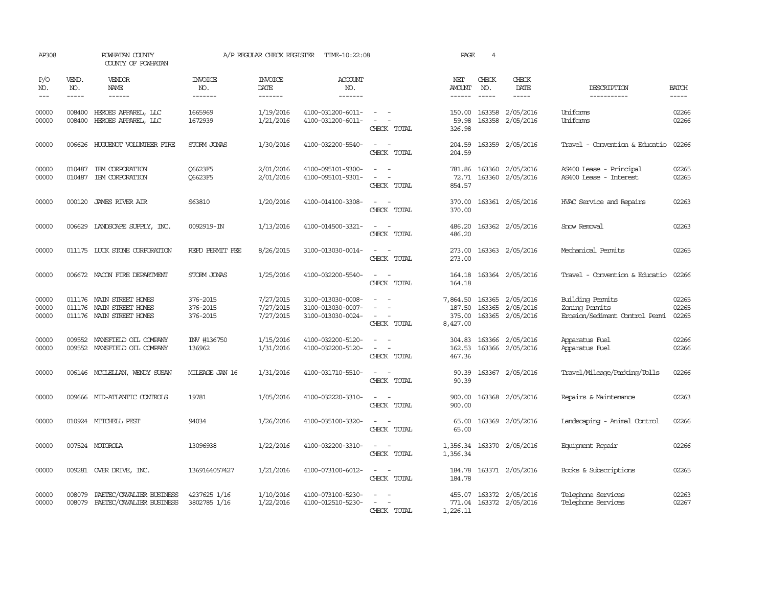AP308 POWHATAN COUNTY A/P REGULAR CHECK REGISTER TIME-10:22:08 PAGE 4
COUNTY OF POWHATAN

| P/O NO. | VEND. NO. | VENDOR NAME | INVOICE NO. | INVOICE DATE | ACCOUNT NO. | | NET AMOUNT | CHECK NO. | CHECK DATE | DESCRIPTION | BATCH |
|---|---|---|---|---|---|---|---|---|---|---|---|
| 00000 | 008400 | HEROES APPAREL, LLC | 1665969 | 1/19/2016 | 4100-031200-6011- | - - | 150.00 | 163358 | 2/05/2016 | Uniforms | 02266 |
| 00000 | 008400 | HEROES APPAREL, LLC | 1672939 | 1/21/2016 | 4100-031200-6011- | - - | 59.98 | 163358 | 2/05/2016 | Uniforms | 02266 |
| | | | | | | CHECK TOTAL | 326.98 | | | | |
| 00000 | 006626 | HUGUENOT VOLUNTEER FIRE | STORM JONAS | 1/30/2016 | 4100-032200-5540- | - - | 204.59 | 163359 | 2/05/2016 | Travel - Convention & Educatio | 02266 |
| | | | | | | CHECK TOTAL | 204.59 | | | | |
| 00000 | 010487 | IBM CORPORATION | Q6623F5 | 2/01/2016 | 4100-095101-9300- | - - | 781.86 | 163360 | 2/05/2016 | AS400 Lease - Principal | 02265 |
| 00000 | 010487 | IBM CORPORATION | Q6623F5 | 2/01/2016 | 4100-095101-9301- | - - | 72.71 | 163360 | 2/05/2016 | AS400 Lease - Interest | 02265 |
| | | | | | | CHECK TOTAL | 854.57 | | | | |
| 00000 | 000120 | JAMES RIVER AIR | S63810 | 1/20/2016 | 4100-014100-3308- | - - | 370.00 | 163361 | 2/05/2016 | HVAC Service and Repairs | 02263 |
| | | | | | | CHECK TOTAL | 370.00 | | | | |
| 00000 | 006629 | LANDSCAPE SUPPLY, INC. | 0092919-IN | 1/13/2016 | 4100-014500-3321- | - - | 486.20 | 163362 | 2/05/2016 | Snow Removal | 02263 |
| | | | | | | CHECK TOTAL | 486.20 | | | | |
| 00000 | 011175 | LUCK STONE CORPORATION | REFD PERMIT FEE | 8/26/2015 | 3100-013030-0014- | - - | 273.00 | 163363 | 2/05/2016 | Mechanical Permits | 02265 |
| | | | | | | CHECK TOTAL | 273.00 | | | | |
| 00000 | 006672 | MACON FIRE DEPARTMENT | STORM JONAS | 1/25/2016 | 4100-032200-5540- | - - | 164.18 | 163364 | 2/05/2016 | Travel - Convention & Educatio | 02266 |
| | | | | | | CHECK TOTAL | 164.18 | | | | |
| 00000 | 011176 | MAIN STREET HOMES | 376-2015 | 7/27/2015 | 3100-013030-0008- | - - | 7,864.50 | 163365 | 2/05/2016 | Building Permits | 02265 |
| 00000 | 011176 | MAIN STREET HOMES | 376-2015 | 7/27/2015 | 3100-013030-0007- | - - | 187.50 | 163365 | 2/05/2016 | Zoning Permits | 02265 |
| 00000 | 011176 | MAIN STREET HOMES | 376-2015 | 7/27/2015 | 3100-013030-0024- | - - | 375.00 | 163365 | 2/05/2016 | Erosion/Sediment Control Permi | 02265 |
| | | | | | | CHECK TOTAL | 8,427.00 | | | | |
| 00000 | 009552 | MANSFIELD OIL COMPANY | INV #136750 | 1/15/2016 | 4100-032200-5120- | - - | 304.83 | 163366 | 2/05/2016 | Apparatus Fuel | 02266 |
| 00000 | 009552 | MANSFIELD OIL COMPANY | 136962 | 1/31/2016 | 4100-032200-5120- | - - | 162.53 | 163366 | 2/05/2016 | Apparatus Fuel | 02266 |
| | | | | | | CHECK TOTAL | 467.36 | | | | |
| 00000 | 006146 | MCCLELLAN, WENDY SUSAN | MILEAGE JAN 16 | 1/31/2016 | 4100-031710-5510- | - - | 90.39 | 163367 | 2/05/2016 | Travel/Mileage/Parking/Tolls | 02266 |
| | | | | | | CHECK TOTAL | 90.39 | | | | |
| 00000 | 009666 | MID-ATLANTIC CONTROLS | 19781 | 1/05/2016 | 4100-032220-3310- | - - | 900.00 | 163368 | 2/05/2016 | Repairs & Maintenance | 02263 |
| | | | | | | CHECK TOTAL | 900.00 | | | | |
| 00000 | 010924 | MITCHELL PEST | 94034 | 1/26/2016 | 4100-035100-3320- | - - | 65.00 | 163369 | 2/05/2016 | Landscaping - Animal Control | 02266 |
| | | | | | | CHECK TOTAL | 65.00 | | | | |
| 00000 | 007524 | MOTOROLA | 13096938 | 1/22/2016 | 4100-032200-3310- | - - | 1,356.34 | 163370 | 2/05/2016 | Equipment Repair | 02266 |
| | | | | | | CHECK TOTAL | 1,356.34 | | | | |
| 00000 | 009281 | OVER DRIVE, INC. | 1369164057427 | 1/21/2016 | 4100-073100-6012- | - - | 184.78 | 163371 | 2/05/2016 | Books & Subscriptions | 02265 |
| | | | | | | CHECK TOTAL | 184.78 | | | | |
| 00000 | 008079 | PAETEC/CAVALIER BUSINESS | 4237625 1/16 | 1/10/2016 | 4100-073100-5230- | - - | 455.07 | 163372 | 2/05/2016 | Telephone Services | 02263 |
| 00000 | 008079 | PAETEC/CAVALIER BUSINESS | 3802785 1/16 | 1/22/2016 | 4100-012510-5230- | - - | 771.04 | 163372 | 2/05/2016 | Telephone Services | 02267 |
| | | | | | | CHECK TOTAL | 1,226.11 | | | | |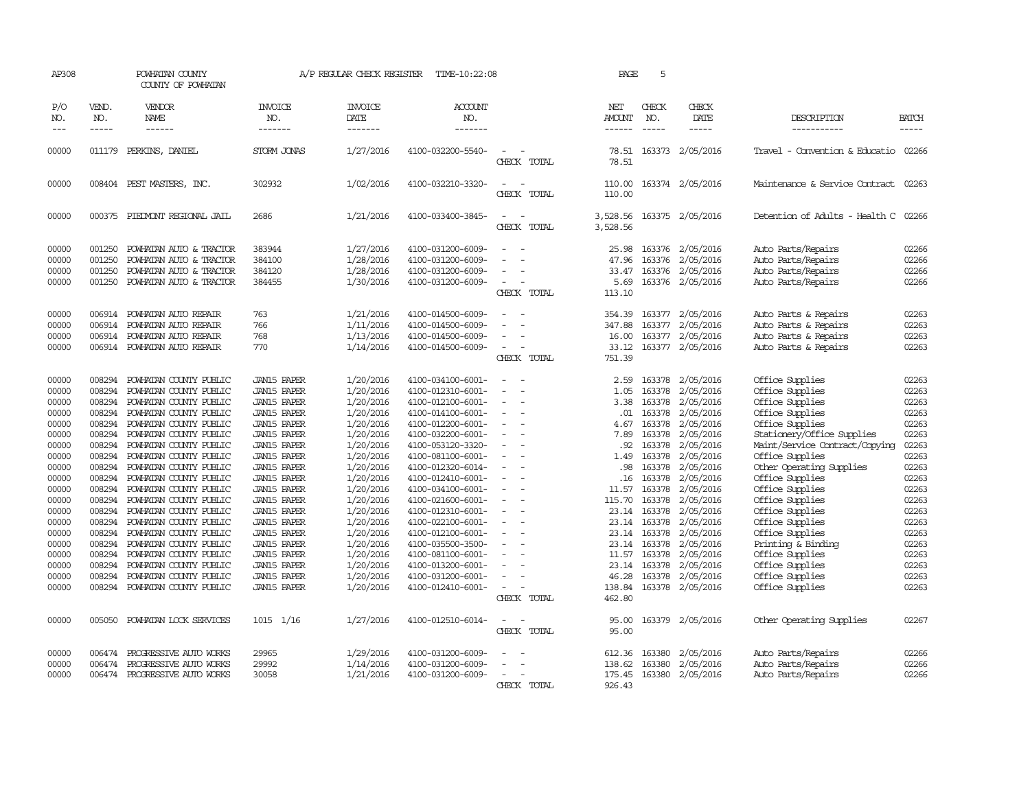AP308 POWHATAN COUNTY A/P REGULAR CHECK REGISTER TIME-10:22:08 PAGE 5

COUNTY OF POWHATAN

| P/O NO. | VEND. NO. | VENDOR NAME | INVOICE NO. | INVOICE DATE | ACCOUNT NO. | | NET AMOUNT | CHECK NO. | CHECK DATE | DESCRIPTION | BATCH |
|---|---|---|---|---|---|---|---|---|---|---|---|
| 00000 | 011179 | PERKINS, DANIEL | STORM JONAS | 1/27/2016 | 4100-032200-5540- | - - | 78.51 | 163373 | 2/05/2016 | Travel - Convention & Educatio | 02266 |
| | | | | | | CHECK TOTAL | 78.51 | | | | |
| 00000 | 008404 | PEST MASTERS, INC. | 302932 | 1/02/2016 | 4100-032210-3320- | - - | 110.00 | 163374 | 2/05/2016 | Maintenance & Service Contract | 02263 |
| | | | | | | CHECK TOTAL | 110.00 | | | | |
| 00000 | 000375 | PIEDMONT REGIONAL JAIL | 2686 | 1/21/2016 | 4100-033400-3845- | - - | 3,528.56 | 163375 | 2/05/2016 | Detention of Adults - Health C | 02266 |
| | | | | | | CHECK TOTAL | 3,528.56 | | | | |
| 00000 | 001250 | POWHATAN AUTO & TRACTOR | 383944 | 1/27/2016 | 4100-031200-6009- | - - | 25.98 | 163376 | 2/05/2016 | Auto Parts/Repairs | 02266 |
| 00000 | 001250 | POWHATAN AUTO & TRACTOR | 384100 | 1/28/2016 | 4100-031200-6009- | - - | 47.96 | 163376 | 2/05/2016 | Auto Parts/Repairs | 02266 |
| 00000 | 001250 | POWHATAN AUTO & TRACTOR | 384120 | 1/28/2016 | 4100-031200-6009- | - - | 33.47 | 163376 | 2/05/2016 | Auto Parts/Repairs | 02266 |
| 00000 | 001250 | POWHATAN AUTO & TRACTOR | 384455 | 1/30/2016 | 4100-031200-6009- | - - | 5.69 | 163376 | 2/05/2016 | Auto Parts/Repairs | 02266 |
| | | | | | | CHECK TOTAL | 113.10 | | | | |
| 00000 | 006914 | POWHATAN AUTO REPAIR | 763 | 1/21/2016 | 4100-014500-6009- | - - | 354.39 | 163377 | 2/05/2016 | Auto Parts & Repairs | 02263 |
| 00000 | 006914 | POWHATAN AUTO REPAIR | 766 | 1/11/2016 | 4100-014500-6009- | - - | 347.88 | 163377 | 2/05/2016 | Auto Parts & Repairs | 02263 |
| 00000 | 006914 | POWHATAN AUTO REPAIR | 768 | 1/13/2016 | 4100-014500-6009- | - - | 16.00 | 163377 | 2/05/2016 | Auto Parts & Repairs | 02263 |
| 00000 | 006914 | POWHATAN AUTO REPAIR | 770 | 1/14/2016 | 4100-014500-6009- | - - | 33.12 | 163377 | 2/05/2016 | Auto Parts & Repairs | 02263 |
| | | | | | | CHECK TOTAL | 751.39 | | | | |
| 00000 | 008294 | POWHATAN COUNTY PUBLIC | JAN15 PAPER | 1/20/2016 | 4100-034100-6001- | - - | 2.59 | 163378 | 2/05/2016 | Office Supplies | 02263 |
| 00000 | 008294 | POWHATAN COUNTY PUBLIC | JAN15 PAPER | 1/20/2016 | 4100-012310-6001- | - - | 1.05 | 163378 | 2/05/2016 | Office Supplies | 02263 |
| 00000 | 008294 | POWHATAN COUNTY PUBLIC | JAN15 PAPER | 1/20/2016 | 4100-012100-6001- | - - | 3.38 | 163378 | 2/05/2016 | Office Supplies | 02263 |
| 00000 | 008294 | POWHATAN COUNTY PUBLIC | JAN15 PAPER | 1/20/2016 | 4100-014100-6001- | - - | .01 | 163378 | 2/05/2016 | Office Supplies | 02263 |
| 00000 | 008294 | POWHATAN COUNTY PUBLIC | JAN15 PAPER | 1/20/2016 | 4100-012200-6001- | - - | 4.67 | 163378 | 2/05/2016 | Office Supplies | 02263 |
| 00000 | 008294 | POWHATAN COUNTY PUBLIC | JAN15 PAPER | 1/20/2016 | 4100-032200-6001- | - - | 7.89 | 163378 | 2/05/2016 | Stationery/Office Supplies | 02263 |
| 00000 | 008294 | POWHATAN COUNTY PUBLIC | JAN15 PAPER | 1/20/2016 | 4100-053120-3320- | - - | .92 | 163378 | 2/05/2016 | Maint/Service Contract/Copying | 02263 |
| 00000 | 008294 | POWHATAN COUNTY PUBLIC | JAN15 PAPER | 1/20/2016 | 4100-081100-6001- | - - | 1.49 | 163378 | 2/05/2016 | Office Supplies | 02263 |
| 00000 | 008294 | POWHATAN COUNTY PUBLIC | JAN15 PAPER | 1/20/2016 | 4100-012320-6014- | - - | .98 | 163378 | 2/05/2016 | Other Operating Supplies | 02263 |
| 00000 | 008294 | POWHATAN COUNTY PUBLIC | JAN15 PAPER | 1/20/2016 | 4100-012410-6001- | - - | .16 | 163378 | 2/05/2016 | Office Supplies | 02263 |
| 00000 | 008294 | POWHATAN COUNTY PUBLIC | JAN15 PAPER | 1/20/2016 | 4100-034100-6001- | - - | 11.57 | 163378 | 2/05/2016 | Office Supplies | 02263 |
| 00000 | 008294 | POWHATAN COUNTY PUBLIC | JAN15 PAPER | 1/20/2016 | 4100-021600-6001- | - - | 115.70 | 163378 | 2/05/2016 | Office Supplies | 02263 |
| 00000 | 008294 | POWHATAN COUNTY PUBLIC | JAN15 PAPER | 1/20/2016 | 4100-012310-6001- | - - | 23.14 | 163378 | 2/05/2016 | Office Supplies | 02263 |
| 00000 | 008294 | POWHATAN COUNTY PUBLIC | JAN15 PAPER | 1/20/2016 | 4100-022100-6001- | - - | 23.14 | 163378 | 2/05/2016 | Office Supplies | 02263 |
| 00000 | 008294 | POWHATAN COUNTY PUBLIC | JAN15 PAPER | 1/20/2016 | 4100-012100-6001- | - - | 23.14 | 163378 | 2/05/2016 | Office Supplies | 02263 |
| 00000 | 008294 | POWHATAN COUNTY PUBLIC | JAN15 PAPER | 1/20/2016 | 4100-035500-3500- | - - | 23.14 | 163378 | 2/05/2016 | Printing & Binding | 02263 |
| 00000 | 008294 | POWHATAN COUNTY PUBLIC | JAN15 PAPER | 1/20/2016 | 4100-081100-6001- | - - | 11.57 | 163378 | 2/05/2016 | Office Supplies | 02263 |
| 00000 | 008294 | POWHATAN COUNTY PUBLIC | JAN15 PAPER | 1/20/2016 | 4100-013200-6001- | - - | 23.14 | 163378 | 2/05/2016 | Office Supplies | 02263 |
| 00000 | 008294 | POWHATAN COUNTY PUBLIC | JAN15 PAPER | 1/20/2016 | 4100-031200-6001- | - - | 46.28 | 163378 | 2/05/2016 | Office Supplies | 02263 |
| 00000 | 008294 | POWHATAN COUNTY PUBLIC | JAN15 PAPER | 1/20/2016 | 4100-012410-6001- | - - | 138.84 | 163378 | 2/05/2016 | Office Supplies | 02263 |
| | | | | | | CHECK TOTAL | 462.80 | | | | |
| 00000 | 005050 | POWHATAN LOCK SERVICES | 1015 1/16 | 1/27/2016 | 4100-012510-6014- | - - | 95.00 | 163379 | 2/05/2016 | Other Operating Supplies | 02267 |
| | | | | | | CHECK TOTAL | 95.00 | | | | |
| 00000 | 006474 | PROGRESSIVE AUTO WORKS | 29965 | 1/29/2016 | 4100-031200-6009- | - - | 612.36 | 163380 | 2/05/2016 | Auto Parts/Repairs | 02266 |
| 00000 | 006474 | PROGRESSIVE AUTO WORKS | 29992 | 1/14/2016 | 4100-031200-6009- | - - | 138.62 | 163380 | 2/05/2016 | Auto Parts/Repairs | 02266 |
| 00000 | 006474 | PROGRESSIVE AUTO WORKS | 30058 | 1/21/2016 | 4100-031200-6009- | - - | 175.45 | 163380 | 2/05/2016 | Auto Parts/Repairs | 02266 |
| | | | | | | CHECK TOTAL | 926.43 | | | | |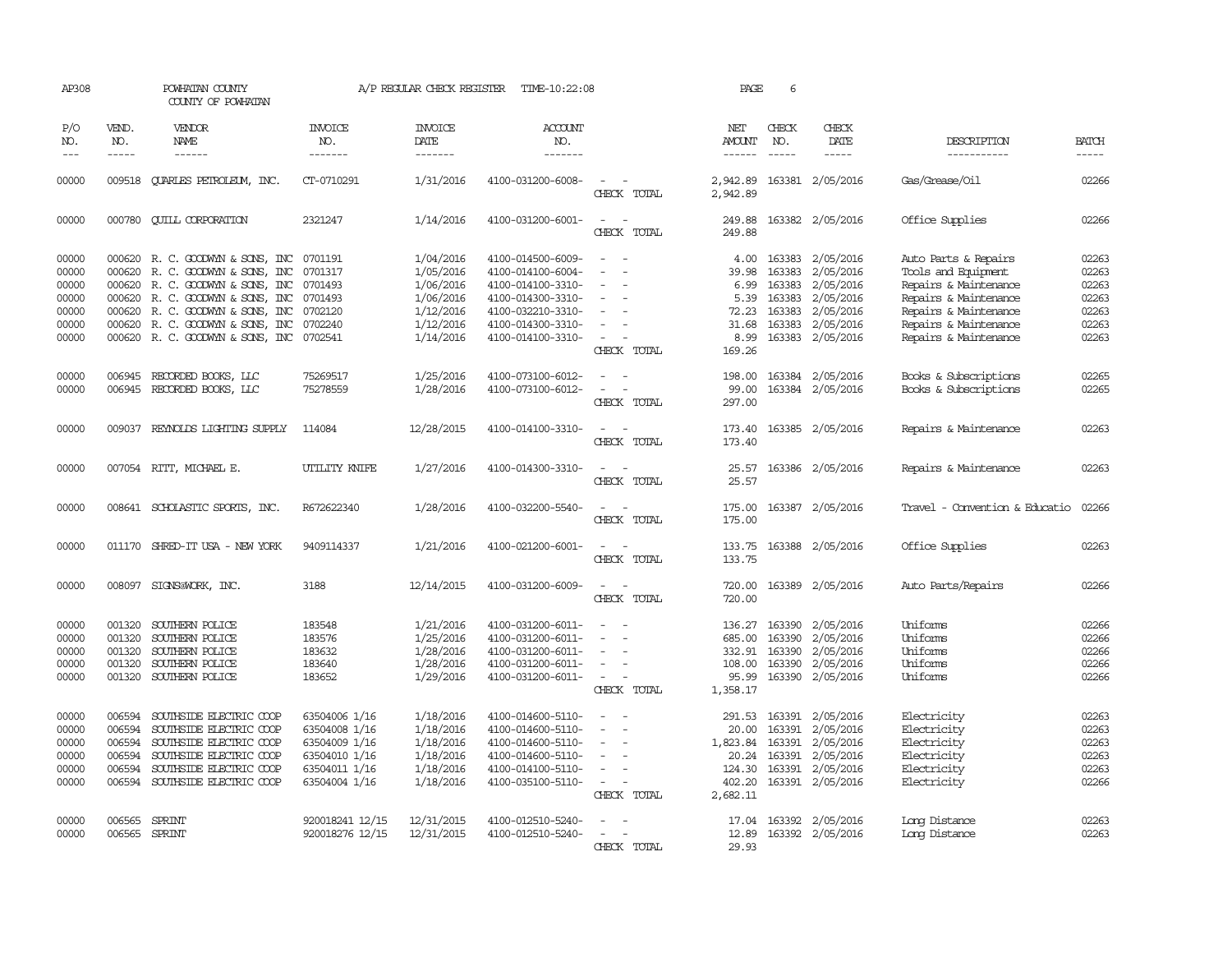AP308 POWHATAN COUNTY A/P REGULAR CHECK REGISTER TIME-10:22:08
COUNTY OF POWHATAN

| P/O NO. | VEND. NO. | VENDOR NAME | INVOICE NO. | INVOICE DATE | ACCOUNT NO. | | NET AMOUNT | CHECK NO. | CHECK DATE | DESCRIPTION | BATCH |
|---|---|---|---|---|---|---|---|---|---|---|---|
| 00000 | 009518 | QUARLES PETROLEUM, INC. | CT-0710291 | 1/31/2016 | 4100-031200-6008- | - - | 2,942.89 | 163381 | 2/05/2016 | Gas/Grease/Oil | 02266 |
| | | | | | | CHECK TOTAL | 2,942.89 | | | | |
| 00000 | 000780 | QUILL CORPORATION | 2321247 | 1/14/2016 | 4100-031200-6001- | - - | 249.88 | 163382 | 2/05/2016 | Office Supplies | 02266 |
| | | | | | | CHECK TOTAL | 249.88 | | | | |
| 00000 | 000620 | R. C. GOODWYN & SONS, INC | 0701191 | 1/04/2016 | 4100-014500-6009- | - - | 4.00 | 163383 | 2/05/2016 | Auto Parts & Repairs | 02263 |
| 00000 | 000620 | R. C. GOODWYN & SONS, INC | 0701317 | 1/05/2016 | 4100-014100-6004- | - - | 39.98 | 163383 | 2/05/2016 | Tools and Equipment | 02263 |
| 00000 | 000620 | R. C. GOODWYN & SONS, INC | 0701493 | 1/06/2016 | 4100-014100-3310- | - - | 6.99 | 163383 | 2/05/2016 | Repairs & Maintenance | 02263 |
| 00000 | 000620 | R. C. GOODWYN & SONS, INC | 0701493 | 1/06/2016 | 4100-014300-3310- | - - | 5.39 | 163383 | 2/05/2016 | Repairs & Maintenance | 02263 |
| 00000 | 000620 | R. C. GOODWYN & SONS, INC | 0702120 | 1/12/2016 | 4100-032210-3310- | - - | 72.23 | 163383 | 2/05/2016 | Repairs & Maintenance | 02263 |
| 00000 | 000620 | R. C. GOODWYN & SONS, INC | 0702240 | 1/12/2016 | 4100-014300-3310- | - - | 31.68 | 163383 | 2/05/2016 | Repairs & Maintenance | 02263 |
| 00000 | 000620 | R. C. GOODWYN & SONS, INC | 0702541 | 1/14/2016 | 4100-014100-3310- | - - | 8.99 | 163383 | 2/05/2016 | Repairs & Maintenance | 02263 |
| | | | | | | CHECK TOTAL | 169.26 | | | | |
| 00000 | 006945 | RECORDED BOOKS, LLC | 75269517 | 1/25/2016 | 4100-073100-6012- | - - | 198.00 | 163384 | 2/05/2016 | Books & Subscriptions | 02265 |
| 00000 | 006945 | RECORDED BOOKS, LLC | 75278559 | 1/28/2016 | 4100-073100-6012- | - - | 99.00 | 163384 | 2/05/2016 | Books & Subscriptions | 02265 |
| | | | | | | CHECK TOTAL | 297.00 | | | | |
| 00000 | 009037 | REYNOLDS LIGHTING SUPPLY | 114084 | 12/28/2015 | 4100-014100-3310- | - - | 173.40 | 163385 | 2/05/2016 | Repairs & Maintenance | 02263 |
| | | | | | | CHECK TOTAL | 173.40 | | | | |
| 00000 | 007054 | RITT, MICHAEL E. | UTILITY KNIFE | 1/27/2016 | 4100-014300-3310- | - - | 25.57 | 163386 | 2/05/2016 | Repairs & Maintenance | 02263 |
| | | | | | | CHECK TOTAL | 25.57 | | | | |
| 00000 | 008641 | SCHOLASTIC SPORTS, INC. | R672622340 | 1/28/2016 | 4100-032200-5540- | - - | 175.00 | 163387 | 2/05/2016 | Travel - Convention & Educatio | 02266 |
| | | | | | | CHECK TOTAL | 175.00 | | | | |
| 00000 | 011170 | SHRED-IT USA - NEW YORK | 9409114337 | 1/21/2016 | 4100-021200-6001- | - - | 133.75 | 163388 | 2/05/2016 | Office Supplies | 02263 |
| | | | | | | CHECK TOTAL | 133.75 | | | | |
| 00000 | 008097 | SIGNS@WORK, INC. | 3188 | 12/14/2015 | 4100-031200-6009- | - - | 720.00 | 163389 | 2/05/2016 | Auto Parts/Repairs | 02266 |
| | | | | | | CHECK TOTAL | 720.00 | | | | |
| 00000 | 001320 | SOUTHERN POLICE | 183548 | 1/21/2016 | 4100-031200-6011- | - - | 136.27 | 163390 | 2/05/2016 | Uniforms | 02266 |
| 00000 | 001320 | SOUTHERN POLICE | 183576 | 1/25/2016 | 4100-031200-6011- | - - | 685.00 | 163390 | 2/05/2016 | Uniforms | 02266 |
| 00000 | 001320 | SOUTHERN POLICE | 183632 | 1/28/2016 | 4100-031200-6011- | - - | 332.91 | 163390 | 2/05/2016 | Uniforms | 02266 |
| 00000 | 001320 | SOUTHERN POLICE | 183640 | 1/28/2016 | 4100-031200-6011- | - - | 108.00 | 163390 | 2/05/2016 | Uniforms | 02266 |
| 00000 | 001320 | SOUTHERN POLICE | 183652 | 1/29/2016 | 4100-031200-6011- | - - | 95.99 | 163390 | 2/05/2016 | Uniforms | 02266 |
| | | | | | | CHECK TOTAL | 1,358.17 | | | | |
| 00000 | 006594 | SOUTHSIDE ELECTRIC COOP | 63504006 1/16 | 1/18/2016 | 4100-014600-5110- | - - | 291.53 | 163391 | 2/05/2016 | Electricity | 02263 |
| 00000 | 006594 | SOUTHSIDE ELECTRIC COOP | 63504008 1/16 | 1/18/2016 | 4100-014600-5110- | - - | 20.00 | 163391 | 2/05/2016 | Electricity | 02263 |
| 00000 | 006594 | SOUTHSIDE ELECTRIC COOP | 63504009 1/16 | 1/18/2016 | 4100-014600-5110- | - - | 1,823.84 | 163391 | 2/05/2016 | Electricity | 02263 |
| 00000 | 006594 | SOUTHSIDE ELECTRIC COOP | 63504010 1/16 | 1/18/2016 | 4100-014600-5110- | - - | 20.24 | 163391 | 2/05/2016 | Electricity | 02263 |
| 00000 | 006594 | SOUTHSIDE ELECTRIC COOP | 63504011 1/16 | 1/18/2016 | 4100-014100-5110- | - - | 124.30 | 163391 | 2/05/2016 | Electricity | 02263 |
| 00000 | 006594 | SOUTHSIDE ELECTRIC COOP | 63504004 1/16 | 1/18/2016 | 4100-035100-5110- | - - | 402.20 | 163391 | 2/05/2016 | Electricity | 02266 |
| | | | | | | CHECK TOTAL | 2,682.11 | | | | |
| 00000 | 006565 | SPRINT | 920018241 12/15 | 12/31/2015 | 4100-012510-5240- | - - | 17.04 | 163392 | 2/05/2016 | Long Distance | 02263 |
| 00000 | 006565 | SPRINT | 920018276 12/15 | 12/31/2015 | 4100-012510-5240- | - - | 12.89 | 163392 | 2/05/2016 | Long Distance | 02263 |
| | | | | | | CHECK TOTAL | 29.93 | | | | |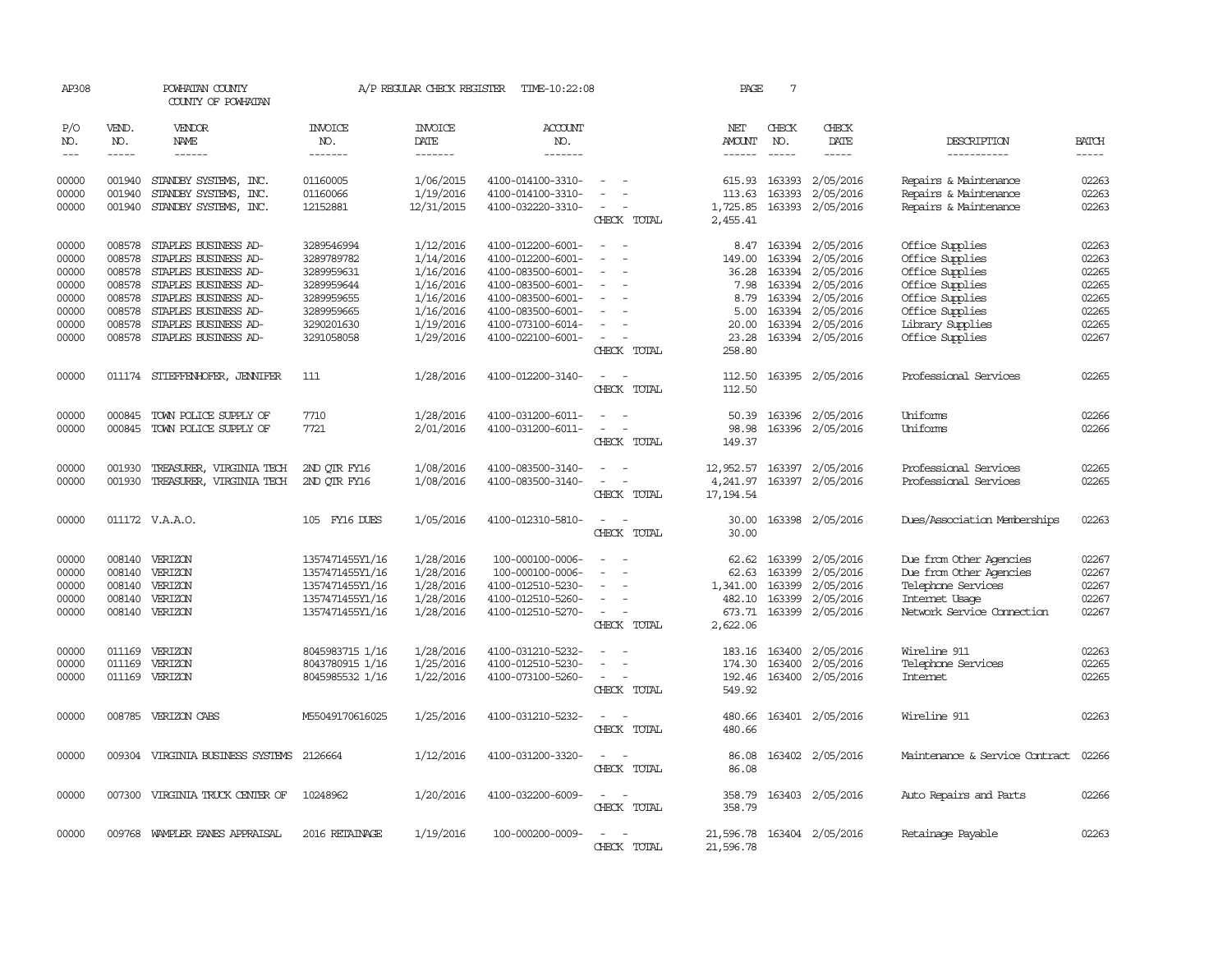AP308 POWHATAN COUNTY A/P REGULAR CHECK REGISTER TIME-10:22:08 PAGE 7
COUNTY OF POWHATAN

| P/O NO. | VEND. NO. | VENDOR NAME | INVOICE NO. | INVOICE DATE | ACCOUNT NO. | | NET AMOUNT | CHECK NO. | CHECK DATE | DESCRIPTION | BATCH |
|---|---|---|---|---|---|---|---|---|---|---|---|
| 00000 | 001940 | STANDBY SYSTEMS, INC. | 01160005 | 1/06/2015 | 4100-014100-3310- | - - | 615.93 | 163393 | 2/05/2016 | Repairs & Maintenance | 02263 |
| 00000 | 001940 | STANDBY SYSTEMS, INC. | 01160066 | 1/19/2016 | 4100-014100-3310- | - - | 113.63 | 163393 | 2/05/2016 | Repairs & Maintenance | 02263 |
| 00000 | 001940 | STANDBY SYSTEMS, INC. | 12152881 | 12/31/2015 | 4100-032220-3310- | - - | 1,725.85 | 163393 | 2/05/2016 | Repairs & Maintenance | 02263 |
| | | | | | | CHECK TOTAL | 2,455.41 | | | | |
| 00000 | 008578 | STAPLES BUSINESS AD- | 3289546994 | 1/12/2016 | 4100-012200-6001- | - - | 8.47 | 163394 | 2/05/2016 | Office Supplies | 02263 |
| 00000 | 008578 | STAPLES BUSINESS AD- | 3289789782 | 1/14/2016 | 4100-012200-6001- | - - | 149.00 | 163394 | 2/05/2016 | Office Supplies | 02263 |
| 00000 | 008578 | STAPLES BUSINESS AD- | 3289959631 | 1/16/2016 | 4100-083500-6001- | - - | 36.28 | 163394 | 2/05/2016 | Office Supplies | 02265 |
| 00000 | 008578 | STAPLES BUSINESS AD- | 3289959644 | 1/16/2016 | 4100-083500-6001- | - - | 7.98 | 163394 | 2/05/2016 | Office Supplies | 02265 |
| 00000 | 008578 | STAPLES BUSINESS AD- | 3289959655 | 1/16/2016 | 4100-083500-6001- | - - | 8.79 | 163394 | 2/05/2016 | Office Supplies | 02265 |
| 00000 | 008578 | STAPLES BUSINESS AD- | 3289959665 | 1/16/2016 | 4100-083500-6001- | - - | 5.00 | 163394 | 2/05/2016 | Office Supplies | 02265 |
| 00000 | 008578 | STAPLES BUSINESS AD- | 3290201630 | 1/19/2016 | 4100-073100-6014- | - - | 20.00 | 163394 | 2/05/2016 | Library Supplies | 02265 |
| 00000 | 008578 | STAPLES BUSINESS AD- | 3291058058 | 1/29/2016 | 4100-022100-6001- | - - | 23.28 | 163394 | 2/05/2016 | Office Supplies | 02267 |
| | | | | | | CHECK TOTAL | 258.80 | | | | |
| 00000 | 011174 | STIEFFENHOFER, JENNIFER | 111 | 1/28/2016 | 4100-012200-3140- | - - | 112.50 | 163395 | 2/05/2016 | Professional Services | 02265 |
| | | | | | | CHECK TOTAL | 112.50 | | | | |
| 00000 | 000845 | TOWN POLICE SUPPLY OF | 7710 | 1/28/2016 | 4100-031200-6011- | - - | 50.39 | 163396 | 2/05/2016 | Uniforms | 02266 |
| 00000 | 000845 | TOWN POLICE SUPPLY OF | 7721 | 2/01/2016 | 4100-031200-6011- | - - | 98.98 | 163396 | 2/05/2016 | Uniforms | 02266 |
| | | | | | | CHECK TOTAL | 149.37 | | | | |
| 00000 | 001930 | TREASURER, VIRGINIA TECH | 2ND QTR FY16 | 1/08/2016 | 4100-083500-3140- | - - | 12,952.57 | 163397 | 2/05/2016 | Professional Services | 02265 |
| 00000 | 001930 | TREASURER, VIRGINIA TECH | 2ND QTR FY16 | 1/08/2016 | 4100-083500-3140- | - - | 4,241.97 | 163397 | 2/05/2016 | Professional Services | 02265 |
| | | | | | | CHECK TOTAL | 17,194.54 | | | | |
| 00000 | 011172 | V.A.A.O. | 105 FY16 DUES | 1/05/2016 | 4100-012310-5810- | - - | 30.00 | 163398 | 2/05/2016 | Dues/Association Memberships | 02263 |
| | | | | | | CHECK TOTAL | 30.00 | | | | |
| 00000 | 008140 | VERIZON | 1357471455Y1/16 | 1/28/2016 | 100-000100-0006- | - - | 62.62 | 163399 | 2/05/2016 | Due from Other Agencies | 02267 |
| 00000 | 008140 | VERIZON | 1357471455Y1/16 | 1/28/2016 | 100-000100-0006- | - - | 62.63 | 163399 | 2/05/2016 | Due from Other Agencies | 02267 |
| 00000 | 008140 | VERIZON | 1357471455Y1/16 | 1/28/2016 | 4100-012510-5230- | - - | 1,341.00 | 163399 | 2/05/2016 | Telephone Services | 02267 |
| 00000 | 008140 | VERIZON | 1357471455Y1/16 | 1/28/2016 | 4100-012510-5260- | - - | 482.10 | 163399 | 2/05/2016 | Internet Usage | 02267 |
| 00000 | 008140 | VERIZON | 1357471455Y1/16 | 1/28/2016 | 4100-012510-5270- | - - | 673.71 | 163399 | 2/05/2016 | Network Service Connection | 02267 |
| | | | | | | CHECK TOTAL | 2,622.06 | | | | |
| 00000 | 011169 | VERIZON | 8045983715 1/16 | 1/28/2016 | 4100-031210-5232- | - - | 183.16 | 163400 | 2/05/2016 | Wireline 911 | 02263 |
| 00000 | 011169 | VERIZON | 8043780915 1/16 | 1/25/2016 | 4100-012510-5230- | - - | 174.30 | 163400 | 2/05/2016 | Telephone Services | 02265 |
| 00000 | 011169 | VERIZON | 8045985532 1/16 | 1/22/2016 | 4100-073100-5260- | - - | 192.46 | 163400 | 2/05/2016 | Internet | 02265 |
| | | | | | | CHECK TOTAL | 549.92 | | | | |
| 00000 | 008785 | VERIZON CABS | M55049170616025 | 1/25/2016 | 4100-031210-5232- | - - | 480.66 | 163401 | 2/05/2016 | Wireline 911 | 02263 |
| | | | | | | CHECK TOTAL | 480.66 | | | | |
| 00000 | 009304 | VIRGINIA BUSINESS SYSTEMS | 2126664 | 1/12/2016 | 4100-031200-3320- | - - | 86.08 | 163402 | 2/05/2016 | Maintenance & Service Contract | 02266 |
| | | | | | | CHECK TOTAL | 86.08 | | | | |
| 00000 | 007300 | VIRGINIA TRUCK CENTER OF | 10248962 | 1/20/2016 | 4100-032200-6009- | - - | 358.79 | 163403 | 2/05/2016 | Auto Repairs and Parts | 02266 |
| | | | | | | CHECK TOTAL | 358.79 | | | | |
| 00000 | 009768 | WAMPLER EANES APPRAISAL | 2016 RETAINAGE | 1/19/2016 | 100-000200-0009- | - - | 21,596.78 | 163404 | 2/05/2016 | Retainage Payable | 02263 |
| | | | | | | CHECK TOTAL | 21,596.78 | | | | |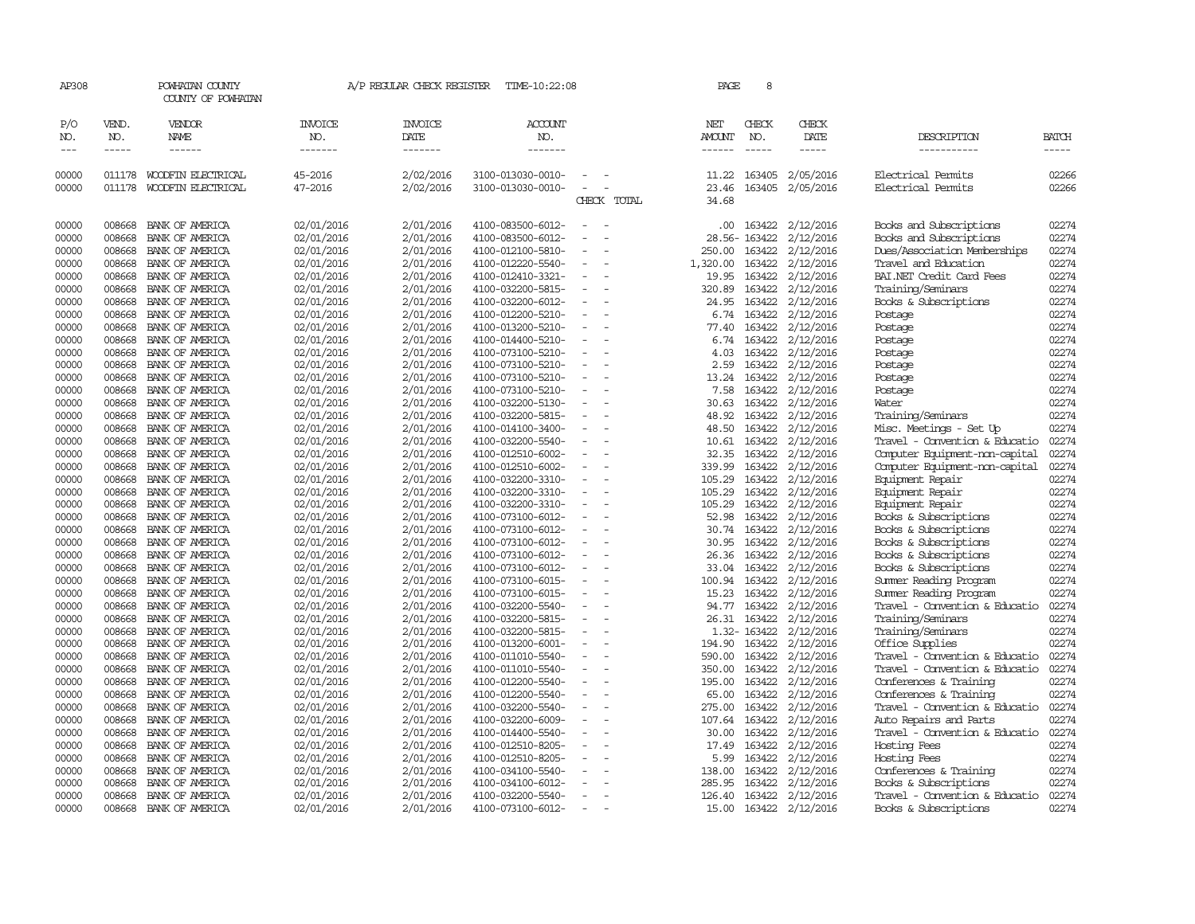AP308 POWHATAN COUNTY A/P REGULAR CHECK REGISTER TIME-10:22:08 PAGE 8

COUNTY OF POWHATAN

| P/O NO. | VEND. NO. | VENDOR NAME | INVOICE NO. | INVOICE DATE | ACCOUNT NO. | | NET AMOUNT | CHECK NO. | CHECK DATE | DESCRIPTION | BATCH |
|---|---|---|---|---|---|---|---|---|---|---|---|
| 00000 | 011178 | WOODFIN ELECTRICAL | 45-2016 | 2/02/2016 | 3100-013030-0010- | - - | 11.22 | 163405 | 2/05/2016 | Electrical Permits | 02266 |
| 00000 | 011178 | WOODFIN ELECTRICAL | 47-2016 | 2/02/2016 | 3100-013030-0010- | - - | 23.46 | 163405 | 2/05/2016 | Electrical Permits | 02266 |
| | | | | | | CHECK TOTAL | 34.68 | | | | |
| 00000 | 008668 | BANK OF AMERICA | 02/01/2016 | 2/01/2016 | 4100-083500-6012- | - - | .00 | 163422 | 2/12/2016 | Books and Subscriptions | 02274 |
| 00000 | 008668 | BANK OF AMERICA | 02/01/2016 | 2/01/2016 | 4100-083500-6012- | - - | 28.56- | 163422 | 2/12/2016 | Books and Subscriptions | 02274 |
| 00000 | 008668 | BANK OF AMERICA | 02/01/2016 | 2/01/2016 | 4100-012100-5810- | - - | 250.00 | 163422 | 2/12/2016 | Dues/Association Memberships | 02274 |
| 00000 | 008668 | BANK OF AMERICA | 02/01/2016 | 2/01/2016 | 4100-012220-5540- | - - | 1,320.00 | 163422 | 2/12/2016 | Travel and Education | 02274 |
| 00000 | 008668 | BANK OF AMERICA | 02/01/2016 | 2/01/2016 | 4100-012410-3321- | - - | 19.95 | 163422 | 2/12/2016 | BAI.NET Credit Card Fees | 02274 |
| 00000 | 008668 | BANK OF AMERICA | 02/01/2016 | 2/01/2016 | 4100-032200-5815- | - - | 320.89 | 163422 | 2/12/2016 | Training/Seminars | 02274 |
| 00000 | 008668 | BANK OF AMERICA | 02/01/2016 | 2/01/2016 | 4100-032200-6012- | - - | 24.95 | 163422 | 2/12/2016 | Books & Subscriptions | 02274 |
| 00000 | 008668 | BANK OF AMERICA | 02/01/2016 | 2/01/2016 | 4100-012200-5210- | - - | 6.74 | 163422 | 2/12/2016 | Postage | 02274 |
| 00000 | 008668 | BANK OF AMERICA | 02/01/2016 | 2/01/2016 | 4100-013200-5210- | - - | 77.40 | 163422 | 2/12/2016 | Postage | 02274 |
| 00000 | 008668 | BANK OF AMERICA | 02/01/2016 | 2/01/2016 | 4100-014400-5210- | - - | 6.74 | 163422 | 2/12/2016 | Postage | 02274 |
| 00000 | 008668 | BANK OF AMERICA | 02/01/2016 | 2/01/2016 | 4100-073100-5210- | - - | 4.03 | 163422 | 2/12/2016 | Postage | 02274 |
| 00000 | 008668 | BANK OF AMERICA | 02/01/2016 | 2/01/2016 | 4100-073100-5210- | - - | 2.59 | 163422 | 2/12/2016 | Postage | 02274 |
| 00000 | 008668 | BANK OF AMERICA | 02/01/2016 | 2/01/2016 | 4100-073100-5210- | - - | 13.24 | 163422 | 2/12/2016 | Postage | 02274 |
| 00000 | 008668 | BANK OF AMERICA | 02/01/2016 | 2/01/2016 | 4100-073100-5210- | - - | 7.58 | 163422 | 2/12/2016 | Postage | 02274 |
| 00000 | 008668 | BANK OF AMERICA | 02/01/2016 | 2/01/2016 | 4100-032200-5130- | - - | 30.63 | 163422 | 2/12/2016 | Water | 02274 |
| 00000 | 008668 | BANK OF AMERICA | 02/01/2016 | 2/01/2016 | 4100-032200-5815- | - - | 48.92 | 163422 | 2/12/2016 | Training/Seminars | 02274 |
| 00000 | 008668 | BANK OF AMERICA | 02/01/2016 | 2/01/2016 | 4100-014100-3400- | - - | 48.50 | 163422 | 2/12/2016 | Misc. Meetings - Set Up | 02274 |
| 00000 | 008668 | BANK OF AMERICA | 02/01/2016 | 2/01/2016 | 4100-032200-5540- | - - | 10.61 | 163422 | 2/12/2016 | Travel - Convention & Educatio | 02274 |
| 00000 | 008668 | BANK OF AMERICA | 02/01/2016 | 2/01/2016 | 4100-012510-6002- | - - | 32.35 | 163422 | 2/12/2016 | Computer Equipment-non-capital | 02274 |
| 00000 | 008668 | BANK OF AMERICA | 02/01/2016 | 2/01/2016 | 4100-012510-6002- | - - | 339.99 | 163422 | 2/12/2016 | Computer Equipment-non-capital | 02274 |
| 00000 | 008668 | BANK OF AMERICA | 02/01/2016 | 2/01/2016 | 4100-032200-3310- | - - | 105.29 | 163422 | 2/12/2016 | Equipment Repair | 02274 |
| 00000 | 008668 | BANK OF AMERICA | 02/01/2016 | 2/01/2016 | 4100-032200-3310- | - - | 105.29 | 163422 | 2/12/2016 | Equipment Repair | 02274 |
| 00000 | 008668 | BANK OF AMERICA | 02/01/2016 | 2/01/2016 | 4100-032200-3310- | - - | 105.29 | 163422 | 2/12/2016 | Equipment Repair | 02274 |
| 00000 | 008668 | BANK OF AMERICA | 02/01/2016 | 2/01/2016 | 4100-073100-6012- | - - | 52.98 | 163422 | 2/12/2016 | Books & Subscriptions | 02274 |
| 00000 | 008668 | BANK OF AMERICA | 02/01/2016 | 2/01/2016 | 4100-073100-6012- | - - | 30.74 | 163422 | 2/12/2016 | Books & Subscriptions | 02274 |
| 00000 | 008668 | BANK OF AMERICA | 02/01/2016 | 2/01/2016 | 4100-073100-6012- | - - | 30.95 | 163422 | 2/12/2016 | Books & Subscriptions | 02274 |
| 00000 | 008668 | BANK OF AMERICA | 02/01/2016 | 2/01/2016 | 4100-073100-6012- | - - | 26.36 | 163422 | 2/12/2016 | Books & Subscriptions | 02274 |
| 00000 | 008668 | BANK OF AMERICA | 02/01/2016 | 2/01/2016 | 4100-073100-6012- | - - | 33.04 | 163422 | 2/12/2016 | Books & Subscriptions | 02274 |
| 00000 | 008668 | BANK OF AMERICA | 02/01/2016 | 2/01/2016 | 4100-073100-6015- | - - | 100.94 | 163422 | 2/12/2016 | Summer Reading Program | 02274 |
| 00000 | 008668 | BANK OF AMERICA | 02/01/2016 | 2/01/2016 | 4100-073100-6015- | - - | 15.23 | 163422 | 2/12/2016 | Summer Reading Program | 02274 |
| 00000 | 008668 | BANK OF AMERICA | 02/01/2016 | 2/01/2016 | 4100-032200-5540- | - - | 94.77 | 163422 | 2/12/2016 | Travel - Convention & Educatio | 02274 |
| 00000 | 008668 | BANK OF AMERICA | 02/01/2016 | 2/01/2016 | 4100-032200-5815- | - - | 26.31 | 163422 | 2/12/2016 | Training/Seminars | 02274 |
| 00000 | 008668 | BANK OF AMERICA | 02/01/2016 | 2/01/2016 | 4100-032200-5815- | - - | 1.32- | 163422 | 2/12/2016 | Training/Seminars | 02274 |
| 00000 | 008668 | BANK OF AMERICA | 02/01/2016 | 2/01/2016 | 4100-013200-6001- | - - | 194.90 | 163422 | 2/12/2016 | Office Supplies | 02274 |
| 00000 | 008668 | BANK OF AMERICA | 02/01/2016 | 2/01/2016 | 4100-011010-5540- | - - | 590.00 | 163422 | 2/12/2016 | Travel - Convention & Educatio | 02274 |
| 00000 | 008668 | BANK OF AMERICA | 02/01/2016 | 2/01/2016 | 4100-011010-5540- | - - | 350.00 | 163422 | 2/12/2016 | Travel - Convention & Educatio | 02274 |
| 00000 | 008668 | BANK OF AMERICA | 02/01/2016 | 2/01/2016 | 4100-012200-5540- | - - | 195.00 | 163422 | 2/12/2016 | Conferences & Training | 02274 |
| 00000 | 008668 | BANK OF AMERICA | 02/01/2016 | 2/01/2016 | 4100-012200-5540- | - - | 65.00 | 163422 | 2/12/2016 | Conferences & Training | 02274 |
| 00000 | 008668 | BANK OF AMERICA | 02/01/2016 | 2/01/2016 | 4100-032200-5540- | - - | 275.00 | 163422 | 2/12/2016 | Travel - Convention & Educatio | 02274 |
| 00000 | 008668 | BANK OF AMERICA | 02/01/2016 | 2/01/2016 | 4100-032200-6009- | - - | 107.64 | 163422 | 2/12/2016 | Auto Repairs and Parts | 02274 |
| 00000 | 008668 | BANK OF AMERICA | 02/01/2016 | 2/01/2016 | 4100-014400-5540- | - - | 30.00 | 163422 | 2/12/2016 | Travel - Convention & Educatio | 02274 |
| 00000 | 008668 | BANK OF AMERICA | 02/01/2016 | 2/01/2016 | 4100-012510-8205- | - - | 17.49 | 163422 | 2/12/2016 | Hosting Fees | 02274 |
| 00000 | 008668 | BANK OF AMERICA | 02/01/2016 | 2/01/2016 | 4100-012510-8205- | - - | 5.99 | 163422 | 2/12/2016 | Hosting Fees | 02274 |
| 00000 | 008668 | BANK OF AMERICA | 02/01/2016 | 2/01/2016 | 4100-034100-5540- | - - | 138.00 | 163422 | 2/12/2016 | Conferences & Training | 02274 |
| 00000 | 008668 | BANK OF AMERICA | 02/01/2016 | 2/01/2016 | 4100-034100-6012- | - - | 285.95 | 163422 | 2/12/2016 | Books & Subscriptions | 02274 |
| 00000 | 008668 | BANK OF AMERICA | 02/01/2016 | 2/01/2016 | 4100-032200-5540- | - - | 126.40 | 163422 | 2/12/2016 | Travel - Convention & Educatio | 02274 |
| 00000 | 008668 | BANK OF AMERICA | 02/01/2016 | 2/01/2016 | 4100-073100-6012- | - - | 15.00 | 163422 | 2/12/2016 | Books & Subscriptions | 02274 |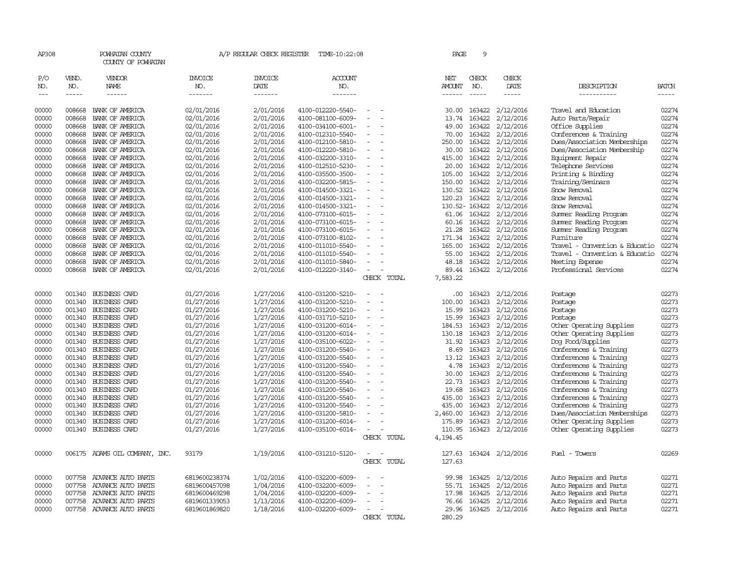AP308 POWHATAN COUNTY A/P REGULAR CHECK REGISTER TIME-10:22:08

COUNTY OF POWHATAN

| P/O NO. | VEND. NO. | VENDOR NAME | INVOICE NO. | INVOICE DATE | ACCOUNT NO. | | NET AMOUNT | CHECK NO. | CHECK DATE | DESCRIPTION | BATCH |
|---|---|---|---|---|---|---|---|---|---|---|---|
| 00000 | 008668 | BANK OF AMERICA | 02/01/2016 | 2/01/2016 | 4100-012220-5540- | - - | 30.00 | 163422 | 2/12/2016 | Travel and Education | 02274 |
| 00000 | 008668 | BANK OF AMERICA | 02/01/2016 | 2/01/2016 | 4100-081100-6009- | - - | 13.74 | 163422 | 2/12/2016 | Auto Parts/Repair | 02274 |
| 00000 | 008668 | BANK OF AMERICA | 02/01/2016 | 2/01/2016 | 4100-034100-6001- | - - | 49.00 | 163422 | 2/12/2016 | Office Supplies | 02274 |
| 00000 | 008668 | BANK OF AMERICA | 02/01/2016 | 2/01/2016 | 4100-012310-5540- | - - | 70.00 | 163422 | 2/12/2016 | Conferences & Training | 02274 |
| 00000 | 008668 | BANK OF AMERICA | 02/01/2016 | 2/01/2016 | 4100-012100-5810- | - - | 250.00 | 163422 | 2/12/2016 | Dues/Association Memberships | 02274 |
| 00000 | 008668 | BANK OF AMERICA | 02/01/2016 | 2/01/2016 | 4100-012220-5810- | - - | 30.00 | 163422 | 2/12/2016 | Dues/Association Membership | 02274 |
| 00000 | 008668 | BANK OF AMERICA | 02/01/2016 | 2/01/2016 | 4100-032200-3310- | - - | 415.00 | 163422 | 2/12/2016 | Equipment Repair | 02274 |
| 00000 | 008668 | BANK OF AMERICA | 02/01/2016 | 2/01/2016 | 4100-012510-5230- | - - | 20.00 | 163422 | 2/12/2016 | Telephone Services | 02274 |
| 00000 | 008668 | BANK OF AMERICA | 02/01/2016 | 2/01/2016 | 4100-035500-3500- | - - | 105.00 | 163422 | 2/12/2016 | Printing & Binding | 02274 |
| 00000 | 008668 | BANK OF AMERICA | 02/01/2016 | 2/01/2016 | 4100-032200-5815- | - - | 150.00 | 163422 | 2/12/2016 | Training/Seminars | 02274 |
| 00000 | 008668 | BANK OF AMERICA | 02/01/2016 | 2/01/2016 | 4100-014500-3321- | - - | 130.52 | 163422 | 2/12/2016 | Snow Removal | 02274 |
| 00000 | 008668 | BANK OF AMERICA | 02/01/2016 | 2/01/2016 | 4100-014500-3321- | - - | 120.23 | 163422 | 2/12/2016 | Snow Removal | 02274 |
| 00000 | 008668 | BANK OF AMERICA | 02/01/2016 | 2/01/2016 | 4100-014500-3321- | - - | 130.52- | 163422 | 2/12/2016 | Snow Removal | 02274 |
| 00000 | 008668 | BANK OF AMERICA | 02/01/2016 | 2/01/2016 | 4100-073100-6015- | - - | 61.06 | 163422 | 2/12/2016 | Summer Reading Program | 02274 |
| 00000 | 008668 | BANK OF AMERICA | 02/01/2016 | 2/01/2016 | 4100-073100-6015- | - - | 60.16 | 163422 | 2/12/2016 | Summer Reading Program | 02274 |
| 00000 | 008668 | BANK OF AMERICA | 02/01/2016 | 2/01/2016 | 4100-073100-6015- | - - | 21.28 | 163422 | 2/12/2016 | Summer Reading Program | 02274 |
| 00000 | 008668 | BANK OF AMERICA | 02/01/2016 | 2/01/2016 | 4100-073100-8102- | - - | 171.34 | 163422 | 2/12/2016 | Furniture | 02274 |
| 00000 | 008668 | BANK OF AMERICA | 02/01/2016 | 2/01/2016 | 4100-011010-5540- | - - | 165.00 | 163422 | 2/12/2016 | Travel - Convention & Educatio | 02274 |
| 00000 | 008668 | BANK OF AMERICA | 02/01/2016 | 2/01/2016 | 4100-011010-5540- | - - | 55.00 | 163422 | 2/12/2016 | Travel - Convention & Educatio | 02274 |
| 00000 | 008668 | BANK OF AMERICA | 02/01/2016 | 2/01/2016 | 4100-011010-5840- | - - | 48.18 | 163422 | 2/12/2016 | Meeting Expense | 02274 |
| 00000 | 008668 | BANK OF AMERICA | 02/01/2016 | 2/01/2016 | 4100-012220-3140- | - - | 89.44 | 163422 | 2/12/2016 | Professional Services | 02274 |
| | | | | | | CHECK TOTAL | 7,583.22 | | | | |
| 00000 | 001340 | BUSINESS CARD | 01/27/2016 | 1/27/2016 | 4100-031200-5210- | - - | .00 | 163423 | 2/12/2016 | Postage | 02273 |
| 00000 | 001340 | BUSINESS CARD | 01/27/2016 | 1/27/2016 | 4100-031200-5210- | - - | 100.00 | 163423 | 2/12/2016 | Postage | 02273 |
| 00000 | 001340 | BUSINESS CARD | 01/27/2016 | 1/27/2016 | 4100-031200-5210- | - - | 15.99 | 163423 | 2/12/2016 | Postage | 02273 |
| 00000 | 001340 | BUSINESS CARD | 01/27/2016 | 1/27/2016 | 4100-031710-5210- | - - | 15.99 | 163423 | 2/12/2016 | Postage | 02273 |
| 00000 | 001340 | BUSINESS CARD | 01/27/2016 | 1/27/2016 | 4100-031200-6014- | - - | 184.53 | 163423 | 2/12/2016 | Other Operating Supplies | 02273 |
| 00000 | 001340 | BUSINESS CARD | 01/27/2016 | 1/27/2016 | 4100-031200-6014- | - - | 130.18 | 163423 | 2/12/2016 | Other Operating Supplies | 02273 |
| 00000 | 001340 | BUSINESS CARD | 01/27/2016 | 1/27/2016 | 4100-035100-6022- | - - | 31.92 | 163423 | 2/12/2016 | Dog Food/Supplies | 02273 |
| 00000 | 001340 | BUSINESS CARD | 01/27/2016 | 1/27/2016 | 4100-031200-5540- | - - | 8.69 | 163423 | 2/12/2016 | Conferences & Training | 02273 |
| 00000 | 001340 | BUSINESS CARD | 01/27/2016 | 1/27/2016 | 4100-031200-5540- | - - | 13.12 | 163423 | 2/12/2016 | Conferences & Training | 02273 |
| 00000 | 001340 | BUSINESS CARD | 01/27/2016 | 1/27/2016 | 4100-031200-5540- | - - | 4.78 | 163423 | 2/12/2016 | Conferences & Training | 02273 |
| 00000 | 001340 | BUSINESS CARD | 01/27/2016 | 1/27/2016 | 4100-031200-5540- | - - | 30.00 | 163423 | 2/12/2016 | Conferences & Training | 02273 |
| 00000 | 001340 | BUSINESS CARD | 01/27/2016 | 1/27/2016 | 4100-031200-5540- | - - | 22.73 | 163423 | 2/12/2016 | Conferences & Training | 02273 |
| 00000 | 001340 | BUSINESS CARD | 01/27/2016 | 1/27/2016 | 4100-031200-5540- | - - | 19.68 | 163423 | 2/12/2016 | Conferences & Training | 02273 |
| 00000 | 001340 | BUSINESS CARD | 01/27/2016 | 1/27/2016 | 4100-031200-5540- | - - | 435.00 | 163423 | 2/12/2016 | Conferences & Training | 02273 |
| 00000 | 001340 | BUSINESS CARD | 01/27/2016 | 1/27/2016 | 4100-031200-5540- | - - | 435.00 | 163423 | 2/12/2016 | Conferences & Training | 02273 |
| 00000 | 001340 | BUSINESS CARD | 01/27/2016 | 1/27/2016 | 4100-031200-5810- | - - | 2,460.00 | 163423 | 2/12/2016 | Dues/Association Memberships | 02273 |
| 00000 | 001340 | BUSINESS CARD | 01/27/2016 | 1/27/2016 | 4100-031200-6014- | - - | 175.89 | 163423 | 2/12/2016 | Other Operating Supplies | 02273 |
| 00000 | 001340 | BUSINESS CARD | 01/27/2016 | 1/27/2016 | 4100-035100-6014- | - - | 110.95 | 163423 | 2/12/2016 | Other Operating Supplies | 02273 |
| | | | | | | CHECK TOTAL | 4,194.45 | | | | |
| 00000 | 006175 | ADAMS OIL COMPANY, INC. | 93179 | 1/19/2016 | 4100-031210-5120- | - - | 127.63 | 163424 | 2/12/2016 | Fuel - Towers | 02269 |
| | | | | | | CHECK TOTAL | 127.63 | | | | |
| 00000 | 007758 | ADVANCE AUTO PARTS | 6819600238374 | 1/02/2016 | 4100-032200-6009- | - - | 99.98 | 163425 | 2/12/2016 | Auto Repairs and Parts | 02271 |
| 00000 | 007758 | ADVANCE AUTO PARTS | 6819600457098 | 1/04/2016 | 4100-032200-6009- | - - | 55.71 | 163425 | 2/12/2016 | Auto Repairs and Parts | 02271 |
| 00000 | 007758 | ADVANCE AUTO PARTS | 6819600469298 | 1/04/2016 | 4100-032200-6009- | - - | 17.98 | 163425 | 2/12/2016 | Auto Repairs and Parts | 02271 |
| 00000 | 007758 | ADVANCE AUTO PARTS | 6819601339053 | 1/13/2016 | 4100-032200-6009- | - - | 76.66 | 163425 | 2/12/2016 | Auto Repairs and Parts | 02271 |
| 00000 | 007758 | ADVANCE AUTO PARTS | 6819601869820 | 1/18/2016 | 4100-032200-6009- | - - | 29.96 | 163425 | 2/12/2016 | Auto Repairs and Parts | 02271 |
| | | | | | | CHECK TOTAL | 280.29 | | | | |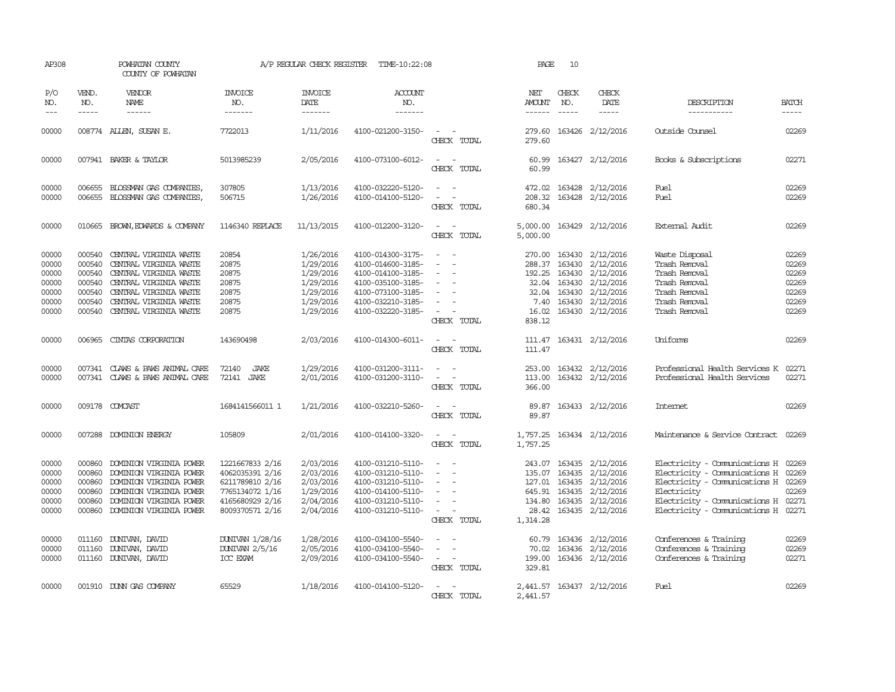AP308 POWHATAN COUNTY A/P REGULAR CHECK REGISTER TIME-10:22:08 PAGE 10

COUNTY OF POWHATAN

| P/O NO. | VEND. NO. | VENDOR NAME | INVOICE NO. | INVOICE DATE | ACCOUNT NO. | | NET AMOUNT | CHECK NO. | CHECK DATE | DESCRIPTION | BATCH |
|---|---|---|---|---|---|---|---|---|---|---|---|
| --- | ----- | ------ | ------- | ------- | ------- | | ------ | ----- | ----- | ----------- | ----- |
| 00000 | 008774 | ALLEN, SUSAN E. | 7722013 | 1/11/2016 | 4100-021200-3150- | - - | 279.60 | 163426 | 2/12/2016 | Outside Counsel | 02269 |
| | | | | | | CHECK TOTAL | 279.60 | | | | |
| 00000 | 007941 | BAKER & TAYLOR | 5013985239 | 2/05/2016 | 4100-073100-6012- | - - | 60.99 | 163427 | 2/12/2016 | Books & Subscriptions | 02271 |
| | | | | | | CHECK TOTAL | 60.99 | | | | |
| 00000 | 006655 | BLOSSMAN GAS COMPANIES, | 307805 | 1/13/2016 | 4100-032220-5120- | - - | 472.02 | 163428 | 2/12/2016 | Fuel | 02269 |
| 00000 | 006655 | BLOSSMAN GAS COMPANIES, | 506715 | 1/26/2016 | 4100-014100-5120- | - - | 208.32 | 163428 | 2/12/2016 | Fuel | 02269 |
| | | | | | | CHECK TOTAL | 680.34 | | | | |
| 00000 | 010665 | BROWN,EDWARDS & COMPANY | 1146340 REPLACE | 11/13/2015 | 4100-012200-3120- | - - | 5,000.00 | 163429 | 2/12/2016 | External Audit | 02269 |
| | | | | | | CHECK TOTAL | 5,000.00 | | | | |
| 00000 | 000540 | CENTRAL VIRGINIA WASTE | 20854 | 1/26/2016 | 4100-014300-3175- | - - | 270.00 | 163430 | 2/12/2016 | Waste Disposal | 02269 |
| 00000 | 000540 | CENTRAL VIRGINIA WASTE | 20875 | 1/29/2016 | 4100-014600-3185- | - - | 288.37 | 163430 | 2/12/2016 | Trash Removal | 02269 |
| 00000 | 000540 | CENTRAL VIRGINIA WASTE | 20875 | 1/29/2016 | 4100-014100-3185- | - - | 192.25 | 163430 | 2/12/2016 | Trash Removal | 02269 |
| 00000 | 000540 | CENTRAL VIRGINIA WASTE | 20875 | 1/29/2016 | 4100-035100-3185- | - - | 32.04 | 163430 | 2/12/2016 | Trash Removal | 02269 |
| 00000 | 000540 | CENTRAL VIRGINIA WASTE | 20875 | 1/29/2016 | 4100-073100-3185- | - - | 32.04 | 163430 | 2/12/2016 | Trash Removal | 02269 |
| 00000 | 000540 | CENTRAL VIRGINIA WASTE | 20875 | 1/29/2016 | 4100-032210-3185- | - - | 7.40 | 163430 | 2/12/2016 | Trash Removal | 02269 |
| 00000 | 000540 | CENTRAL VIRGINIA WASTE | 20875 | 1/29/2016 | 4100-032220-3185- | - - | 16.02 | 163430 | 2/12/2016 | Trash Removal | 02269 |
| | | | | | | CHECK TOTAL | 838.12 | | | | |
| 00000 | 006965 | CINTAS CORPORATION | 143690498 | 2/03/2016 | 4100-014300-6011- | - - | 111.47 | 163431 | 2/12/2016 | Uniforms | 02269 |
| | | | | | | CHECK TOTAL | 111.47 | | | | |
| 00000 | 007341 | CLAWS & PAWS ANIMAL CARE | 72140 JAKE | 1/29/2016 | 4100-031200-3111- | - - | 253.00 | 163432 | 2/12/2016 | Professional Health Services K | 02271 |
| 00000 | 007341 | CLAWS & PAWS ANIMAL CARE | 72141 JAKE | 2/01/2016 | 4100-031200-3110- | - - | 113.00 | 163432 | 2/12/2016 | Professional Health Services | 02271 |
| | | | | | | CHECK TOTAL | 366.00 | | | | |
| 00000 | 009178 | COMCAST | 1684141566011 1 | 1/21/2016 | 4100-032210-5260- | - - | 89.87 | 163433 | 2/12/2016 | Internet | 02269 |
| | | | | | | CHECK TOTAL | 89.87 | | | | |
| 00000 | 007288 | DOMINION ENERGY | 105809 | 2/01/2016 | 4100-014100-3320- | - - | 1,757.25 | 163434 | 2/12/2016 | Maintenance & Service Contract | 02269 |
| | | | | | | CHECK TOTAL | 1,757.25 | | | | |
| 00000 | 000860 | DOMINION VIRGINIA POWER | 1221667833 2/16 | 2/03/2016 | 4100-031210-5110- | - - | 243.07 | 163435 | 2/12/2016 | Electricity - Communications H | 02269 |
| 00000 | 000860 | DOMINION VIRGINIA POWER | 4062035391 2/16 | 2/03/2016 | 4100-031210-5110- | - - | 135.07 | 163435 | 2/12/2016 | Electricity - Communications H | 02269 |
| 00000 | 000860 | DOMINION VIRGINIA POWER | 6211789810 2/16 | 2/03/2016 | 4100-031210-5110- | - - | 127.01 | 163435 | 2/12/2016 | Electricity - Communications H | 02269 |
| 00000 | 000860 | DOMINION VIRGINIA POWER | 7765134072 1/16 | 1/29/2016 | 4100-014100-5110- | - - | 645.91 | 163435 | 2/12/2016 | Electricity | 02269 |
| 00000 | 000860 | DOMINION VIRGINIA POWER | 4165680929 2/16 | 2/04/2016 | 4100-031210-5110- | - - | 134.80 | 163435 | 2/12/2016 | Electricity - Communications H | 02271 |
| 00000 | 000860 | DOMINION VIRGINIA POWER | 8009370571 2/16 | 2/04/2016 | 4100-031210-5110- | - - | 28.42 | 163435 | 2/12/2016 | Electricity - Communications H | 02271 |
| | | | | | | CHECK TOTAL | 1,314.28 | | | | |
| 00000 | 011160 | DUNIVAN, DAVID | DUNIVAN 1/28/16 | 1/28/2016 | 4100-034100-5540- | - - | 60.79 | 163436 | 2/12/2016 | Conferences & Training | 02269 |
| 00000 | 011160 | DUNIVAN, DAVID | DUNIVAN 2/5/16 | 2/05/2016 | 4100-034100-5540- | - - | 70.02 | 163436 | 2/12/2016 | Conferences & Training | 02269 |
| 00000 | 011160 | DUNIVAN, DAVID | ICC EXAM | 2/09/2016 | 4100-034100-5540- | - - | 199.00 | 163436 | 2/12/2016 | Conferences & Training | 02271 |
| | | | | | | CHECK TOTAL | 329.81 | | | | |
| 00000 | 001910 | DUNN GAS COMPANY | 65529 | 1/18/2016 | 4100-014100-5120- | - - | 2,441.57 | 163437 | 2/12/2016 | Fuel | 02269 |
| | | | | | | CHECK TOTAL | 2,441.57 | | | | |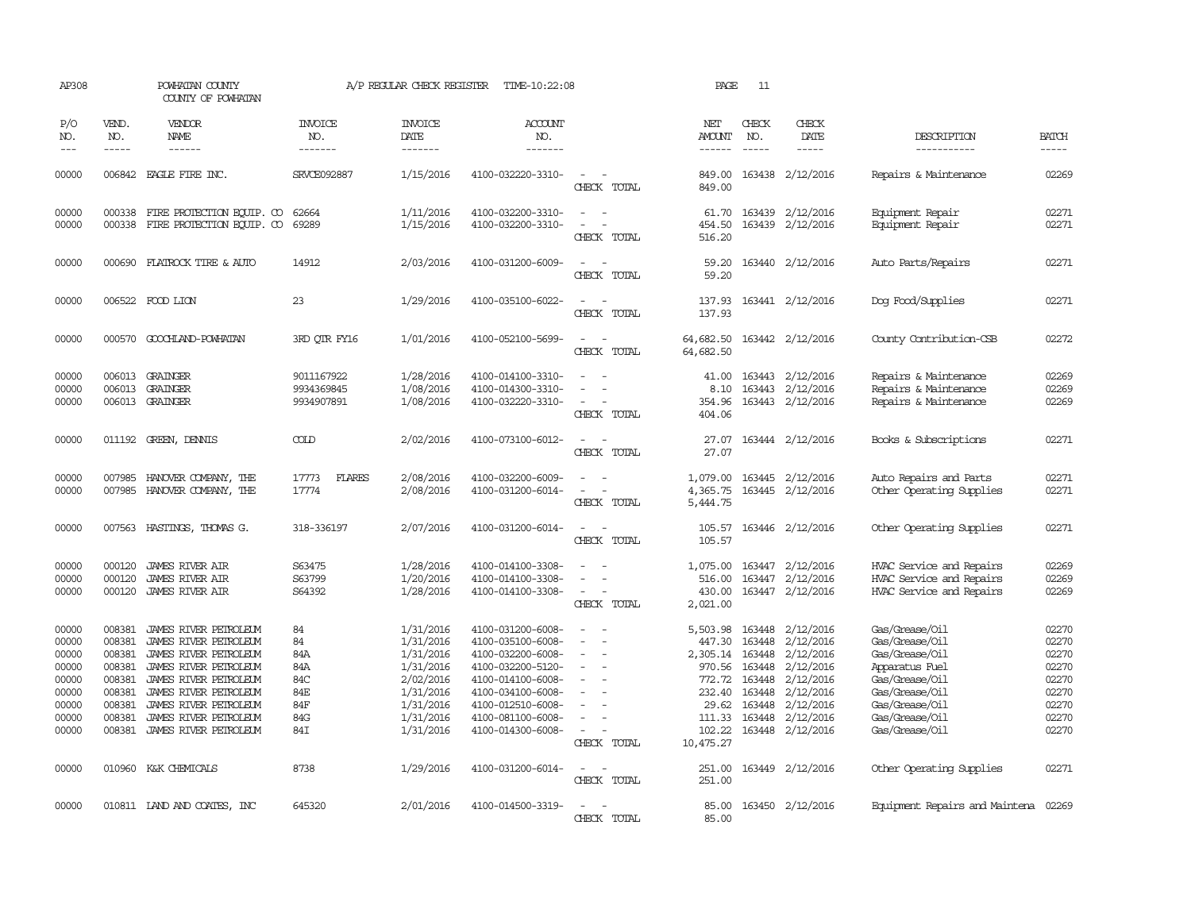AP308 POWHATAN COUNTY A/P REGULAR CHECK REGISTER TIME-10:22:08 PAGE 11

COUNTY OF POWHATAN

| P/O NO. | VEND. NO. | VENDOR NAME | INVOICE NO. | INVOICE DATE | ACCOUNT NO. | | NET AMOUNT | CHECK NO. | CHECK DATE | DESCRIPTION | BATCH |
|---|---|---|---|---|---|---|---|---|---|---|---|
| 00000 | 006842 | EAGLE FIRE INC. | SRVCE092887 | 1/15/2016 | 4100-032220-3310- | - - | 849.00 | 163438 | 2/12/2016 | Repairs & Maintenance | 02269 |
| | | | | | | CHECK TOTAL | 849.00 | | | | |
| 00000 | 000338 | FIRE PROTECTION EQUIP. CO | 62664 | 1/11/2016 | 4100-032200-3310- | - - | 61.70 | 163439 | 2/12/2016 | Equipment Repair | 02271 |
| 00000 | 000338 | FIRE PROTECTION EQUIP. CO | 69289 | 1/15/2016 | 4100-032200-3310- | - - | 454.50 | 163439 | 2/12/2016 | Equipment Repair | 02271 |
| | | | | | | CHECK TOTAL | 516.20 | | | | |
| 00000 | 000690 | FLATROCK TIRE & AUTO | 14912 | 2/03/2016 | 4100-031200-6009- | - - | 59.20 | 163440 | 2/12/2016 | Auto Parts/Repairs | 02271 |
| | | | | | | CHECK TOTAL | 59.20 | | | | |
| 00000 | 006522 | FOOD LION | 23 | 1/29/2016 | 4100-035100-6022- | - - | 137.93 | 163441 | 2/12/2016 | Dog Food/Supplies | 02271 |
| | | | | | | CHECK TOTAL | 137.93 | | | | |
| 00000 | 000570 | GOOCHLAND-POWHATAN | 3RD QTR FY16 | 1/01/2016 | 4100-052100-5699- | - - | 64,682.50 | 163442 | 2/12/2016 | County Contribution-CSB | 02272 |
| | | | | | | CHECK TOTAL | 64,682.50 | | | | |
| 00000 | 006013 | GRAINGER | 9011167922 | 1/28/2016 | 4100-014100-3310- | - - | 41.00 | 163443 | 2/12/2016 | Repairs & Maintenance | 02269 |
| 00000 | 006013 | GRAINGER | 9934369845 | 1/08/2016 | 4100-014300-3310- | - - | 8.10 | 163443 | 2/12/2016 | Repairs & Maintenance | 02269 |
| 00000 | 006013 | GRAINGER | 9934907891 | 1/08/2016 | 4100-032220-3310- | - - | 354.96 | 163443 | 2/12/2016 | Repairs & Maintenance | 02269 |
| | | | | | | CHECK TOTAL | 404.06 | | | | |
| 00000 | 011192 | GREEN, DENNIS | COLD | 2/02/2016 | 4100-073100-6012- | - - | 27.07 | 163444 | 2/12/2016 | Books & Subscriptions | 02271 |
| | | | | | | CHECK TOTAL | 27.07 | | | | |
| 00000 | 007985 | HANOVER COMPANY, THE | 17773 FLARES | 2/08/2016 | 4100-032200-6009- | - - | 1,079.00 | 163445 | 2/12/2016 | Auto Repairs and Parts | 02271 |
| 00000 | 007985 | HANOVER COMPANY, THE | 17774 | 2/08/2016 | 4100-031200-6014- | - - | 4,365.75 | 163445 | 2/12/2016 | Other Operating Supplies | 02271 |
| | | | | | | CHECK TOTAL | 5,444.75 | | | | |
| 00000 | 007563 | HASTINGS, THOMAS G. | 318-336197 | 2/07/2016 | 4100-031200-6014- | - - | 105.57 | 163446 | 2/12/2016 | Other Operating Supplies | 02271 |
| | | | | | | CHECK TOTAL | 105.57 | | | | |
| 00000 | 000120 | JAMES RIVER AIR | S63475 | 1/28/2016 | 4100-014100-3308- | - - | 1,075.00 | 163447 | 2/12/2016 | HVAC Service and Repairs | 02269 |
| 00000 | 000120 | JAMES RIVER AIR | S63799 | 1/20/2016 | 4100-014100-3308- | - - | 516.00 | 163447 | 2/12/2016 | HVAC Service and Repairs | 02269 |
| 00000 | 000120 | JAMES RIVER AIR | S64392 | 1/28/2016 | 4100-014100-3308- | - - | 430.00 | 163447 | 2/12/2016 | HVAC Service and Repairs | 02269 |
| | | | | | | CHECK TOTAL | 2,021.00 | | | | |
| 00000 | 008381 | JAMES RIVER PETROLEUM | 84 | 1/31/2016 | 4100-031200-6008- | - - | 5,503.98 | 163448 | 2/12/2016 | Gas/Grease/Oil | 02270 |
| 00000 | 008381 | JAMES RIVER PETROLEUM | 84 | 1/31/2016 | 4100-035100-6008- | - - | 447.30 | 163448 | 2/12/2016 | Gas/Grease/Oil | 02270 |
| 00000 | 008381 | JAMES RIVER PETROLEUM | 84A | 1/31/2016 | 4100-032200-6008- | - - | 2,305.14 | 163448 | 2/12/2016 | Gas/Grease/Oil | 02270 |
| 00000 | 008381 | JAMES RIVER PETROLEUM | 84A | 1/31/2016 | 4100-032200-5120- | - - | 970.56 | 163448 | 2/12/2016 | Apparatus Fuel | 02270 |
| 00000 | 008381 | JAMES RIVER PETROLEUM | 84C | 2/02/2016 | 4100-014100-6008- | - - | 772.72 | 163448 | 2/12/2016 | Gas/Grease/Oil | 02270 |
| 00000 | 008381 | JAMES RIVER PETROLEUM | 84E | 1/31/2016 | 4100-034100-6008- | - - | 232.40 | 163448 | 2/12/2016 | Gas/Grease/Oil | 02270 |
| 00000 | 008381 | JAMES RIVER PETROLEUM | 84F | 1/31/2016 | 4100-012510-6008- | - - | 29.62 | 163448 | 2/12/2016 | Gas/Grease/Oil | 02270 |
| 00000 | 008381 | JAMES RIVER PETROLEUM | 84G | 1/31/2016 | 4100-081100-6008- | - - | 111.33 | 163448 | 2/12/2016 | Gas/Grease/Oil | 02270 |
| 00000 | 008381 | JAMES RIVER PETROLEUM | 84I | 1/31/2016 | 4100-014300-6008- | - - | 102.22 | 163448 | 2/12/2016 | Gas/Grease/Oil | 02270 |
| | | | | | | CHECK TOTAL | 10,475.27 | | | | |
| 00000 | 010960 | K&K CHEMICALS | 8738 | 1/29/2016 | 4100-031200-6014- | - - | 251.00 | 163449 | 2/12/2016 | Other Operating Supplies | 02271 |
| | | | | | | CHECK TOTAL | 251.00 | | | | |
| 00000 | 010811 | LAND AND COATES, INC | 645320 | 2/01/2016 | 4100-014500-3319- | - - | 85.00 | 163450 | 2/12/2016 | Equipment Repairs and Maintena | 02269 |
| | | | | | | CHECK TOTAL | 85.00 | | | | |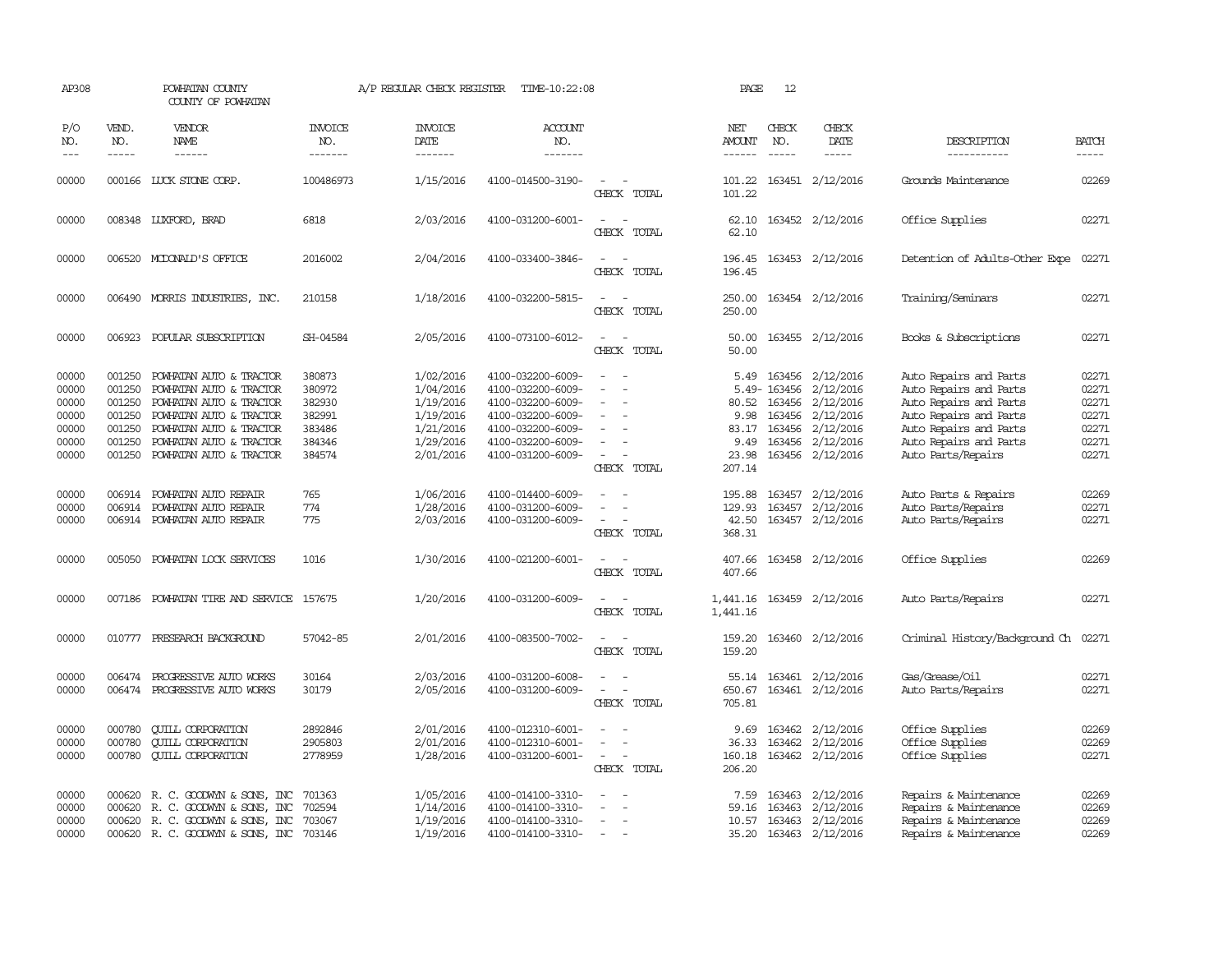AP308 POWHATAN COUNTY A/P REGULAR CHECK REGISTER TIME-10:22:08 PAGE 12

COUNTY OF POWHATAN

| P/O NO. | VEND. NO. | VENDOR NAME | INVOICE NO. | INVOICE DATE | ACCOUNT NO. | | NET AMOUNT | CHECK NO. | CHECK DATE | DESCRIPTION | BATCH |
|---|---|---|---|---|---|---|---|---|---|---|---|
| 00000 | 000166 | LUCK STONE CORP. | 100486973 | 1/15/2016 | 4100-014500-3190- | - - | 101.22 | 163451 | 2/12/2016 | Grounds Maintenance | 02269 |
| | | | | | | CHECK TOTAL | 101.22 | | | | |
| 00000 | 008348 | LUXFORD, BRAD | 6818 | 2/03/2016 | 4100-031200-6001- | - - | 62.10 | 163452 | 2/12/2016 | Office Supplies | 02271 |
| | | | | | | CHECK TOTAL | 62.10 | | | | |
| 00000 | 006520 | MCDONALD'S OFFICE | 2016002 | 2/04/2016 | 4100-033400-3846- | - - | 196.45 | 163453 | 2/12/2016 | Detention of Adults-Other Expe | 02271 |
| | | | | | | CHECK TOTAL | 196.45 | | | | |
| 00000 | 006490 | MORRIS INDUSTRIES, INC. | 210158 | 1/18/2016 | 4100-032200-5815- | - - | 250.00 | 163454 | 2/12/2016 | Training/Seminars | 02271 |
| | | | | | | CHECK TOTAL | 250.00 | | | | |
| 00000 | 006923 | POPULAR SUBSCRIPTION | SH-04584 | 2/05/2016 | 4100-073100-6012- | - - | 50.00 | 163455 | 2/12/2016 | Books & Subscriptions | 02271 |
| | | | | | | CHECK TOTAL | 50.00 | | | | |
| 00000 | 001250 | POWHATAN AUTO & TRACTOR | 380873 | 1/02/2016 | 4100-032200-6009- | - - | 5.49 | 163456 | 2/12/2016 | Auto Repairs and Parts | 02271 |
| 00000 | 001250 | POWHATAN AUTO & TRACTOR | 380972 | 1/04/2016 | 4100-032200-6009- | - - | 5.49- | 163456 | 2/12/2016 | Auto Repairs and Parts | 02271 |
| 00000 | 001250 | POWHATAN AUTO & TRACTOR | 382930 | 1/19/2016 | 4100-032200-6009- | - - | 80.52 | 163456 | 2/12/2016 | Auto Repairs and Parts | 02271 |
| 00000 | 001250 | POWHATAN AUTO & TRACTOR | 382991 | 1/19/2016 | 4100-032200-6009- | - - | 9.98 | 163456 | 2/12/2016 | Auto Repairs and Parts | 02271 |
| 00000 | 001250 | POWHATAN AUTO & TRACTOR | 383486 | 1/21/2016 | 4100-032200-6009- | - - | 83.17 | 163456 | 2/12/2016 | Auto Repairs and Parts | 02271 |
| 00000 | 001250 | POWHATAN AUTO & TRACTOR | 384346 | 1/29/2016 | 4100-032200-6009- | - - | 9.49 | 163456 | 2/12/2016 | Auto Repairs and Parts | 02271 |
| 00000 | 001250 | POWHATAN AUTO & TRACTOR | 384574 | 2/01/2016 | 4100-031200-6009- | - - | 23.98 | 163456 | 2/12/2016 | Auto Parts/Repairs | 02271 |
| | | | | | | CHECK TOTAL | 207.14 | | | | |
| 00000 | 006914 | POWHATAN AUTO REPAIR | 765 | 1/06/2016 | 4100-014400-6009- | - - | 195.88 | 163457 | 2/12/2016 | Auto Parts & Repairs | 02269 |
| 00000 | 006914 | POWHATAN AUTO REPAIR | 774 | 1/28/2016 | 4100-031200-6009- | - - | 129.93 | 163457 | 2/12/2016 | Auto Parts/Repairs | 02271 |
| 00000 | 006914 | POWHATAN AUTO REPAIR | 775 | 2/03/2016 | 4100-031200-6009- | - - | 42.50 | 163457 | 2/12/2016 | Auto Parts/Repairs | 02271 |
| | | | | | | CHECK TOTAL | 368.31 | | | | |
| 00000 | 005050 | POWHATAN LOCK SERVICES | 1016 | 1/30/2016 | 4100-021200-6001- | - - | 407.66 | 163458 | 2/12/2016 | Office Supplies | 02269 |
| | | | | | | CHECK TOTAL | 407.66 | | | | |
| 00000 | 007186 | POWHATAN TIRE AND SERVICE | 157675 | 1/20/2016 | 4100-031200-6009- | - - | 1,441.16 | 163459 | 2/12/2016 | Auto Parts/Repairs | 02271 |
| | | | | | | CHECK TOTAL | 1,441.16 | | | | |
| 00000 | 010777 | PRESEARCH BACKGROUND | 57042-85 | 2/01/2016 | 4100-083500-7002- | - - | 159.20 | 163460 | 2/12/2016 | Criminal History/Background Ch | 02271 |
| | | | | | | CHECK TOTAL | 159.20 | | | | |
| 00000 | 006474 | PROGRESSIVE AUTO WORKS | 30164 | 2/03/2016 | 4100-031200-6008- | - - | 55.14 | 163461 | 2/12/2016 | Gas/Grease/Oil | 02271 |
| 00000 | 006474 | PROGRESSIVE AUTO WORKS | 30179 | 2/05/2016 | 4100-031200-6009- | - - | 650.67 | 163461 | 2/12/2016 | Auto Parts/Repairs | 02271 |
| | | | | | | CHECK TOTAL | 705.81 | | | | |
| 00000 | 000780 | QUILL CORPORATION | 2892846 | 2/01/2016 | 4100-012310-6001- | - - | 9.69 | 163462 | 2/12/2016 | Office Supplies | 02269 |
| 00000 | 000780 | QUILL CORPORATION | 2905803 | 2/01/2016 | 4100-012310-6001- | - - | 36.33 | 163462 | 2/12/2016 | Office Supplies | 02269 |
| 00000 | 000780 | QUILL CORPORATION | 2778959 | 1/28/2016 | 4100-031200-6001- | - - | 160.18 | 163462 | 2/12/2016 | Office Supplies | 02271 |
| | | | | | | CHECK TOTAL | 206.20 | | | | |
| 00000 | 000620 | R. C. GOODWYN & SONS, INC | 701363 | 1/05/2016 | 4100-014100-3310- | - - | 7.59 | 163463 | 2/12/2016 | Repairs & Maintenance | 02269 |
| 00000 | 000620 | R. C. GOODWYN & SONS, INC | 702594 | 1/14/2016 | 4100-014100-3310- | - - | 59.16 | 163463 | 2/12/2016 | Repairs & Maintenance | 02269 |
| 00000 | 000620 | R. C. GOODWYN & SONS, INC | 703067 | 1/19/2016 | 4100-014100-3310- | - - | 10.57 | 163463 | 2/12/2016 | Repairs & Maintenance | 02269 |
| 00000 | 000620 | R. C. GOODWYN & SONS, INC | 703146 | 1/19/2016 | 4100-014100-3310- | - - | 35.20 | 163463 | 2/12/2016 | Repairs & Maintenance | 02269 |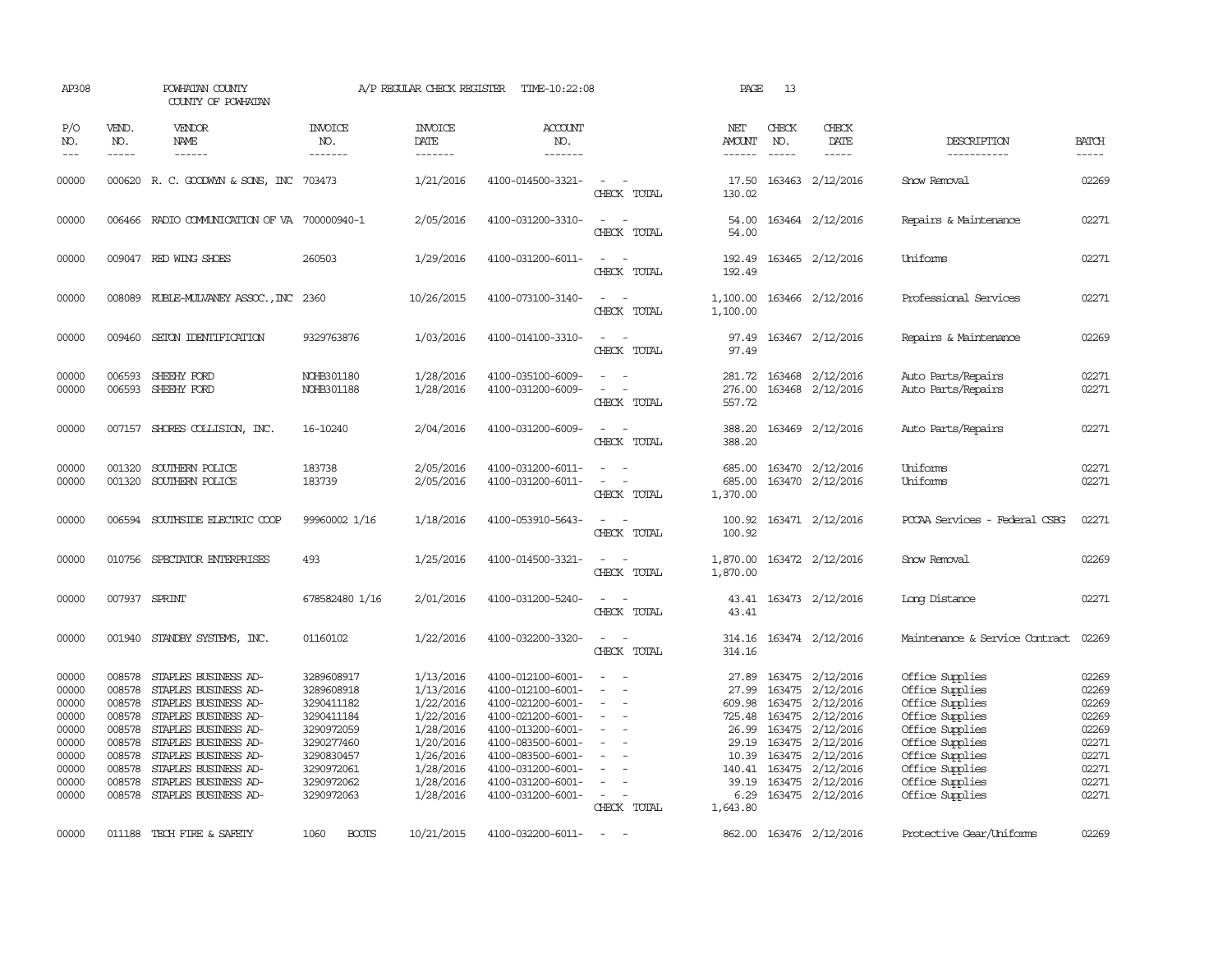AP308 POWHATAN COUNTY A/P REGULAR CHECK REGISTER TIME-10:22:08 PAGE 13

COUNTY OF POWHATAN

| P/O NO. | VEND. NO. | VENDOR NAME | INVOICE NO. | INVOICE DATE | ACCOUNT NO. | | NET AMOUNT | CHECK NO. | CHECK DATE | DESCRIPTION | BATCH |
|---|---|---|---|---|---|---|---|---|---|---|---|
| 00000 | 000620 | R. C. GOODWYN & SONS, INC | 703473 | 1/21/2016 | 4100-014500-3321- | - - | 17.50 | 163463 | 2/12/2016 | Snow Removal | 02269 |
| | | | | | | CHECK TOTAL | 130.02 | | | | |
| 00000 | 006466 | RADIO COMMUNICATION OF VA | 700000940-1 | 2/05/2016 | 4100-031200-3310- | - - | 54.00 | 163464 | 2/12/2016 | Repairs & Maintenance | 02271 |
| | | | | | | CHECK TOTAL | 54.00 | | | | |
| 00000 | 009047 | RED WING SHOES | 260503 | 1/29/2016 | 4100-031200-6011- | - - | 192.49 | 163465 | 2/12/2016 | Uniforms | 02271 |
| | | | | | | CHECK TOTAL | 192.49 | | | | |
| 00000 | 008089 | RUBLE-MULVANEY ASSOC.,INC | 2360 | 10/26/2015 | 4100-073100-3140- | - - | 1,100.00 | 163466 | 2/12/2016 | Professional Services | 02271 |
| | | | | | | CHECK TOTAL | 1,100.00 | | | | |
| 00000 | 009460 | SETON IDENTIFICATION | 9329763876 | 1/03/2016 | 4100-014100-3310- | - - | 97.49 | 163467 | 2/12/2016 | Repairs & Maintenance | 02269 |
| | | | | | | CHECK TOTAL | 97.49 | | | | |
| 00000 | 006593 | SHEEHY FORD | NOHB301180 | 1/28/2016 | 4100-035100-6009- | - - | 281.72 | 163468 | 2/12/2016 | Auto Parts/Repairs | 02271 |
| 00000 | 006593 | SHEEHY FORD | NOHB301188 | 1/28/2016 | 4100-031200-6009- | - - | 276.00 | 163468 | 2/12/2016 | Auto Parts/Repairs | 02271 |
| | | | | | | CHECK TOTAL | 557.72 | | | | |
| 00000 | 007157 | SHORES COLLISION, INC. | 16-10240 | 2/04/2016 | 4100-031200-6009- | - - | 388.20 | 163469 | 2/12/2016 | Auto Parts/Repairs | 02271 |
| | | | | | | CHECK TOTAL | 388.20 | | | | |
| 00000 | 001320 | SOUTHERN POLICE | 183738 | 2/05/2016 | 4100-031200-6011- | - - | 685.00 | 163470 | 2/12/2016 | Uniforms | 02271 |
| 00000 | 001320 | SOUTHERN POLICE | 183739 | 2/05/2016 | 4100-031200-6011- | - - | 685.00 | 163470 | 2/12/2016 | Uniforms | 02271 |
| | | | | | | CHECK TOTAL | 1,370.00 | | | | |
| 00000 | 006594 | SOUTHSIDE ELECTRIC COOP | 99960002 1/16 | 1/18/2016 | 4100-053910-5643- | - - | 100.92 | 163471 | 2/12/2016 | PCCAA Services - Federal CSBG | 02271 |
| | | | | | | CHECK TOTAL | 100.92 | | | | |
| 00000 | 010756 | SPECTATOR ENTERPRISES | 493 | 1/25/2016 | 4100-014500-3321- | - - | 1,870.00 | 163472 | 2/12/2016 | Snow Removal | 02269 |
| | | | | | | CHECK TOTAL | 1,870.00 | | | | |
| 00000 | 007937 | SPRINT | 678582480 1/16 | 2/01/2016 | 4100-031200-5240- | - - | 43.41 | 163473 | 2/12/2016 | Long Distance | 02271 |
| | | | | | | CHECK TOTAL | 43.41 | | | | |
| 00000 | 001940 | STANDBY SYSTEMS, INC. | 01160102 | 1/22/2016 | 4100-032200-3320- | - - | 314.16 | 163474 | 2/12/2016 | Maintenance & Service Contract | 02269 |
| | | | | | | CHECK TOTAL | 314.16 | | | | |
| 00000 | 008578 | STAPLES BUSINESS AD- | 3289608917 | 1/13/2016 | 4100-012100-6001- | - - | 27.89 | 163475 | 2/12/2016 | Office Supplies | 02269 |
| 00000 | 008578 | STAPLES BUSINESS AD- | 3289608918 | 1/13/2016 | 4100-012100-6001- | - - | 27.99 | 163475 | 2/12/2016 | Office Supplies | 02269 |
| 00000 | 008578 | STAPLES BUSINESS AD- | 3290411182 | 1/22/2016 | 4100-021200-6001- | - - | 609.98 | 163475 | 2/12/2016 | Office Supplies | 02269 |
| 00000 | 008578 | STAPLES BUSINESS AD- | 3290411184 | 1/22/2016 | 4100-021200-6001- | - - | 725.48 | 163475 | 2/12/2016 | Office Supplies | 02269 |
| 00000 | 008578 | STAPLES BUSINESS AD- | 3290972059 | 1/28/2016 | 4100-013200-6001- | - - | 26.99 | 163475 | 2/12/2016 | Office Supplies | 02269 |
| 00000 | 008578 | STAPLES BUSINESS AD- | 3290277460 | 1/20/2016 | 4100-083500-6001- | - - | 29.19 | 163475 | 2/12/2016 | Office Supplies | 02271 |
| 00000 | 008578 | STAPLES BUSINESS AD- | 3290830457 | 1/26/2016 | 4100-083500-6001- | - - | 10.39 | 163475 | 2/12/2016 | Office Supplies | 02271 |
| 00000 | 008578 | STAPLES BUSINESS AD- | 3290972061 | 1/28/2016 | 4100-031200-6001- | - - | 140.41 | 163475 | 2/12/2016 | Office Supplies | 02271 |
| 00000 | 008578 | STAPLES BUSINESS AD- | 3290972062 | 1/28/2016 | 4100-031200-6001- | - - | 39.19 | 163475 | 2/12/2016 | Office Supplies | 02271 |
| 00000 | 008578 | STAPLES BUSINESS AD- | 3290972063 | 1/28/2016 | 4100-031200-6001- | - - | 6.29 | 163475 | 2/12/2016 | Office Supplies | 02271 |
| | | | | | | CHECK TOTAL | 1,643.80 | | | | |
| 00000 | 011188 | TECH FIRE & SAFETY | 1060 BOOTS | 10/21/2015 | 4100-032200-6011- | - - | 862.00 | 163476 | 2/12/2016 | Protective Gear/Uniforms | 02269 |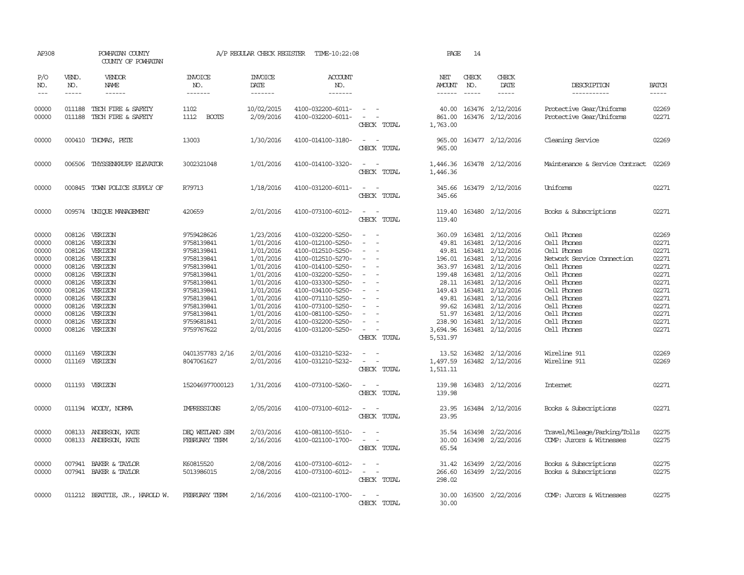AP308 POWHATAN COUNTY COUNTY OF POWHATAN A/P REGULAR CHECK REGISTER TIME-10:22:08

| P/O NO. | VEND. NO. | VENDOR NAME | INVOICE NO. | INVOICE DATE | ACCOUNT NO. | | NET AMOUNT | CHECK NO. | CHECK DATE | DESCRIPTION | BATCH |
|---|---|---|---|---|---|---|---|---|---|---|---|
| 00000 | 011188 | TECH FIRE & SAFETY | 1102 | 10/02/2015 | 4100-032200-6011- | - - | 40.00 | 163476 | 2/12/2016 | Protective Gear/Uniforms | 02269 |
| 00000 | 011188 | TECH FIRE & SAFETY | 1112 BOOTS | 2/09/2016 | 4100-032200-6011- | - - | 861.00 | 163476 | 2/12/2016 | Protective Gear/Uniforms | 02271 |
| | | | | | | CHECK TOTAL | 1,763.00 | | | | |
| 00000 | 000410 | THOMAS, PETE | 13003 | 1/30/2016 | 4100-014100-3180- | - - | 965.00 | 163477 | 2/12/2016 | Cleaning Service | 02269 |
| | | | | | | CHECK TOTAL | 965.00 | | | | |
| 00000 | 006506 | THYSSENKRUPP ELEVATOR | 3002321048 | 1/01/2016 | 4100-014100-3320- | - - | 1,446.36 | 163478 | 2/12/2016 | Maintenance & Service Contract | 02269 |
| | | | | | | CHECK TOTAL | 1,446.36 | | | | |
| 00000 | 000845 | TOWN POLICE SUPPLY OF | R79713 | 1/18/2016 | 4100-031200-6011- | - - | 345.66 | 163479 | 2/12/2016 | Uniforms | 02271 |
| | | | | | | CHECK TOTAL | 345.66 | | | | |
| 00000 | 009574 | UNIQUE MANAGEMENT | 420659 | 2/01/2016 | 4100-073100-6012- | - - | 119.40 | 163480 | 2/12/2016 | Books & Subscriptions | 02271 |
| | | | | | | CHECK TOTAL | 119.40 | | | | |
| 00000 | 008126 | VERIZON | 9759428626 | 1/23/2016 | 4100-032200-5250- | - - | 360.09 | 163481 | 2/12/2016 | Cell Phones | 02269 |
| 00000 | 008126 | VERIZON | 9758139841 | 1/01/2016 | 4100-012100-5250- | - - | 49.81 | 163481 | 2/12/2016 | Cell Phones | 02271 |
| 00000 | 008126 | VERIZON | 9758139841 | 1/01/2016 | 4100-012510-5250- | - - | 49.81 | 163481 | 2/12/2016 | Cell Phones | 02271 |
| 00000 | 008126 | VERIZON | 9758139841 | 1/01/2016 | 4100-012510-5270- | - - | 196.01 | 163481 | 2/12/2016 | Network Service Connection | 02271 |
| 00000 | 008126 | VERIZON | 9758139841 | 1/01/2016 | 4100-014100-5250- | - - | 363.97 | 163481 | 2/12/2016 | Cell Phones | 02271 |
| 00000 | 008126 | VERIZON | 9758139841 | 1/01/2016 | 4100-032200-5250- | - - | 199.48 | 163481 | 2/12/2016 | Cell Phones | 02271 |
| 00000 | 008126 | VERIZON | 9758139841 | 1/01/2016 | 4100-033300-5250- | - - | 28.11 | 163481 | 2/12/2016 | Cell Phones | 02271 |
| 00000 | 008126 | VERIZON | 9758139841 | 1/01/2016 | 4100-034100-5250- | - - | 149.43 | 163481 | 2/12/2016 | Cell Phones | 02271 |
| 00000 | 008126 | VERIZON | 9758139841 | 1/01/2016 | 4100-071110-5250- | - - | 49.81 | 163481 | 2/12/2016 | Cell Phones | 02271 |
| 00000 | 008126 | VERIZON | 9758139841 | 1/01/2016 | 4100-073100-5250- | - - | 99.62 | 163481 | 2/12/2016 | Cell Phones | 02271 |
| 00000 | 008126 | VERIZON | 9758139841 | 1/01/2016 | 4100-081100-5250- | - - | 51.97 | 163481 | 2/12/2016 | Cell Phones | 02271 |
| 00000 | 008126 | VERIZON | 9759681841 | 2/01/2016 | 4100-032200-5250- | - - | 238.90 | 163481 | 2/12/2016 | Cell Phones | 02271 |
| 00000 | 008126 | VERIZON | 9759767622 | 2/01/2016 | 4100-031200-5250- | - - | 3,694.96 | 163481 | 2/12/2016 | Cell Phones | 02271 |
| | | | | | | CHECK TOTAL | 5,531.97 | | | | |
| 00000 | 011169 | VERIZON | 0401357783 2/16 | 2/01/2016 | 4100-031210-5232- | - - | 13.52 | 163482 | 2/12/2016 | Wireline 911 | 02269 |
| 00000 | 011169 | VERIZON | 8047061627 | 2/01/2016 | 4100-031210-5232- | - - | 1,497.59 | 163482 | 2/12/2016 | Wireline 911 | 02269 |
| | | | | | | CHECK TOTAL | 1,511.11 | | | | |
| 00000 | 011193 | VERIZON | 152046977000123 | 1/31/2016 | 4100-073100-5260- | - - | 139.98 | 163483 | 2/12/2016 | Internet | 02271 |
| | | | | | | CHECK TOTAL | 139.98 | | | | |
| 00000 | 011194 | WOODY, NORMA | IMPRESSIONS | 2/05/2016 | 4100-073100-6012- | - - | 23.95 | 163484 | 2/12/2016 | Books & Subscriptions | 02271 |
| | | | | | | CHECK TOTAL | 23.95 | | | | |
| 00000 | 008133 | ANDERSON, KATE | DEQ WETLAND SEM | 2/03/2016 | 4100-081100-5510- | - - | 35.54 | 163498 | 2/22/2016 | Travel/Mileage/Parking/Tolls | 02275 |
| 00000 | 008133 | ANDERSON, KATE | FEBRUARY TERM | 2/16/2016 | 4100-021100-1700- | - - | 30.00 | 163498 | 2/22/2016 | COMP: Jurors & Witnesses | 02275 |
| | | | | | | CHECK TOTAL | 65.54 | | | | |
| 00000 | 007941 | BAKER & TAYLOR | K60815520 | 2/08/2016 | 4100-073100-6012- | - - | 31.42 | 163499 | 2/22/2016 | Books & Subscriptions | 02275 |
| 00000 | 007941 | BAKER & TAYLOR | 5013986015 | 2/08/2016 | 4100-073100-6012- | - - | 266.60 | 163499 | 2/22/2016 | Books & Subscriptions | 02275 |
| | | | | | | CHECK TOTAL | 298.02 | | | | |
| 00000 | 011212 | BEATTIE, JR., HAROLD W. | FEBRUARY TERM | 2/16/2016 | 4100-021100-1700- | - - | 30.00 | 163500 | 2/22/2016 | COMP: Jurors & Witnesses | 02275 |
| | | | | | | CHECK TOTAL | 30.00 | | | | |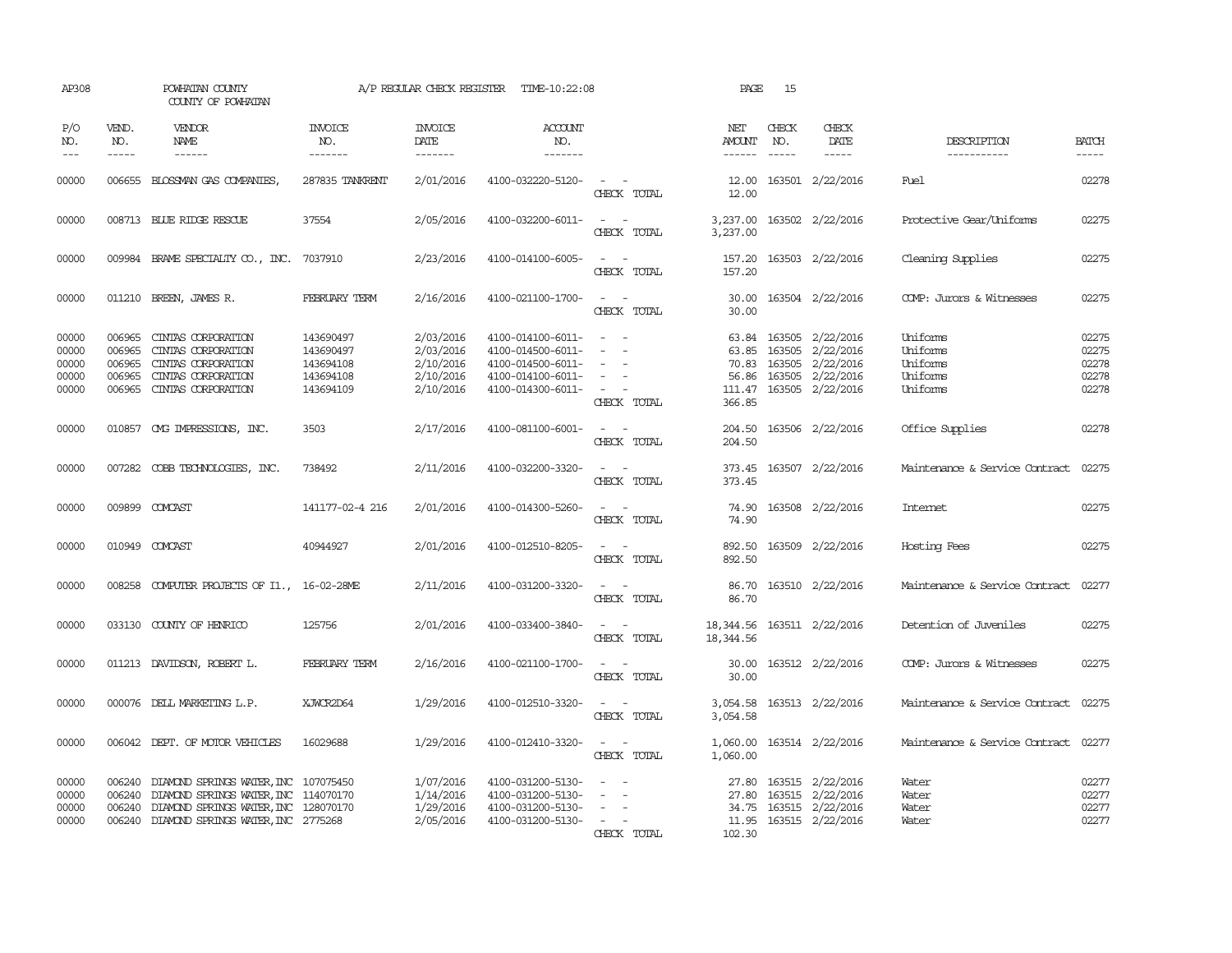AP308 POWHATAN COUNTY A/P REGULAR CHECK REGISTER TIME-10:22:08

COUNTY OF POWHATAN

| P/O NO. | VEND. NO. | VENDOR NAME | INVOICE NO. | INVOICE DATE | ACCOUNT NO. | | NET AMOUNT | CHECK NO. | CHECK DATE | DESCRIPTION | BATCH |
|---|---|---|---|---|---|---|---|---|---|---|---|
| 00000 | 006655 | BLOSSMAN GAS COMPANIES, | 287835 TANKRENT | 2/01/2016 | 4100-032220-5120- | - - | 12.00 | 163501 | 2/22/2016 | Fuel | 02278 |
| | | | | | | CHECK TOTAL | 12.00 | | | | |
| 00000 | 008713 | BLUE RIDGE RESCUE | 37554 | 2/05/2016 | 4100-032200-6011- | - - | 3,237.00 | 163502 | 2/22/2016 | Protective Gear/Uniforms | 02275 |
| | | | | | | CHECK TOTAL | 3,237.00 | | | | |
| 00000 | 009984 | BRAME SPECIALTY CO., INC. | 7037910 | 2/23/2016 | 4100-014100-6005- | - - | 157.20 | 163503 | 2/22/2016 | Cleaning Supplies | 02275 |
| | | | | | | CHECK TOTAL | 157.20 | | | | |
| 00000 | 011210 | BREEN, JAMES R. | FEBRUARY TERM | 2/16/2016 | 4100-021100-1700- | - - | 30.00 | 163504 | 2/22/2016 | COMP: Jurors & Witnesses | 02275 |
| | | | | | | CHECK TOTAL | 30.00 | | | | |
| 00000 | 006965 | CINTAS CORPORATION | 143690497 | 2/03/2016 | 4100-014100-6011- | - - | 63.84 | 163505 | 2/22/2016 | Uniforms | 02275 |
| 00000 | 006965 | CINTAS CORPORATION | 143690497 | 2/03/2016 | 4100-014500-6011- | - - | 63.85 | 163505 | 2/22/2016 | Uniforms | 02275 |
| 00000 | 006965 | CINTAS CORPORATION | 143694108 | 2/10/2016 | 4100-014500-6011- | - - | 70.83 | 163505 | 2/22/2016 | Uniforms | 02278 |
| 00000 | 006965 | CINTAS CORPORATION | 143694108 | 2/10/2016 | 4100-014100-6011- | - - | 56.86 | 163505 | 2/22/2016 | Uniforms | 02278 |
| 00000 | 006965 | CINTAS CORPORATION | 143694109 | 2/10/2016 | 4100-014300-6011- | - - | 111.47 | 163505 | 2/22/2016 | Uniforms | 02278 |
| | | | | | | CHECK TOTAL | 366.85 | | | | |
| 00000 | 010857 | CMG IMPRESSIONS, INC. | 3503 | 2/17/2016 | 4100-081100-6001- | - - | 204.50 | 163506 | 2/22/2016 | Office Supplies | 02278 |
| | | | | | | CHECK TOTAL | 204.50 | | | | |
| 00000 | 007282 | COBB TECHNOLOGIES, INC. | 738492 | 2/11/2016 | 4100-032200-3320- | - - | 373.45 | 163507 | 2/22/2016 | Maintenance & Service Contract | 02275 |
| | | | | | | CHECK TOTAL | 373.45 | | | | |
| 00000 | 009899 | COMCAST | 141177-02-4 216 | 2/01/2016 | 4100-014300-5260- | - - | 74.90 | 163508 | 2/22/2016 | Internet | 02275 |
| | | | | | | CHECK TOTAL | 74.90 | | | | |
| 00000 | 010949 | COMCAST | 40944927 | 2/01/2016 | 4100-012510-8205- | - - | 892.50 | 163509 | 2/22/2016 | Hosting Fees | 02275 |
| | | | | | | CHECK TOTAL | 892.50 | | | | |
| 00000 | 008258 | COMPUTER PROJECTS OF Il., | 16-02-28ME | 2/11/2016 | 4100-031200-3320- | - - | 86.70 | 163510 | 2/22/2016 | Maintenance & Service Contract | 02277 |
| | | | | | | CHECK TOTAL | 86.70 | | | | |
| 00000 | 033130 | COUNTY OF HENRICO | 125756 | 2/01/2016 | 4100-033400-3840- | - - | 18,344.56 | 163511 | 2/22/2016 | Detention of Juveniles | 02275 |
| | | | | | | CHECK TOTAL | 18,344.56 | | | | |
| 00000 | 011213 | DAVIDSON, ROBERT L. | FEBRUARY TERM | 2/16/2016 | 4100-021100-1700- | - - | 30.00 | 163512 | 2/22/2016 | COMP: Jurors & Witnesses | 02275 |
| | | | | | | CHECK TOTAL | 30.00 | | | | |
| 00000 | 000076 | DELL MARKETING L.P. | XJWCR2D64 | 1/29/2016 | 4100-012510-3320- | - - | 3,054.58 | 163513 | 2/22/2016 | Maintenance & Service Contract | 02275 |
| | | | | | | CHECK TOTAL | 3,054.58 | | | | |
| 00000 | 006042 | DEPT. OF MOTOR VEHICLES | 16029688 | 1/29/2016 | 4100-012410-3320- | - - | 1,060.00 | 163514 | 2/22/2016 | Maintenance & Service Contract | 02277 |
| | | | | | | CHECK TOTAL | 1,060.00 | | | | |
| 00000 | 006240 | DIAMOND SPRINGS WATER,INC | 107075450 | 1/07/2016 | 4100-031200-5130- | - - | 27.80 | 163515 | 2/22/2016 | Water | 02277 |
| 00000 | 006240 | DIAMOND SPRINGS WATER,INC | 114070170 | 1/14/2016 | 4100-031200-5130- | - - | 27.80 | 163515 | 2/22/2016 | Water | 02277 |
| 00000 | 006240 | DIAMOND SPRINGS WATER,INC | 128070170 | 1/29/2016 | 4100-031200-5130- | - - | 34.75 | 163515 | 2/22/2016 | Water | 02277 |
| 00000 | 006240 | DIAMOND SPRINGS WATER,INC | 2775268 | 2/05/2016 | 4100-031200-5130- | - - | 11.95 | 163515 | 2/22/2016 | Water | 02277 |
| | | | | | | CHECK TOTAL | 102.30 | | | | |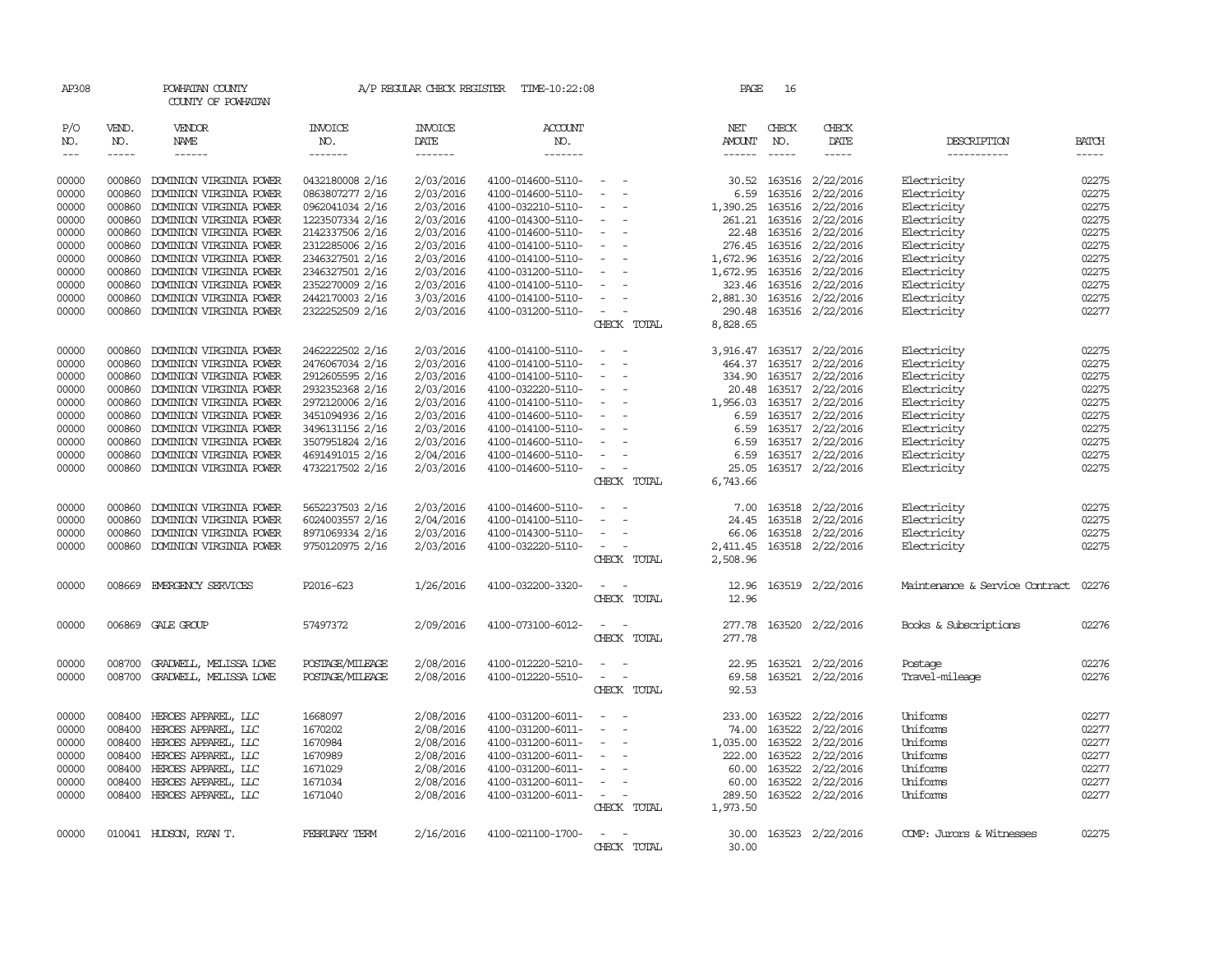AP308 POWHATAN COUNTY A/P REGULAR CHECK REGISTER TIME-10:22:08 PAGE 16

COUNTY OF POWHATAN

| P/O NO. | VEND. NO. | VENDOR NAME | INVOICE NO. | INVOICE DATE | ACCOUNT NO. | | NET AMOUNT | CHECK NO. | CHECK DATE | DESCRIPTION | BATCH |
|---|---|---|---|---|---|---|---|---|---|---|---|
| 00000 | 000860 | DOMINION VIRGINIA POWER | 0432180008 2/16 | 2/03/2016 | 4100-014600-5110- | - - | 30.52 | 163516 | 2/22/2016 | Electricity | 02275 |
| 00000 | 000860 | DOMINION VIRGINIA POWER | 0863807277 2/16 | 2/03/2016 | 4100-014600-5110- | - - | 6.59 | 163516 | 2/22/2016 | Electricity | 02275 |
| 00000 | 000860 | DOMINION VIRGINIA POWER | 0962041034 2/16 | 2/03/2016 | 4100-032210-5110- | - - | 1,390.25 | 163516 | 2/22/2016 | Electricity | 02275 |
| 00000 | 000860 | DOMINION VIRGINIA POWER | 1223507334 2/16 | 2/03/2016 | 4100-014300-5110- | - - | 261.21 | 163516 | 2/22/2016 | Electricity | 02275 |
| 00000 | 000860 | DOMINION VIRGINIA POWER | 2142337506 2/16 | 2/03/2016 | 4100-014600-5110- | - - | 22.48 | 163516 | 2/22/2016 | Electricity | 02275 |
| 00000 | 000860 | DOMINION VIRGINIA POWER | 2312285006 2/16 | 2/03/2016 | 4100-014100-5110- | - - | 276.45 | 163516 | 2/22/2016 | Electricity | 02275 |
| 00000 | 000860 | DOMINION VIRGINIA POWER | 2346327501 2/16 | 2/03/2016 | 4100-014100-5110- | - - | 1,672.96 | 163516 | 2/22/2016 | Electricity | 02275 |
| 00000 | 000860 | DOMINION VIRGINIA POWER | 2346327501 2/16 | 2/03/2016 | 4100-031200-5110- | - - | 1,672.95 | 163516 | 2/22/2016 | Electricity | 02275 |
| 00000 | 000860 | DOMINION VIRGINIA POWER | 2352270009 2/16 | 2/03/2016 | 4100-014100-5110- | - - | 323.46 | 163516 | 2/22/2016 | Electricity | 02275 |
| 00000 | 000860 | DOMINION VIRGINIA POWER | 2442170003 2/16 | 3/03/2016 | 4100-014100-5110- | - - | 2,881.30 | 163516 | 2/22/2016 | Electricity | 02275 |
| 00000 | 000860 | DOMINION VIRGINIA POWER | 2322252509 2/16 | 2/03/2016 | 4100-031200-5110- | - - | 290.48 | 163516 | 2/22/2016 | Electricity | 02277 |
| | | | | | | CHECK TOTAL | 8,828.65 | | | | |
| 00000 | 000860 | DOMINION VIRGINIA POWER | 2462222502 2/16 | 2/03/2016 | 4100-014100-5110- | - - | 3,916.47 | 163517 | 2/22/2016 | Electricity | 02275 |
| 00000 | 000860 | DOMINION VIRGINIA POWER | 2476067034 2/16 | 2/03/2016 | 4100-014100-5110- | - - | 464.37 | 163517 | 2/22/2016 | Electricity | 02275 |
| 00000 | 000860 | DOMINION VIRGINIA POWER | 2912605595 2/16 | 2/03/2016 | 4100-014100-5110- | - - | 334.90 | 163517 | 2/22/2016 | Electricity | 02275 |
| 00000 | 000860 | DOMINION VIRGINIA POWER | 2932352368 2/16 | 2/03/2016 | 4100-032220-5110- | - - | 20.48 | 163517 | 2/22/2016 | Electricity | 02275 |
| 00000 | 000860 | DOMINION VIRGINIA POWER | 2972120006 2/16 | 2/03/2016 | 4100-014100-5110- | - - | 1,956.03 | 163517 | 2/22/2016 | Electricity | 02275 |
| 00000 | 000860 | DOMINION VIRGINIA POWER | 3451094936 2/16 | 2/03/2016 | 4100-014600-5110- | - - | 6.59 | 163517 | 2/22/2016 | Electricity | 02275 |
| 00000 | 000860 | DOMINION VIRGINIA POWER | 3496131156 2/16 | 2/03/2016 | 4100-014100-5110- | - - | 6.59 | 163517 | 2/22/2016 | Electricity | 02275 |
| 00000 | 000860 | DOMINION VIRGINIA POWER | 3507951824 2/16 | 2/03/2016 | 4100-014600-5110- | - - | 6.59 | 163517 | 2/22/2016 | Electricity | 02275 |
| 00000 | 000860 | DOMINION VIRGINIA POWER | 4691491015 2/16 | 2/04/2016 | 4100-014600-5110- | - - | 6.59 | 163517 | 2/22/2016 | Electricity | 02275 |
| 00000 | 000860 | DOMINION VIRGINIA POWER | 4732217502 2/16 | 2/03/2016 | 4100-014600-5110- | - - | 25.05 | 163517 | 2/22/2016 | Electricity | 02275 |
| | | | | | | CHECK TOTAL | 6,743.66 | | | | |
| 00000 | 000860 | DOMINION VIRGINIA POWER | 5652237503 2/16 | 2/03/2016 | 4100-014600-5110- | - - | 7.00 | 163518 | 2/22/2016 | Electricity | 02275 |
| 00000 | 000860 | DOMINION VIRGINIA POWER | 6024003557 2/16 | 2/04/2016 | 4100-014100-5110- | - - | 24.45 | 163518 | 2/22/2016 | Electricity | 02275 |
| 00000 | 000860 | DOMINION VIRGINIA POWER | 8971069334 2/16 | 2/03/2016 | 4100-014300-5110- | - - | 66.06 | 163518 | 2/22/2016 | Electricity | 02275 |
| 00000 | 000860 | DOMINION VIRGINIA POWER | 9750120975 2/16 | 2/03/2016 | 4100-032220-5110- | - - | 2,411.45 | 163518 | 2/22/2016 | Electricity | 02275 |
| | | | | | | CHECK TOTAL | 2,508.96 | | | | |
| 00000 | 008669 | EMERGENCY SERVICES | P2016-623 | 1/26/2016 | 4100-032200-3320- | - - | 12.96 | 163519 | 2/22/2016 | Maintenance & Service Contract | 02276 |
| | | | | | | CHECK TOTAL | 12.96 | | | | |
| 00000 | 006869 | GALE GROUP | 57497372 | 2/09/2016 | 4100-073100-6012- | - - | 277.78 | 163520 | 2/22/2016 | Books & Subscriptions | 02276 |
| | | | | | | CHECK TOTAL | 277.78 | | | | |
| 00000 | 008700 | GRADWELL, MELISSA LOWE | POSTAGE/MILEAGE | 2/08/2016 | 4100-012220-5210- | - - | 22.95 | 163521 | 2/22/2016 | Postage | 02276 |
| 00000 | 008700 | GRADWELL, MELISSA LOWE | POSTAGE/MILEAGE | 2/08/2016 | 4100-012220-5510- | - - | 69.58 | 163521 | 2/22/2016 | Travel-mileage | 02276 |
| | | | | | | CHECK TOTAL | 92.53 | | | | |
| 00000 | 008400 | HEROES APPAREL, LLC | 1668097 | 2/08/2016 | 4100-031200-6011- | - - | 233.00 | 163522 | 2/22/2016 | Uniforms | 02277 |
| 00000 | 008400 | HEROES APPAREL, LLC | 1670202 | 2/08/2016 | 4100-031200-6011- | - - | 74.00 | 163522 | 2/22/2016 | Uniforms | 02277 |
| 00000 | 008400 | HEROES APPAREL, LLC | 1670984 | 2/08/2016 | 4100-031200-6011- | - - | 1,035.00 | 163522 | 2/22/2016 | Uniforms | 02277 |
| 00000 | 008400 | HEROES APPAREL, LLC | 1670989 | 2/08/2016 | 4100-031200-6011- | - - | 222.00 | 163522 | 2/22/2016 | Uniforms | 02277 |
| 00000 | 008400 | HEROES APPAREL, LLC | 1671029 | 2/08/2016 | 4100-031200-6011- | - - | 60.00 | 163522 | 2/22/2016 | Uniforms | 02277 |
| 00000 | 008400 | HEROES APPAREL, LLC | 1671034 | 2/08/2016 | 4100-031200-6011- | - - | 60.00 | 163522 | 2/22/2016 | Uniforms | 02277 |
| 00000 | 008400 | HEROES APPAREL, LLC | 1671040 | 2/08/2016 | 4100-031200-6011- | - - | 289.50 | 163522 | 2/22/2016 | Uniforms | 02277 |
| | | | | | | CHECK TOTAL | 1,973.50 | | | | |
| 00000 | 010041 | HUDSON, RYAN T. | FEBRUARY TERM | 2/16/2016 | 4100-021100-1700- | - - | 30.00 | 163523 | 2/22/2016 | COMP: Jurors & Witnesses | 02275 |
| | | | | | | CHECK TOTAL | 30.00 | | | | |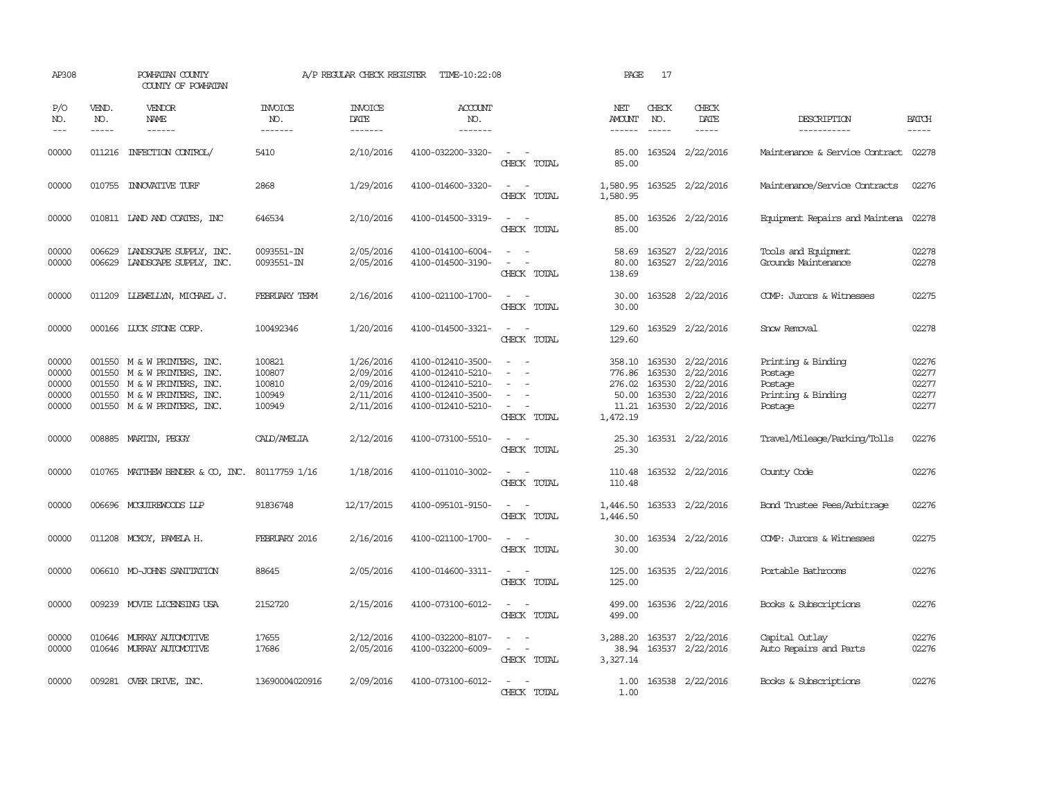AP308 POWHATAN COUNTY A/P REGULAR CHECK REGISTER TIME-10:22:08 PAGE 17

COUNTY OF POWHATAN

| P/O NO. | VEND. NO. | VENDOR NAME | INVOICE NO. | INVOICE DATE | ACCOUNT NO. | | NET AMOUNT | CHECK NO. | CHECK DATE | DESCRIPTION | BATCH |
|---|---|---|---|---|---|---|---|---|---|---|---|
| 00000 | 011216 | INFECTION CONTROL/ | 5410 | 2/10/2016 | 4100-032200-3320- | - - | 85.00 | 163524 | 2/22/2016 | Maintenance & Service Contract | 02278 |
| | | | | | | CHECK TOTAL | 85.00 | | | | |
| 00000 | 010755 | INNOVATIVE TURF | 2868 | 1/29/2016 | 4100-014600-3320- | - - | 1,580.95 | 163525 | 2/22/2016 | Maintenance/Service Contracts | 02276 |
| | | | | | | CHECK TOTAL | 1,580.95 | | | | |
| 00000 | 010811 | LAND AND COATES, INC | 646534 | 2/10/2016 | 4100-014500-3319- | - - | 85.00 | 163526 | 2/22/2016 | Equipment Repairs and Maintena | 02278 |
| | | | | | | CHECK TOTAL | 85.00 | | | | |
| 00000 | 006629 | LANDSCAPE SUPPLY, INC. | 0093551-IN | 2/05/2016 | 4100-014100-6004- | - - | 58.69 | 163527 | 2/22/2016 | Tools and Equipment | 02278 |
| 00000 | 006629 | LANDSCAPE SUPPLY, INC. | 0093551-IN | 2/05/2016 | 4100-014500-3190- | - - | 80.00 | 163527 | 2/22/2016 | Grounds Maintenance | 02278 |
| | | | | | | CHECK TOTAL | 138.69 | | | | |
| 00000 | 011209 | LLEWELLYN, MICHAEL J. | FEBRUARY TERM | 2/16/2016 | 4100-021100-1700- | - - | 30.00 | 163528 | 2/22/2016 | COMP: Jurors & Witnesses | 02275 |
| | | | | | | CHECK TOTAL | 30.00 | | | | |
| 00000 | 000166 | LUCK STONE CORP. | 100492346 | 1/20/2016 | 4100-014500-3321- | - - | 129.60 | 163529 | 2/22/2016 | Snow Removal | 02278 |
| | | | | | | CHECK TOTAL | 129.60 | | | | |
| 00000 | 001550 | M & W PRINTERS, INC. | 100821 | 1/26/2016 | 4100-012410-3500- | - - | 358.10 | 163530 | 2/22/2016 | Printing & Binding | 02276 |
| 00000 | 001550 | M & W PRINTERS, INC. | 100807 | 2/09/2016 | 4100-012410-5210- | - - | 776.86 | 163530 | 2/22/2016 | Postage | 02277 |
| 00000 | 001550 | M & W PRINTERS, INC. | 100810 | 2/09/2016 | 4100-012410-5210- | - - | 276.02 | 163530 | 2/22/2016 | Postage | 02277 |
| 00000 | 001550 | M & W PRINTERS, INC. | 100949 | 2/11/2016 | 4100-012410-3500- | - - | 50.00 | 163530 | 2/22/2016 | Printing & Binding | 02277 |
| 00000 | 001550 | M & W PRINTERS, INC. | 100949 | 2/11/2016 | 4100-012410-5210- | - - | 11.21 | 163530 | 2/22/2016 | Postage | 02277 |
| | | | | | | CHECK TOTAL | 1,472.19 | | | | |
| 00000 | 008885 | MARTIN, PEGGY | CALD/AMELIA | 2/12/2016 | 4100-073100-5510- | - - | 25.30 | 163531 | 2/22/2016 | Travel/Mileage/Parking/Tolls | 02276 |
| | | | | | | CHECK TOTAL | 25.30 | | | | |
| 00000 | 010765 | MATTHEW BENDER & CO, INC. | 80117759 1/16 | 1/18/2016 | 4100-011010-3002- | - - | 110.48 | 163532 | 2/22/2016 | County Code | 02276 |
| | | | | | | CHECK TOTAL | 110.48 | | | | |
| 00000 | 006696 | MCGUIREWOODS LLP | 91836748 | 12/17/2015 | 4100-095101-9150- | - - | 1,446.50 | 163533 | 2/22/2016 | Bond Trustee Fees/Arbitrage | 02276 |
| | | | | | | CHECK TOTAL | 1,446.50 | | | | |
| 00000 | 011208 | MCKOY, PAMELA H. | FEBRUARY 2016 | 2/16/2016 | 4100-021100-1700- | - - | 30.00 | 163534 | 2/22/2016 | COMP: Jurors & Witnesses | 02275 |
| | | | | | | CHECK TOTAL | 30.00 | | | | |
| 00000 | 006610 | MO-JOHNS SANITATION | 88645 | 2/05/2016 | 4100-014600-3311- | - - | 125.00 | 163535 | 2/22/2016 | Portable Bathrooms | 02276 |
| | | | | | | CHECK TOTAL | 125.00 | | | | |
| 00000 | 009239 | MOVIE LICENSING USA | 2152720 | 2/15/2016 | 4100-073100-6012- | - - | 499.00 | 163536 | 2/22/2016 | Books & Subscriptions | 02276 |
| | | | | | | CHECK TOTAL | 499.00 | | | | |
| 00000 | 010646 | MURRAY AUTOMOTIVE | 17655 | 2/12/2016 | 4100-032200-8107- | - - | 3,288.20 | 163537 | 2/22/2016 | Capital Outlay | 02276 |
| 00000 | 010646 | MURRAY AUTOMOTIVE | 17686 | 2/05/2016 | 4100-032200-6009- | - - | 38.94 | 163537 | 2/22/2016 | Auto Repairs and Parts | 02276 |
| | | | | | | CHECK TOTAL | 3,327.14 | | | | |
| 00000 | 009281 | OVER DRIVE, INC. | 13690004020916 | 2/09/2016 | 4100-073100-6012- | - - | 1.00 | 163538 | 2/22/2016 | Books & Subscriptions | 02276 |
| | | | | | | CHECK TOTAL | 1.00 | | | | |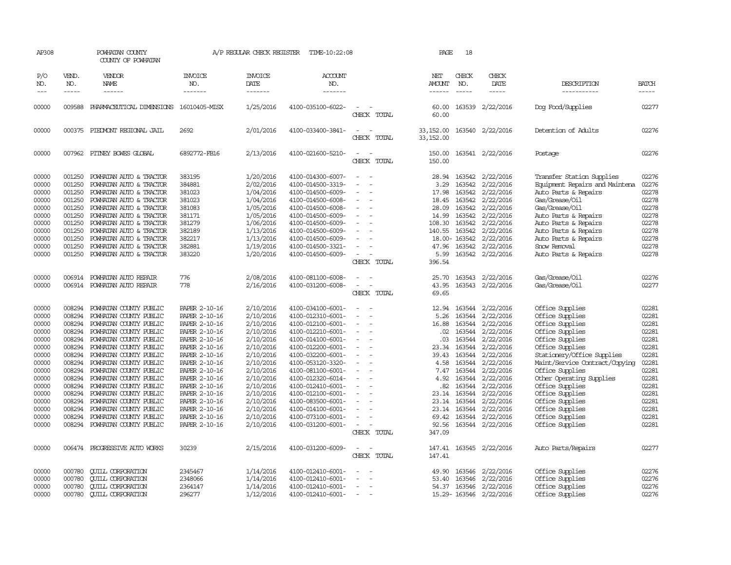AP308 POWHATAN COUNTY A/P REGULAR CHECK REGISTER TIME-10:22:08 PAGE 18

COUNTY OF POWHATAN

| P/O NO. | VEND. NO. | VENDOR NAME | INVOICE NO. | INVOICE DATE | ACCOUNT NO. | | NET AMOUNT | CHECK NO. | CHECK DATE | DESCRIPTION | BATCH |
|---|---|---|---|---|---|---|---|---|---|---|---|
| --- | ----- | ------ | ------- | ------- | ------- | | ------ | ----- | ----- | ----------- | ----- |
| 00000 | 009588 | PHARMACEUTICAL DIMENSIONS | 16010405-MISX | 1/25/2016 | 4100-035100-6022- | - - | 60.00 | 163539 | 2/22/2016 | Dog Food/Supplies | 02277 |
| | | | | | | CHECK TOTAL | 60.00 | | | | |
| 00000 | 000375 | PIEDMONT REGIONAL JAIL | 2692 | 2/01/2016 | 4100-033400-3841- | - - | 33,152.00 | 163540 | 2/22/2016 | Detention of Adults | 02276 |
| | | | | | | CHECK TOTAL | 33,152.00 | | | | |
| 00000 | 007962 | PITNEY BOWES GLOBAL | 6892772-FB16 | 2/13/2016 | 4100-021600-5210- | - - | 150.00 | 163541 | 2/22/2016 | Postage | 02276 |
| | | | | | | CHECK TOTAL | 150.00 | | | | |
| 00000 | 001250 | POWHATAN AUTO & TRACTOR | 383195 | 1/20/2016 | 4100-014300-6007- | - - | 28.94 | 163542 | 2/22/2016 | Transfer Station Supplies | 02276 |
| 00000 | 001250 | POWHATAN AUTO & TRACTOR | 384881 | 2/02/2016 | 4100-014500-3319- | - - | 3.29 | 163542 | 2/22/2016 | Equipment Repairs and Maintena | 02276 |
| 00000 | 001250 | POWHATAN AUTO & TRACTOR | 381023 | 1/04/2016 | 4100-014500-6009- | - - | 17.98 | 163542 | 2/22/2016 | Auto Parts & Repairs | 02278 |
| 00000 | 001250 | POWHATAN AUTO & TRACTOR | 381023 | 1/04/2016 | 4100-014500-6008- | - - | 18.45 | 163542 | 2/22/2016 | Gas/Grease/Oil | 02278 |
| 00000 | 001250 | POWHATAN AUTO & TRACTOR | 381083 | 1/05/2016 | 4100-014500-6008- | - - | 28.09 | 163542 | 2/22/2016 | Gas/Grease/Oil | 02278 |
| 00000 | 001250 | POWHATAN AUTO & TRACTOR | 381171 | 1/05/2016 | 4100-014500-6009- | - - | 14.99 | 163542 | 2/22/2016 | Auto Parts & Repairs | 02278 |
| 00000 | 001250 | POWHATAN AUTO & TRACTOR | 381279 | 1/06/2016 | 4100-014500-6009- | - - | 108.30 | 163542 | 2/22/2016 | Auto Parts & Repairs | 02278 |
| 00000 | 001250 | POWHATAN AUTO & TRACTOR | 382189 | 1/13/2016 | 4100-014500-6009- | - - | 140.55 | 163542 | 2/22/2016 | Auto Parts & Repairs | 02278 |
| 00000 | 001250 | POWHATAN AUTO & TRACTOR | 382217 | 1/13/2016 | 4100-014500-6009- | - - | 18.00- | 163542 | 2/22/2016 | Auto Parts & Repairs | 02278 |
| 00000 | 001250 | POWHATAN AUTO & TRACTOR | 382881 | 1/19/2016 | 4100-014500-3321- | - - | 47.96 | 163542 | 2/22/2016 | Snow Removal | 02278 |
| 00000 | 001250 | POWHATAN AUTO & TRACTOR | 383220 | 1/20/2016 | 4100-014500-6009- | - - | 5.99 | 163542 | 2/22/2016 | Auto Parts & Repairs | 02278 |
| | | | | | | CHECK TOTAL | 396.54 | | | | |
| 00000 | 006914 | POWHATAN AUTO REPAIR | 776 | 2/08/2016 | 4100-081100-6008- | - - | 25.70 | 163543 | 2/22/2016 | Gas/Grease/Oil | 02276 |
| 00000 | 006914 | POWHATAN AUTO REPAIR | 778 | 2/16/2016 | 4100-031200-6008- | - - | 43.95 | 163543 | 2/22/2016 | Gas/Grease/Oil | 02277 |
| | | | | | | CHECK TOTAL | 69.65 | | | | |
| 00000 | 008294 | POWHATAN COUNTY PUBLIC | PAPER 2-10-16 | 2/10/2016 | 4100-034100-6001- | - - | 12.94 | 163544 | 2/22/2016 | Office Supplies | 02281 |
| 00000 | 008294 | POWHATAN COUNTY PUBLIC | PAPER 2-10-16 | 2/10/2016 | 4100-012310-6001- | - - | 5.26 | 163544 | 2/22/2016 | Office Supplies | 02281 |
| 00000 | 008294 | POWHATAN COUNTY PUBLIC | PAPER 2-10-16 | 2/10/2016 | 4100-012100-6001- | - - | 16.88 | 163544 | 2/22/2016 | Office Supplies | 02281 |
| 00000 | 008294 | POWHATAN COUNTY PUBLIC | PAPER 2-10-16 | 2/10/2016 | 4100-012210-6001- | - - | .02 | 163544 | 2/22/2016 | Office Supplies | 02281 |
| 00000 | 008294 | POWHATAN COUNTY PUBLIC | PAPER 2-10-16 | 2/10/2016 | 4100-014100-6001- | - - | .03 | 163544 | 2/22/2016 | Office Supplies | 02281 |
| 00000 | 008294 | POWHATAN COUNTY PUBLIC | PAPER 2-10-16 | 2/10/2016 | 4100-012200-6001- | - - | 23.34 | 163544 | 2/22/2016 | Office Supplies | 02281 |
| 00000 | 008294 | POWHATAN COUNTY PUBLIC | PAPER 2-10-16 | 2/10/2016 | 4100-032200-6001- | - - | 39.43 | 163544 | 2/22/2016 | Stationery/Office Supplies | 02281 |
| 00000 | 008294 | POWHATAN COUNTY PUBLIC | PAPER 2-10-16 | 2/10/2016 | 4100-053120-3320- | - - | 4.58 | 163544 | 2/22/2016 | Maint/Service Contract/Copying | 02281 |
| 00000 | 008294 | POWHATAN COUNTY PUBLIC | PAPER 2-10-16 | 2/10/2016 | 4100-081100-6001- | - - | 7.47 | 163544 | 2/22/2016 | Office Supplies | 02281 |
| 00000 | 008294 | POWHATAN COUNTY PUBLIC | PAPER 2-10-16 | 2/10/2016 | 4100-012320-6014- | - - | 4.92 | 163544 | 2/22/2016 | Other Operating Supplies | 02281 |
| 00000 | 008294 | POWHATAN COUNTY PUBLIC | PAPER 2-10-16 | 2/10/2016 | 4100-012410-6001- | - - | .82 | 163544 | 2/22/2016 | Office Supplies | 02281 |
| 00000 | 008294 | POWHATAN COUNTY PUBLIC | PAPER 2-10-16 | 2/10/2016 | 4100-012100-6001- | - - | 23.14 | 163544 | 2/22/2016 | Office Supplies | 02281 |
| 00000 | 008294 | POWHATAN COUNTY PUBLIC | PAPER 2-10-16 | 2/10/2016 | 4100-083500-6001- | - - | 23.14 | 163544 | 2/22/2016 | Office Supplies | 02281 |
| 00000 | 008294 | POWHATAN COUNTY PUBLIC | PAPER 2-10-16 | 2/10/2016 | 4100-014100-6001- | - - | 23.14 | 163544 | 2/22/2016 | Office Supplies | 02281 |
| 00000 | 008294 | POWHATAN COUNTY PUBLIC | PAPER 2-10-16 | 2/10/2016 | 4100-073100-6001- | - - | 69.42 | 163544 | 2/22/2016 | Office Supplies | 02281 |
| 00000 | 008294 | POWHATAN COUNTY PUBLIC | PAPER 2-10-16 | 2/10/2016 | 4100-031200-6001- | - - | 92.56 | 163544 | 2/22/2016 | Office Supplies | 02281 |
| | | | | | | CHECK TOTAL | 347.09 | | | | |
| 00000 | 006474 | PROGRESSIVE AUTO WORKS | 30239 | 2/15/2016 | 4100-031200-6009- | - - | 147.41 | 163545 | 2/22/2016 | Auto Parts/Repairs | 02277 |
| | | | | | | CHECK TOTAL | 147.41 | | | | |
| 00000 | 000780 | QUILL CORPORATION | 2345467 | 1/14/2016 | 4100-012410-6001- | - - | 49.90 | 163546 | 2/22/2016 | Office Supplies | 02276 |
| 00000 | 000780 | QUILL CORPORATION | 2348066 | 1/14/2016 | 4100-012410-6001- | - - | 53.40 | 163546 | 2/22/2016 | Office Supplies | 02276 |
| 00000 | 000780 | QUILL CORPORATION | 2364147 | 1/14/2016 | 4100-012410-6001- | - - | 54.37 | 163546 | 2/22/2016 | Office Supplies | 02276 |
| 00000 | 000780 | QUILL CORPORATION | 296277 | 1/12/2016 | 4100-012410-6001- | - - | 15.29- | 163546 | 2/22/2016 | Office Supplies | 02276 |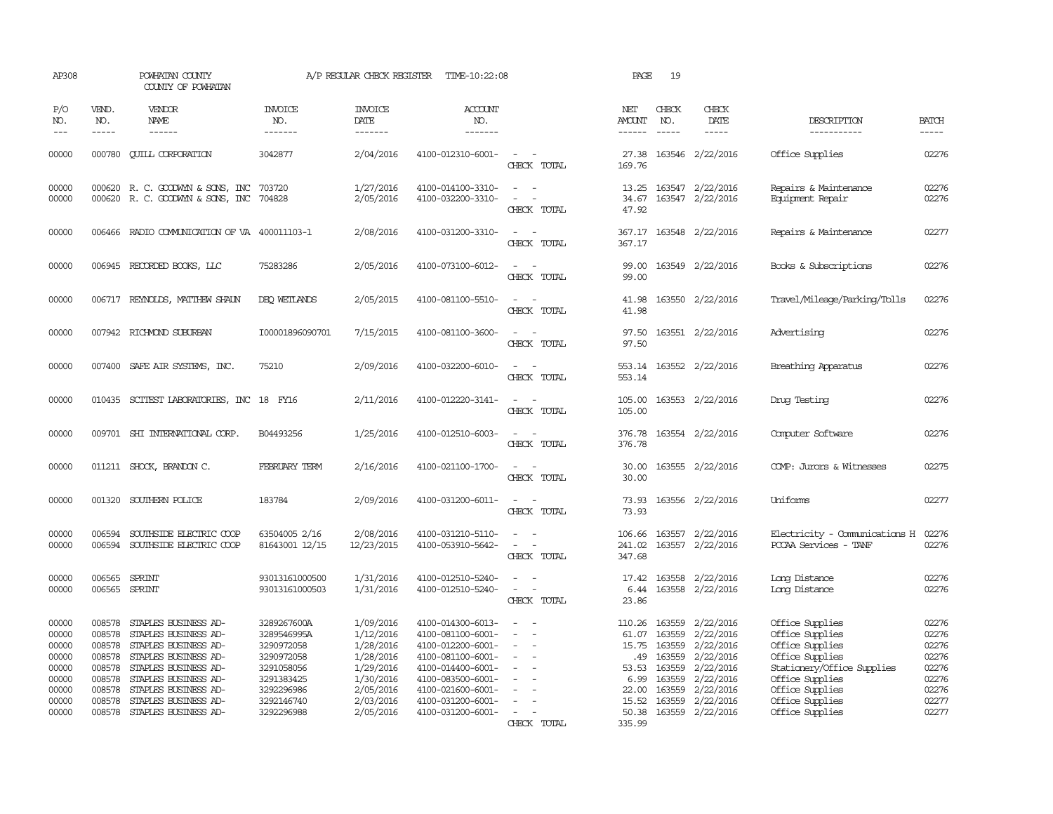AP308 POWHATAN COUNTY A/P REGULAR CHECK REGISTER TIME-10:22:08 PAGE 19

COUNTY OF POWHATAN

| P/O NO. | VEND. NO. | VENDOR NAME | INVOICE NO. | INVOICE DATE | ACCOUNT NO. | | NET AMOUNT | CHECK NO. | CHECK DATE | DESCRIPTION | BATCH |
|---|---|---|---|---|---|---|---|---|---|---|---|
| 00000 | 000780 | QUILL CORPORATION | 3042877 | 2/04/2016 | 4100-012310-6001- | - - | 27.38 | 163546 | 2/22/2016 | Office Supplies | 02276 |
| | | | | | | CHECK TOTAL | 169.76 | | | | |
| 00000 | 000620 | R. C. GOODWYN & SONS, INC | 703720 | 1/27/2016 | 4100-014100-3310- | - - | 13.25 | 163547 | 2/22/2016 | Repairs & Maintenance | 02276 |
| 00000 | 000620 | R. C. GOODWYN & SONS, INC | 704828 | 2/05/2016 | 4100-032200-3310- | - - | 34.67 | 163547 | 2/22/2016 | Equipment Repair | 02276 |
| | | | | | | CHECK TOTAL | 47.92 | | | | |
| 00000 | 006466 | RADIO COMMUNICATION OF VA | 400011103-1 | 2/08/2016 | 4100-031200-3310- | - - | 367.17 | 163548 | 2/22/2016 | Repairs & Maintenance | 02277 |
| | | | | | | CHECK TOTAL | 367.17 | | | | |
| 00000 | 006945 | RECORDED BOOKS, LLC | 75283286 | 2/05/2016 | 4100-073100-6012- | - - | 99.00 | 163549 | 2/22/2016 | Books & Subscriptions | 02276 |
| | | | | | | CHECK TOTAL | 99.00 | | | | |
| 00000 | 006717 | REYNOLDS, MATTHEW SHAUN | DEQ WETLANDS | 2/05/2015 | 4100-081100-5510- | - - | 41.98 | 163550 | 2/22/2016 | Travel/Mileage/Parking/Tolls | 02276 |
| | | | | | | CHECK TOTAL | 41.98 | | | | |
| 00000 | 007942 | RICHMOND SUBURBAN | I00001896090701 | 7/15/2015 | 4100-081100-3600- | - - | 97.50 | 163551 | 2/22/2016 | Advertising | 02276 |
| | | | | | | CHECK TOTAL | 97.50 | | | | |
| 00000 | 007400 | SAFE AIR SYSTEMS, INC. | 75210 | 2/09/2016 | 4100-032200-6010- | - - | 553.14 | 163552 | 2/22/2016 | Breathing Apparatus | 02276 |
| | | | | | | CHECK TOTAL | 553.14 | | | | |
| 00000 | 010435 | SCITEST LABORATORIES, INC | 18 FY16 | 2/11/2016 | 4100-012220-3141- | - - | 105.00 | 163553 | 2/22/2016 | Drug Testing | 02276 |
| | | | | | | CHECK TOTAL | 105.00 | | | | |
| 00000 | 009701 | SHI INTERNATIONAL CORP. | B04493256 | 1/25/2016 | 4100-012510-6003- | - - | 376.78 | 163554 | 2/22/2016 | Computer Software | 02276 |
| | | | | | | CHECK TOTAL | 376.78 | | | | |
| 00000 | 011211 | SHOCK, BRANDON C. | FEBRUARY TERM | 2/16/2016 | 4100-021100-1700- | - - | 30.00 | 163555 | 2/22/2016 | COMP: Jurors & Witnesses | 02275 |
| | | | | | | CHECK TOTAL | 30.00 | | | | |
| 00000 | 001320 | SOUTHERN POLICE | 183784 | 2/09/2016 | 4100-031200-6011- | - - | 73.93 | 163556 | 2/22/2016 | Uniforms | 02277 |
| | | | | | | CHECK TOTAL | 73.93 | | | | |
| 00000 | 006594 | SOUTHSIDE ELECTRIC COOP | 63504005 2/16 | 2/08/2016 | 4100-031210-5110- | - - | 106.66 | 163557 | 2/22/2016 | Electricity - Communications H | 02276 |
| 00000 | 006594 | SOUTHSIDE ELECTRIC COOP | 81643001 12/15 | 12/23/2015 | 4100-053910-5642- | - - | 241.02 | 163557 | 2/22/2016 | PCCAA Services - TANF | 02276 |
| | | | | | | CHECK TOTAL | 347.68 | | | | |
| 00000 | 006565 | SPRINT | 93013161000500 | 1/31/2016 | 4100-012510-5240- | - - | 17.42 | 163558 | 2/22/2016 | Long Distance | 02276 |
| 00000 | 006565 | SPRINT | 93013161000503 | 1/31/2016 | 4100-012510-5240- | - - | 6.44 | 163558 | 2/22/2016 | Long Distance | 02276 |
| | | | | | | CHECK TOTAL | 23.86 | | | | |
| 00000 | 008578 | STAPLES BUSINESS AD- | 3289267600A | 1/09/2016 | 4100-014300-6013- | - - | 110.26 | 163559 | 2/22/2016 | Office Supplies | 02276 |
| 00000 | 008578 | STAPLES BUSINESS AD- | 3289546995A | 1/12/2016 | 4100-081100-6001- | - - | 61.07 | 163559 | 2/22/2016 | Office Supplies | 02276 |
| 00000 | 008578 | STAPLES BUSINESS AD- | 3290972058 | 1/28/2016 | 4100-012200-6001- | - - | 15.75 | 163559 | 2/22/2016 | Office Supplies | 02276 |
| 00000 | 008578 | STAPLES BUSINESS AD- | 3290972058 | 1/28/2016 | 4100-081100-6001- | - - | .49 | 163559 | 2/22/2016 | Office Supplies | 02276 |
| 00000 | 008578 | STAPLES BUSINESS AD- | 3291058056 | 1/29/2016 | 4100-014400-6001- | - - | 53.53 | 163559 | 2/22/2016 | Stationery/Office Supplies | 02276 |
| 00000 | 008578 | STAPLES BUSINESS AD- | 3291383425 | 1/30/2016 | 4100-083500-6001- | - - | 6.99 | 163559 | 2/22/2016 | Office Supplies | 02276 |
| 00000 | 008578 | STAPLES BUSINESS AD- | 3292296986 | 2/05/2016 | 4100-021600-6001- | - - | 22.00 | 163559 | 2/22/2016 | Office Supplies | 02276 |
| 00000 | 008578 | STAPLES BUSINESS AD- | 3292146740 | 2/03/2016 | 4100-031200-6001- | - - | 15.52 | 163559 | 2/22/2016 | Office Supplies | 02277 |
| 00000 | 008578 | STAPLES BUSINESS AD- | 3292296988 | 2/05/2016 | 4100-031200-6001- | - - | 50.38 | 163559 | 2/22/2016 | Office Supplies | 02277 |
| | | | | | | CHECK TOTAL | 335.99 | | | | |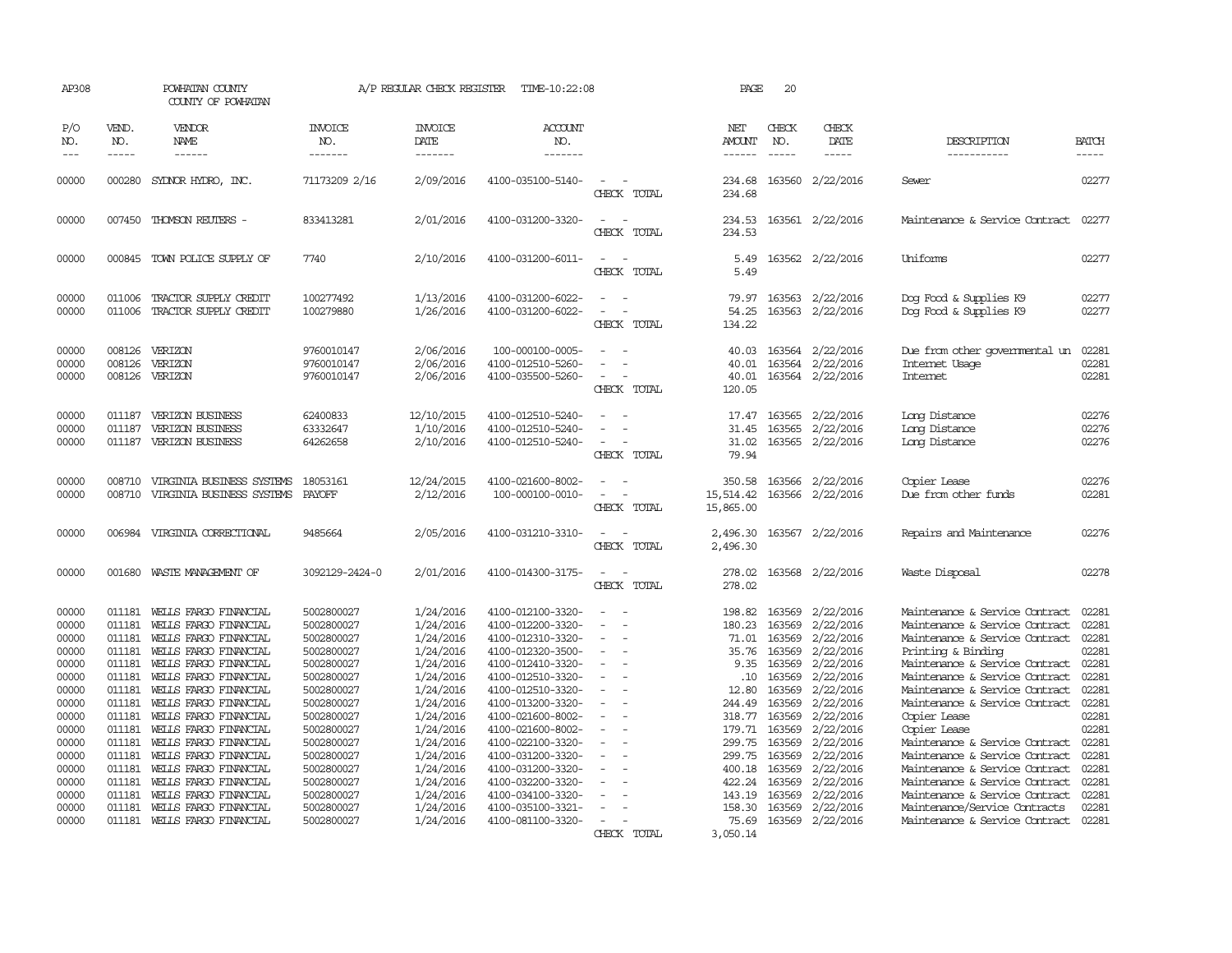AP308 POWHATAN COUNTY A/P REGULAR CHECK REGISTER TIME-10:22:08 PAGE 20

COUNTY OF POWHATAN

| P/O NO. | VEND. NO. | VENDOR NAME | INVOICE NO. | INVOICE DATE | ACCOUNT NO. | | NET AMOUNT | CHECK NO. | CHECK DATE | DESCRIPTION | BATCH |
|---|---|---|---|---|---|---|---|---|---|---|---|
| 00000 | 000280 | SYDNOR HYDRO, INC. | 71173209 2/16 | 2/09/2016 | 4100-035100-5140- | - - | 234.68 | 163560 | 2/22/2016 | Sewer | 02277 |
| | | | | | | CHECK TOTAL | 234.68 | | | | |
| 00000 | 007450 | THOMSON REUTERS - | 833413281 | 2/01/2016 | 4100-031200-3320- | - - | 234.53 | 163561 | 2/22/2016 | Maintenance & Service Contract | 02277 |
| | | | | | | CHECK TOTAL | 234.53 | | | | |
| 00000 | 000845 | TOWN POLICE SUPPLY OF | 7740 | 2/10/2016 | 4100-031200-6011- | - - | 5.49 | 163562 | 2/22/2016 | Uniforms | 02277 |
| | | | | | | CHECK TOTAL | 5.49 | | | | |
| 00000 | 011006 | TRACTOR SUPPLY CREDIT | 100277492 | 1/13/2016 | 4100-031200-6022- | - - | 79.97 | 163563 | 2/22/2016 | Dog Food & Supplies K9 | 02277 |
| 00000 | 011006 | TRACTOR SUPPLY CREDIT | 100279880 | 1/26/2016 | 4100-031200-6022- | - - | 54.25 | 163563 | 2/22/2016 | Dog Food & Supplies K9 | 02277 |
| | | | | | | CHECK TOTAL | 134.22 | | | | |
| 00000 | 008126 | VERIZON | 9760010147 | 2/06/2016 | 100-000100-0005- | - - | 40.03 | 163564 | 2/22/2016 | Due from other governmental un | 02281 |
| 00000 | 008126 | VERIZON | 9760010147 | 2/06/2016 | 4100-012510-5260- | - - | 40.01 | 163564 | 2/22/2016 | Internet Usage | 02281 |
| 00000 | 008126 | VERIZON | 9760010147 | 2/06/2016 | 4100-035500-5260- | - - | 40.01 | 163564 | 2/22/2016 | Internet | 02281 |
| | | | | | | CHECK TOTAL | 120.05 | | | | |
| 00000 | 011187 | VERIZON BUSINESS | 62400833 | 12/10/2015 | 4100-012510-5240- | - - | 17.47 | 163565 | 2/22/2016 | Long Distance | 02276 |
| 00000 | 011187 | VERIZON BUSINESS | 63332647 | 1/10/2016 | 4100-012510-5240- | - - | 31.45 | 163565 | 2/22/2016 | Long Distance | 02276 |
| 00000 | 011187 | VERIZON BUSINESS | 64262658 | 2/10/2016 | 4100-012510-5240- | - - | 31.02 | 163565 | 2/22/2016 | Long Distance | 02276 |
| | | | | | | CHECK TOTAL | 79.94 | | | | |
| 00000 | 008710 | VIRGINIA BUSINESS SYSTEMS | 18053161 | 12/24/2015 | 4100-021600-8002- | - - | 350.58 | 163566 | 2/22/2016 | Copier Lease | 02276 |
| 00000 | 008710 | VIRGINIA BUSINESS SYSTEMS | PAYOFF | 2/12/2016 | 100-000100-0010- | - - | 15,514.42 | 163566 | 2/22/2016 | Due from other funds | 02281 |
| | | | | | | CHECK TOTAL | 15,865.00 | | | | |
| 00000 | 006984 | VIRGINIA CORRECTIONAL | 9485664 | 2/05/2016 | 4100-031210-3310- | - - | 2,496.30 | 163567 | 2/22/2016 | Repairs and Maintenance | 02276 |
| | | | | | | CHECK TOTAL | 2,496.30 | | | | |
| 00000 | 001680 | WASTE MANAGEMENT OF | 3092129-2424-0 | 2/01/2016 | 4100-014300-3175- | - - | 278.02 | 163568 | 2/22/2016 | Waste Disposal | 02278 |
| | | | | | | CHECK TOTAL | 278.02 | | | | |
| 00000 | 011181 | WELLS FARGO FINANCIAL | 5002800027 | 1/24/2016 | 4100-012100-3320- | - - | 198.82 | 163569 | 2/22/2016 | Maintenance & Service Contract | 02281 |
| 00000 | 011181 | WELLS FARGO FINANCIAL | 5002800027 | 1/24/2016 | 4100-012200-3320- | - - | 180.23 | 163569 | 2/22/2016 | Maintenance & Service Contract | 02281 |
| 00000 | 011181 | WELLS FARGO FINANCIAL | 5002800027 | 1/24/2016 | 4100-012310-3320- | - - | 71.01 | 163569 | 2/22/2016 | Maintenance & Service Contract | 02281 |
| 00000 | 011181 | WELLS FARGO FINANCIAL | 5002800027 | 1/24/2016 | 4100-012320-3500- | - - | 35.76 | 163569 | 2/22/2016 | Printing & Binding | 02281 |
| 00000 | 011181 | WELLS FARGO FINANCIAL | 5002800027 | 1/24/2016 | 4100-012410-3320- | - - | 9.35 | 163569 | 2/22/2016 | Maintenance & Service Contract | 02281 |
| 00000 | 011181 | WELLS FARGO FINANCIAL | 5002800027 | 1/24/2016 | 4100-012510-3320- | - - | .10 | 163569 | 2/22/2016 | Maintenance & Service Contract | 02281 |
| 00000 | 011181 | WELLS FARGO FINANCIAL | 5002800027 | 1/24/2016 | 4100-012510-3320- | - - | 12.80 | 163569 | 2/22/2016 | Maintenance & Service Contract | 02281 |
| 00000 | 011181 | WELLS FARGO FINANCIAL | 5002800027 | 1/24/2016 | 4100-013200-3320- | - - | 244.49 | 163569 | 2/22/2016 | Maintenance & Service Contract | 02281 |
| 00000 | 011181 | WELLS FARGO FINANCIAL | 5002800027 | 1/24/2016 | 4100-021600-8002- | - - | 318.77 | 163569 | 2/22/2016 | Copier Lease | 02281 |
| 00000 | 011181 | WELLS FARGO FINANCIAL | 5002800027 | 1/24/2016 | 4100-021600-8002- | - - | 179.71 | 163569 | 2/22/2016 | Copier Lease | 02281 |
| 00000 | 011181 | WELLS FARGO FINANCIAL | 5002800027 | 1/24/2016 | 4100-022100-3320- | - - | 299.75 | 163569 | 2/22/2016 | Maintenance & Service Contract | 02281 |
| 00000 | 011181 | WELLS FARGO FINANCIAL | 5002800027 | 1/24/2016 | 4100-031200-3320- | - - | 299.75 | 163569 | 2/22/2016 | Maintenance & Service Contract | 02281 |
| 00000 | 011181 | WELLS FARGO FINANCIAL | 5002800027 | 1/24/2016 | 4100-031200-3320- | - - | 400.18 | 163569 | 2/22/2016 | Maintenance & Service Contract | 02281 |
| 00000 | 011181 | WELLS FARGO FINANCIAL | 5002800027 | 1/24/2016 | 4100-032200-3320- | - - | 422.24 | 163569 | 2/22/2016 | Maintenance & Service Contract | 02281 |
| 00000 | 011181 | WELLS FARGO FINANCIAL | 5002800027 | 1/24/2016 | 4100-034100-3320- | - - | 143.19 | 163569 | 2/22/2016 | Maintenance & Service Contract | 02281 |
| 00000 | 011181 | WELLS FARGO FINANCIAL | 5002800027 | 1/24/2016 | 4100-035100-3321- | - - | 158.30 | 163569 | 2/22/2016 | Maintenance/Service Contracts | 02281 |
| 00000 | 011181 | WELLS FARGO FINANCIAL | 5002800027 | 1/24/2016 | 4100-081100-3320- | - - | 75.69 | 163569 | 2/22/2016 | Maintenance & Service Contract | 02281 |
| | | | | | | CHECK TOTAL | 3,050.14 | | | | |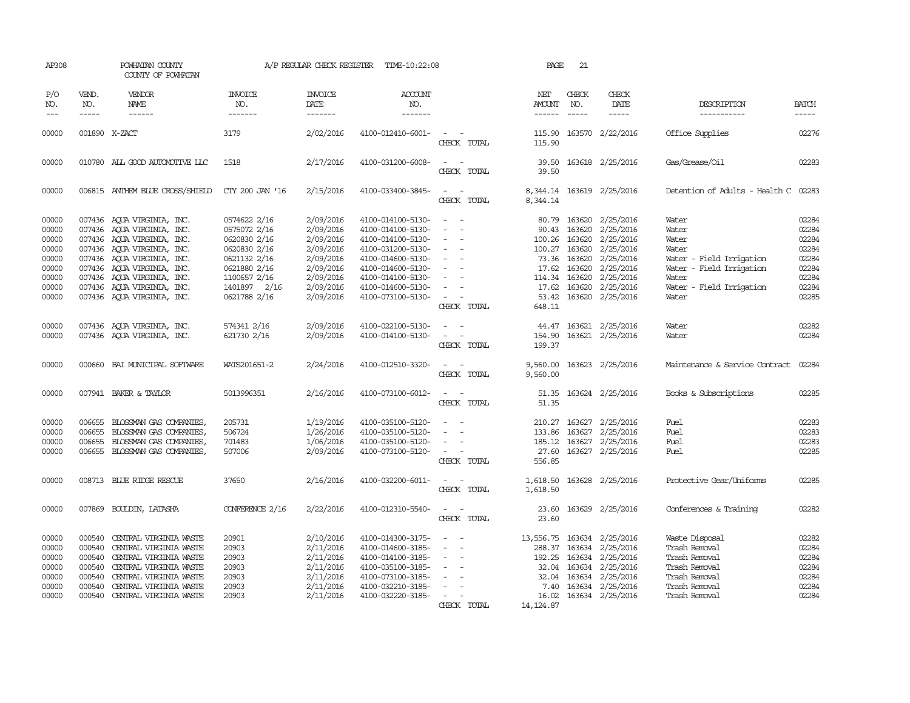AP308 POWHATAN COUNTY A/P REGULAR CHECK REGISTER TIME-10:22:08 PAGE 21

COUNTY OF POWHATAN

| P/O NO. | VEND. NO. | VENDOR NAME | INVOICE NO. | INVOICE DATE | ACCOUNT NO. | | NET AMOUNT | CHECK NO. | CHECK DATE | DESCRIPTION | BATCH |
|---|---|---|---|---|---|---|---|---|---|---|---|
| 00000 | 001890 | X-ZACT | 3179 | 2/02/2016 | 4100-012410-6001- | - - | 115.90 | 163570 | 2/22/2016 | Office Supplies | 02276 |
| | | | | | | CHECK TOTAL | 115.90 | | | | |
| 00000 | 010780 | ALL GOOD AUTOMOTIVE LLC | 1518 | 2/17/2016 | 4100-031200-6008- | - - | 39.50 | 163618 | 2/25/2016 | Gas/Grease/Oil | 02283 |
| | | | | | | CHECK TOTAL | 39.50 | | | | |
| 00000 | 006815 | ANTHEM BLUE CROSS/SHIELD | CTY 200 JAN '16 | 2/15/2016 | 4100-033400-3845- | - - | 8,344.14 | 163619 | 2/25/2016 | Detention of Adults - Health C | 02283 |
| | | | | | | CHECK TOTAL | 8,344.14 | | | | |
| 00000 | 007436 | AQUA VIRGINIA, INC. | 0574622 2/16 | 2/09/2016 | 4100-014100-5130- | - - | 80.79 | 163620 | 2/25/2016 | Water | 02284 |
| 00000 | 007436 | AQUA VIRGINIA, INC. | 0575072 2/16 | 2/09/2016 | 4100-014100-5130- | - - | 90.43 | 163620 | 2/25/2016 | Water | 02284 |
| 00000 | 007436 | AQUA VIRGINIA, INC. | 0620830 2/16 | 2/09/2016 | 4100-014100-5130- | - - | 100.26 | 163620 | 2/25/2016 | Water | 02284 |
| 00000 | 007436 | AQUA VIRGINIA, INC. | 0620830 2/16 | 2/09/2016 | 4100-031200-5130- | - - | 100.27 | 163620 | 2/25/2016 | Water | 02284 |
| 00000 | 007436 | AQUA VIRGINIA, INC. | 0621132 2/16 | 2/09/2016 | 4100-014600-5130- | - - | 73.36 | 163620 | 2/25/2016 | Water - Field Irrigation | 02284 |
| 00000 | 007436 | AQUA VIRGINIA, INC. | 0621880 2/16 | 2/09/2016 | 4100-014600-5130- | - - | 17.62 | 163620 | 2/25/2016 | Water - Field Irrigation | 02284 |
| 00000 | 007436 | AQUA VIRGINIA, INC. | 1100657 2/16 | 2/09/2016 | 4100-014100-5130- | - - | 114.34 | 163620 | 2/25/2016 | Water | 02284 |
| 00000 | 007436 | AQUA VIRGINIA, INC. | 1401897 2/16 | 2/09/2016 | 4100-014600-5130- | - - | 17.62 | 163620 | 2/25/2016 | Water - Field Irrigation | 02284 |
| 00000 | 007436 | AQUA VIRGINIA, INC. | 0621788 2/16 | 2/09/2016 | 4100-073100-5130- | - - | 53.42 | 163620 | 2/25/2016 | Water | 02285 |
| | | | | | | CHECK TOTAL | 648.11 | | | | |
| 00000 | 007436 | AQUA VIRGINIA, INC. | 574341 2/16 | 2/09/2016 | 4100-022100-5130- | - - | 44.47 | 163621 | 2/25/2016 | Water | 02282 |
| 00000 | 007436 | AQUA VIRGINIA, INC. | 621730 2/16 | 2/09/2016 | 4100-014100-5130- | - - | 154.90 | 163621 | 2/25/2016 | Water | 02284 |
| | | | | | | CHECK TOTAL | 199.37 | | | | |
| 00000 | 000660 | BAI MUNICIPAL SOFTWARE | WATS201651-2 | 2/24/2016 | 4100-012510-3320- | - - | 9,560.00 | 163623 | 2/25/2016 | Maintenance & Service Contract | 02284 |
| | | | | | | CHECK TOTAL | 9,560.00 | | | | |
| 00000 | 007941 | BAKER & TAYLOR | 5013996351 | 2/16/2016 | 4100-073100-6012- | - - | 51.35 | 163624 | 2/25/2016 | Books & Subscriptions | 02285 |
| | | | | | | CHECK TOTAL | 51.35 | | | | |
| 00000 | 006655 | BLOSSMAN GAS COMPANIES, | 205731 | 1/19/2016 | 4100-035100-5120- | - - | 210.27 | 163627 | 2/25/2016 | Fuel | 02283 |
| 00000 | 006655 | BLOSSMAN GAS COMPANIES, | 506724 | 1/26/2016 | 4100-035100-5120- | - - | 133.86 | 163627 | 2/25/2016 | Fuel | 02283 |
| 00000 | 006655 | BLOSSMAN GAS COMPANIES, | 701483 | 1/06/2016 | 4100-035100-5120- | - - | 185.12 | 163627 | 2/25/2016 | Fuel | 02283 |
| 00000 | 006655 | BLOSSMAN GAS COMPANIES, | 507006 | 2/09/2016 | 4100-073100-5120- | - - | 27.60 | 163627 | 2/25/2016 | Fuel | 02285 |
| | | | | | | CHECK TOTAL | 556.85 | | | | |
| 00000 | 008713 | BLUE RIDGE RESCUE | 37650 | 2/16/2016 | 4100-032200-6011- | - - | 1,618.50 | 163628 | 2/25/2016 | Protective Gear/Uniforms | 02285 |
| | | | | | | CHECK TOTAL | 1,618.50 | | | | |
| 00000 | 007869 | BOULDIN, LATASHA | CONFERENCE 2/16 | 2/22/2016 | 4100-012310-5540- | - - | 23.60 | 163629 | 2/25/2016 | Conferences & Training | 02282 |
| | | | | | | CHECK TOTAL | 23.60 | | | | |
| 00000 | 000540 | CENTRAL VIRGINIA WASTE | 20901 | 2/10/2016 | 4100-014300-3175- | - - | 13,556.75 | 163634 | 2/25/2016 | Waste Disposal | 02282 |
| 00000 | 000540 | CENTRAL VIRGINIA WASTE | 20903 | 2/11/2016 | 4100-014600-3185- | - - | 288.37 | 163634 | 2/25/2016 | Trash Removal | 02284 |
| 00000 | 000540 | CENTRAL VIRGINIA WASTE | 20903 | 2/11/2016 | 4100-014100-3185- | - - | 192.25 | 163634 | 2/25/2016 | Trash Removal | 02284 |
| 00000 | 000540 | CENTRAL VIRGINIA WASTE | 20903 | 2/11/2016 | 4100-035100-3185- | - - | 32.04 | 163634 | 2/25/2016 | Trash Removal | 02284 |
| 00000 | 000540 | CENTRAL VIRGINIA WASTE | 20903 | 2/11/2016 | 4100-073100-3185- | - - | 32.04 | 163634 | 2/25/2016 | Trash Removal | 02284 |
| 00000 | 000540 | CENTRAL VIRGINIA WASTE | 20903 | 2/11/2016 | 4100-032210-3185- | - - | 7.40 | 163634 | 2/25/2016 | Trash Removal | 02284 |
| 00000 | 000540 | CENTRAL VIRGINIA WASTE | 20903 | 2/11/2016 | 4100-032220-3185- | - - | 16.02 | 163634 | 2/25/2016 | Trash Removal | 02284 |
| | | | | | | CHECK TOTAL | 14,124.87 | | | | |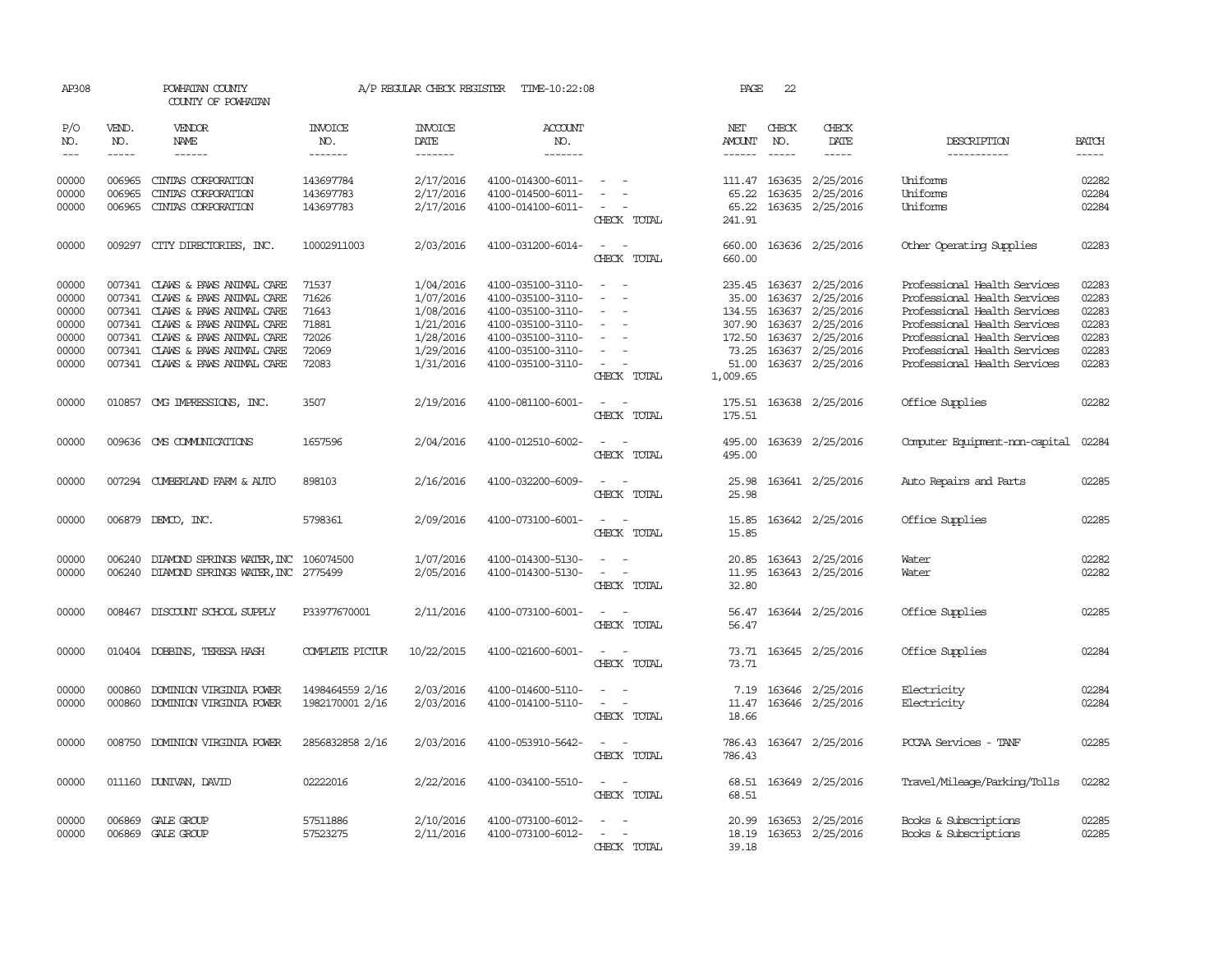AP308 POWHATAN COUNTY A/P REGULAR CHECK REGISTER TIME-10:22:08 PAGE 22

COUNTY OF POWHATAN

| P/O NO. | VEND. NO. | VENDOR NAME | INVOICE NO. | INVOICE DATE | ACCOUNT NO. | | NET AMOUNT | CHECK NO. | CHECK DATE | DESCRIPTION | BATCH |
|---|---|---|---|---|---|---|---|---|---|---|---|
| 00000 | 006965 | CINTAS CORPORATION | 143697784 | 2/17/2016 | 4100-014300-6011- | - - | 111.47 | 163635 | 2/25/2016 | Uniforms | 02282 |
| 00000 | 006965 | CINTAS CORPORATION | 143697783 | 2/17/2016 | 4100-014500-6011- | - - | 65.22 | 163635 | 2/25/2016 | Uniforms | 02284 |
| 00000 | 006965 | CINTAS CORPORATION | 143697783 | 2/17/2016 | 4100-014100-6011- | - - | 65.22 | 163635 | 2/25/2016 | Uniforms | 02284 |
| | | | | | | CHECK TOTAL | 241.91 | | | | |
| 00000 | 009297 | CITY DIRECTORIES, INC. | 10002911003 | 2/03/2016 | 4100-031200-6014- | - - | 660.00 | 163636 | 2/25/2016 | Other Operating Supplies | 02283 |
| | | | | | | CHECK TOTAL | 660.00 | | | | |
| 00000 | 007341 | CLAWS & PAWS ANIMAL CARE | 71537 | 1/04/2016 | 4100-035100-3110- | - - | 235.45 | 163637 | 2/25/2016 | Professional Health Services | 02283 |
| 00000 | 007341 | CLAWS & PAWS ANIMAL CARE | 71626 | 1/07/2016 | 4100-035100-3110- | - - | 35.00 | 163637 | 2/25/2016 | Professional Health Services | 02283 |
| 00000 | 007341 | CLAWS & PAWS ANIMAL CARE | 71643 | 1/08/2016 | 4100-035100-3110- | - - | 134.55 | 163637 | 2/25/2016 | Professional Health Services | 02283 |
| 00000 | 007341 | CLAWS & PAWS ANIMAL CARE | 71881 | 1/21/2016 | 4100-035100-3110- | - - | 307.90 | 163637 | 2/25/2016 | Professional Health Services | 02283 |
| 00000 | 007341 | CLAWS & PAWS ANIMAL CARE | 72026 | 1/28/2016 | 4100-035100-3110- | - - | 172.50 | 163637 | 2/25/2016 | Professional Health Services | 02283 |
| 00000 | 007341 | CLAWS & PAWS ANIMAL CARE | 72069 | 1/29/2016 | 4100-035100-3110- | - - | 73.25 | 163637 | 2/25/2016 | Professional Health Services | 02283 |
| 00000 | 007341 | CLAWS & PAWS ANIMAL CARE | 72083 | 1/31/2016 | 4100-035100-3110- | - - | 51.00 | 163637 | 2/25/2016 | Professional Health Services | 02283 |
| | | | | | | CHECK TOTAL | 1,009.65 | | | | |
| 00000 | 010857 | CMG IMPRESSIONS, INC. | 3507 | 2/19/2016 | 4100-081100-6001- | - - | 175.51 | 163638 | 2/25/2016 | Office Supplies | 02282 |
| | | | | | | CHECK TOTAL | 175.51 | | | | |
| 00000 | 009636 | CMS COMMUNICATIONS | 1657596 | 2/04/2016 | 4100-012510-6002- | - - | 495.00 | 163639 | 2/25/2016 | Computer Equipment-non-capital | 02284 |
| | | | | | | CHECK TOTAL | 495.00 | | | | |
| 00000 | 007294 | CUMBERLAND FARM & AUTO | 898103 | 2/16/2016 | 4100-032200-6009- | - - | 25.98 | 163641 | 2/25/2016 | Auto Repairs and Parts | 02285 |
| | | | | | | CHECK TOTAL | 25.98 | | | | |
| 00000 | 006879 | DEMCO, INC. | 5798361 | 2/09/2016 | 4100-073100-6001- | - - | 15.85 | 163642 | 2/25/2016 | Office Supplies | 02285 |
| | | | | | | CHECK TOTAL | 15.85 | | | | |
| 00000 | 006240 | DIAMOND SPRINGS WATER,INC | 106074500 | 1/07/2016 | 4100-014300-5130- | - - | 20.85 | 163643 | 2/25/2016 | Water | 02282 |
| 00000 | 006240 | DIAMOND SPRINGS WATER,INC | 2775499 | 2/05/2016 | 4100-014300-5130- | - - | 11.95 | 163643 | 2/25/2016 | Water | 02282 |
| | | | | | | CHECK TOTAL | 32.80 | | | | |
| 00000 | 008467 | DISCOUNT SCHOOL SUPPLY | P33977670001 | 2/11/2016 | 4100-073100-6001- | - - | 56.47 | 163644 | 2/25/2016 | Office Supplies | 02285 |
| | | | | | | CHECK TOTAL | 56.47 | | | | |
| 00000 | 010404 | DOBBINS, TERESA HASH | COMPLETE PICTUR | 10/22/2015 | 4100-021600-6001- | - - | 73.71 | 163645 | 2/25/2016 | Office Supplies | 02284 |
| | | | | | | CHECK TOTAL | 73.71 | | | | |
| 00000 | 000860 | DOMINION VIRGINIA POWER | 1498464559 2/16 | 2/03/2016 | 4100-014600-5110- | - - | 7.19 | 163646 | 2/25/2016 | Electricity | 02284 |
| 00000 | 000860 | DOMINION VIRGINIA POWER | 1982170001 2/16 | 2/03/2016 | 4100-014100-5110- | - - | 11.47 | 163646 | 2/25/2016 | Electricity | 02284 |
| | | | | | | CHECK TOTAL | 18.66 | | | | |
| 00000 | 008750 | DOMINION VIRGINIA POWER | 2856832858 2/16 | 2/03/2016 | 4100-053910-5642- | - - | 786.43 | 163647 | 2/25/2016 | PCCAA Services - TANF | 02285 |
| | | | | | | CHECK TOTAL | 786.43 | | | | |
| 00000 | 011160 | DUNIVAN, DAVID | 02222016 | 2/22/2016 | 4100-034100-5510- | - - | 68.51 | 163649 | 2/25/2016 | Travel/Mileage/Parking/Tolls | 02282 |
| | | | | | | CHECK TOTAL | 68.51 | | | | |
| 00000 | 006869 | GALE GROUP | 57511886 | 2/10/2016 | 4100-073100-6012- | - - | 20.99 | 163653 | 2/25/2016 | Books & Subscriptions | 02285 |
| 00000 | 006869 | GALE GROUP | 57523275 | 2/11/2016 | 4100-073100-6012- | - - | 18.19 | 163653 | 2/25/2016 | Books & Subscriptions | 02285 |
| | | | | | | CHECK TOTAL | 39.18 | | | | |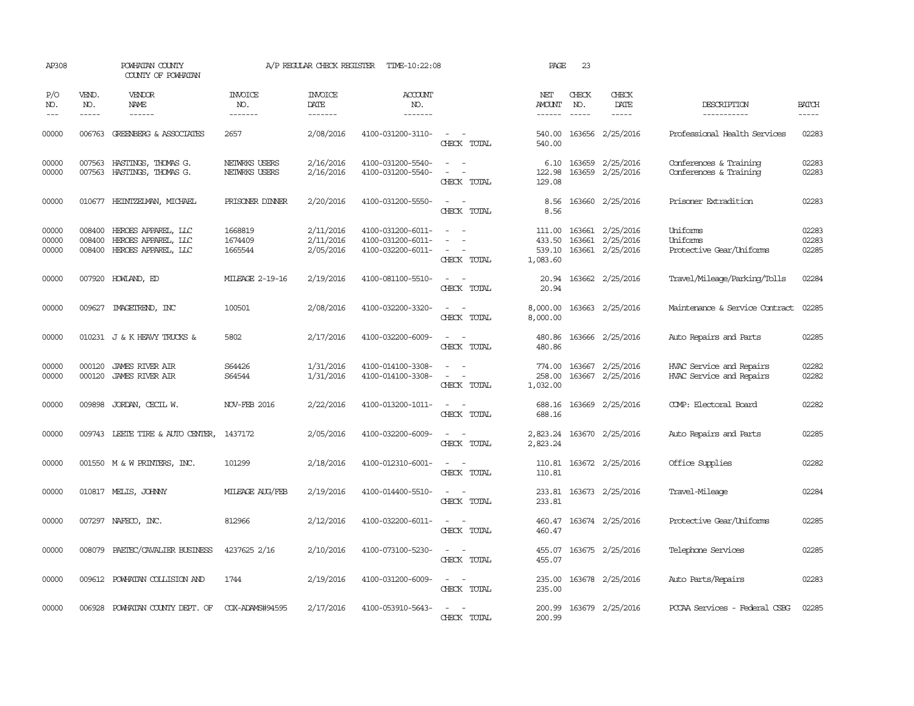AP308 POWHATAN COUNTY A/P REGULAR CHECK REGISTER TIME-10:22:08 PAGE 23

COUNTY OF POWHATAN

| P/O NO. | VEND. NO. | VENDOR NAME | INVOICE NO. | INVOICE DATE | ACCOUNT NO. | | NET AMOUNT | CHECK NO. | CHECK DATE | DESCRIPTION | BATCH |
|---|---|---|---|---|---|---|---|---|---|---|---|
| 00000 | 006763 | GREENBERG & ASSOCIATES | 2657 | 2/08/2016 | 4100-031200-3110- | - - | 540.00 | 163656 | 2/25/2016 | Professional Health Services | 02283 |
| | | | | | | CHECK TOTAL | 540.00 | | | | |
| 00000 | 007563 | HASTINGS, THOMAS G. | NETWRKS USERS | 2/16/2016 | 4100-031200-5540- | - - | 6.10 | 163659 | 2/25/2016 | Conferences & Training | 02283 |
| 00000 | 007563 | HASTINGS, THOMAS G. | NETWRKS USERS | 2/16/2016 | 4100-031200-5540- | - - | 122.98 | 163659 | 2/25/2016 | Conferences & Training | 02283 |
| | | | | | | CHECK TOTAL | 129.08 | | | | |
| 00000 | 010677 | HEINTZELMAN, MICHAEL | PRISONER DINNER | 2/20/2016 | 4100-031200-5550- | - - | 8.56 | 163660 | 2/25/2016 | Prisoner Extradition | 02283 |
| | | | | | | CHECK TOTAL | 8.56 | | | | |
| 00000 | 008400 | HEROES APPAREL, LLC | 1668819 | 2/11/2016 | 4100-031200-6011- | - - | 111.00 | 163661 | 2/25/2016 | Uniforms | 02283 |
| 00000 | 008400 | HEROES APPAREL, LLC | 1674409 | 2/11/2016 | 4100-031200-6011- | - - | 433.50 | 163661 | 2/25/2016 | Uniforms | 02283 |
| 00000 | 008400 | HEROES APPAREL, LLC | 1665544 | 2/05/2016 | 4100-032200-6011- | - - | 539.10 | 163661 | 2/25/2016 | Protective Gear/Uniforms | 02285 |
| | | | | | | CHECK TOTAL | 1,083.60 | | | | |
| 00000 | 007920 | HOWLAND, ED | MILEAGE 2-19-16 | 2/19/2016 | 4100-081100-5510- | - - | 20.94 | 163662 | 2/25/2016 | Travel/Mileage/Parking/Tolls | 02284 |
| | | | | | | CHECK TOTAL | 20.94 | | | | |
| 00000 | 009627 | IMAGETREND, INC | 100501 | 2/08/2016 | 4100-032200-3320- | - - | 8,000.00 | 163663 | 2/25/2016 | Maintenance & Service Contract | 02285 |
| | | | | | | CHECK TOTAL | 8,000.00 | | | | |
| 00000 | 010231 | J & K HEAVY TRUCKS & | 5802 | 2/17/2016 | 4100-032200-6009- | - - | 480.86 | 163666 | 2/25/2016 | Auto Repairs and Parts | 02285 |
| | | | | | | CHECK TOTAL | 480.86 | | | | |
| 00000 | 000120 | JAMES RIVER AIR | S64426 | 1/31/2016 | 4100-014100-3308- | - - | 774.00 | 163667 | 2/25/2016 | HVAC Service and Repairs | 02282 |
| 00000 | 000120 | JAMES RIVER AIR | S64544 | 1/31/2016 | 4100-014100-3308- | - - | 258.00 | 163667 | 2/25/2016 | HVAC Service and Repairs | 02282 |
| | | | | | | CHECK TOTAL | 1,032.00 | | | | |
| 00000 | 009898 | JORDAN, CECIL W. | NOV-FEB 2016 | 2/22/2016 | 4100-013200-1011- | - - | 688.16 | 163669 | 2/25/2016 | COMP: Electoral Board | 02282 |
| | | | | | | CHECK TOTAL | 688.16 | | | | |
| 00000 | 009743 | LEETE TIRE & AUTO CENTER, | 1437172 | 2/05/2016 | 4100-032200-6009- | - - | 2,823.24 | 163670 | 2/25/2016 | Auto Repairs and Parts | 02285 |
| | | | | | | CHECK TOTAL | 2,823.24 | | | | |
| 00000 | 001550 | M & W PRINTERS, INC. | 101299 | 2/18/2016 | 4100-012310-6001- | - - | 110.81 | 163672 | 2/25/2016 | Office Supplies | 02282 |
| | | | | | | CHECK TOTAL | 110.81 | | | | |
| 00000 | 010817 | MELIS, JOHNNY | MILEAGE AUG/FEB | 2/19/2016 | 4100-014400-5510- | - - | 233.81 | 163673 | 2/25/2016 | Travel-Mileage | 02284 |
| | | | | | | CHECK TOTAL | 233.81 | | | | |
| 00000 | 007297 | NAFECO, INC. | 812966 | 2/12/2016 | 4100-032200-6011- | - - | 460.47 | 163674 | 2/25/2016 | Protective Gear/Uniforms | 02285 |
| | | | | | | CHECK TOTAL | 460.47 | | | | |
| 00000 | 008079 | PAETEC/CAVALIER BUSINESS | 4237625 2/16 | 2/10/2016 | 4100-073100-5230- | - - | 455.07 | 163675 | 2/25/2016 | Telephone Services | 02285 |
| | | | | | | CHECK TOTAL | 455.07 | | | | |
| 00000 | 009612 | POWHATAN COLLISION AND | 1744 | 2/19/2016 | 4100-031200-6009- | - - | 235.00 | 163678 | 2/25/2016 | Auto Parts/Repairs | 02283 |
| | | | | | | CHECK TOTAL | 235.00 | | | | |
| 00000 | 006928 | POWHATAN COUNTY DEPT. OF | COX-ADAMS#94595 | 2/17/2016 | 4100-053910-5643- | - - | 200.99 | 163679 | 2/25/2016 | PCCAA Services - Federal CSBG | 02285 |
| | | | | | | CHECK TOTAL | 200.99 | | | | |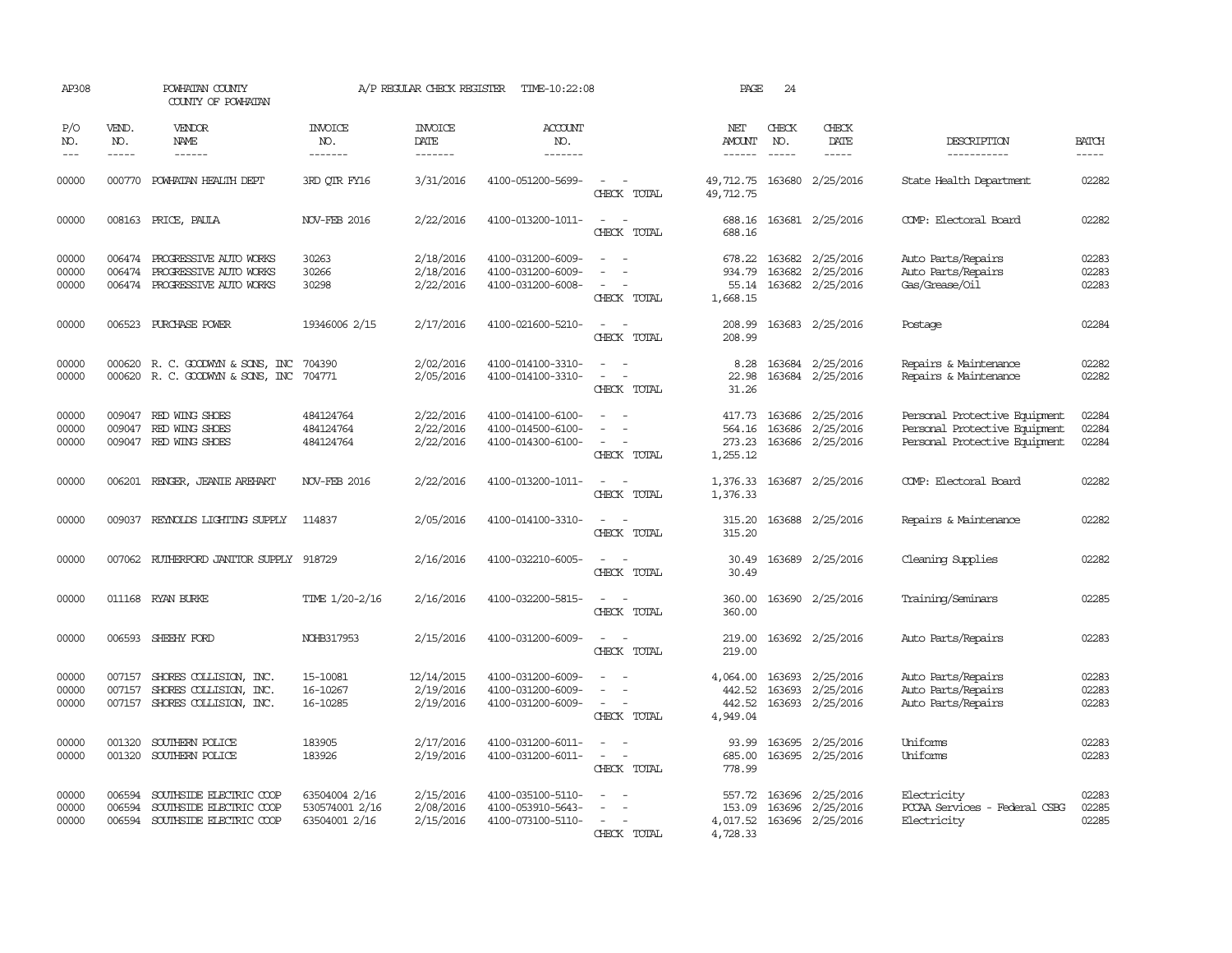AP308 POWHATAN COUNTY A/P REGULAR CHECK REGISTER TIME-10:22:08

COUNTY OF POWHATAN

| P/O NO. | VEND. NO. | VENDOR NAME | INVOICE NO. | INVOICE DATE | ACCOUNT NO. | | NET AMOUNT | CHECK NO. | CHECK DATE | DESCRIPTION | BATCH |
|---|---|---|---|---|---|---|---|---|---|---|---|
| 00000 | 000770 | POWHATAN HEALTH DEPT | 3RD QTR FY16 | 3/31/2016 | 4100-051200-5699- | - - | 49,712.75 | 163680 | 2/25/2016 | State Health Department | 02282 |
| | | | | | | CHECK TOTAL | 49,712.75 | | | | |
| 00000 | 008163 | PRICE, PAULA | NOV-FEB 2016 | 2/22/2016 | 4100-013200-1011- | - - | 688.16 | 163681 | 2/25/2016 | COMP: Electoral Board | 02282 |
| | | | | | | CHECK TOTAL | 688.16 | | | | |
| 00000 | 006474 | PROGRESSIVE AUTO WORKS | 30263 | 2/18/2016 | 4100-031200-6009- | - - | 678.22 | 163682 | 2/25/2016 | Auto Parts/Repairs | 02283 |
| 00000 | 006474 | PROGRESSIVE AUTO WORKS | 30266 | 2/18/2016 | 4100-031200-6009- | - - | 934.79 | 163682 | 2/25/2016 | Auto Parts/Repairs | 02283 |
| 00000 | 006474 | PROGRESSIVE AUTO WORKS | 30298 | 2/22/2016 | 4100-031200-6008- | - - | 55.14 | 163682 | 2/25/2016 | Gas/Grease/Oil | 02283 |
| | | | | | | CHECK TOTAL | 1,668.15 | | | | |
| 00000 | 006523 | PURCHASE POWER | 19346006 2/15 | 2/17/2016 | 4100-021600-5210- | - - | 208.99 | 163683 | 2/25/2016 | Postage | 02284 |
| | | | | | | CHECK TOTAL | 208.99 | | | | |
| 00000 | 000620 | R. C. GOODWYN & SONS, INC | 704390 | 2/02/2016 | 4100-014100-3310- | - - | 8.28 | 163684 | 2/25/2016 | Repairs & Maintenance | 02282 |
| 00000 | 000620 | R. C. GOODWYN & SONS, INC | 704771 | 2/05/2016 | 4100-014100-3310- | - - | 22.98 | 163684 | 2/25/2016 | Repairs & Maintenance | 02282 |
| | | | | | | CHECK TOTAL | 31.26 | | | | |
| 00000 | 009047 | RED WING SHOES | 484124764 | 2/22/2016 | 4100-014100-6100- | - - | 417.73 | 163686 | 2/25/2016 | Personal Protective Equipment | 02284 |
| 00000 | 009047 | RED WING SHOES | 484124764 | 2/22/2016 | 4100-014500-6100- | - - | 564.16 | 163686 | 2/25/2016 | Personal Protective Equipment | 02284 |
| 00000 | 009047 | RED WING SHOES | 484124764 | 2/22/2016 | 4100-014300-6100- | - - | 273.23 | 163686 | 2/25/2016 | Personal Protective Equipment | 02284 |
| | | | | | | CHECK TOTAL | 1,255.12 | | | | |
| 00000 | 006201 | RENGER, JEANIE AREHART | NOV-FEB 2016 | 2/22/2016 | 4100-013200-1011- | - - | 1,376.33 | 163687 | 2/25/2016 | COMP: Electoral Board | 02282 |
| | | | | | | CHECK TOTAL | 1,376.33 | | | | |
| 00000 | 009037 | REYNOLDS LIGHTING SUPPLY | 114837 | 2/05/2016 | 4100-014100-3310- | - - | 315.20 | 163688 | 2/25/2016 | Repairs & Maintenance | 02282 |
| | | | | | | CHECK TOTAL | 315.20 | | | | |
| 00000 | 007062 | RUTHERFORD JANITOR SUPPLY | 918729 | 2/16/2016 | 4100-032210-6005- | - - | 30.49 | 163689 | 2/25/2016 | Cleaning Supplies | 02282 |
| | | | | | | CHECK TOTAL | 30.49 | | | | |
| 00000 | 011168 | RYAN BURKE | TIME 1/20-2/16 | 2/16/2016 | 4100-032200-5815- | - - | 360.00 | 163690 | 2/25/2016 | Training/Seminars | 02285 |
| | | | | | | CHECK TOTAL | 360.00 | | | | |
| 00000 | 006593 | SHEEHY FORD | NOHB317953 | 2/15/2016 | 4100-031200-6009- | - - | 219.00 | 163692 | 2/25/2016 | Auto Parts/Repairs | 02283 |
| | | | | | | CHECK TOTAL | 219.00 | | | | |
| 00000 | 007157 | SHORES COLLISION, INC. | 15-10081 | 12/14/2015 | 4100-031200-6009- | - - | 4,064.00 | 163693 | 2/25/2016 | Auto Parts/Repairs | 02283 |
| 00000 | 007157 | SHORES COLLISION, INC. | 16-10267 | 2/19/2016 | 4100-031200-6009- | - - | 442.52 | 163693 | 2/25/2016 | Auto Parts/Repairs | 02283 |
| 00000 | 007157 | SHORES COLLISION, INC. | 16-10285 | 2/19/2016 | 4100-031200-6009- | - - | 442.52 | 163693 | 2/25/2016 | Auto Parts/Repairs | 02283 |
| | | | | | | CHECK TOTAL | 4,949.04 | | | | |
| 00000 | 001320 | SOUTHERN POLICE | 183905 | 2/17/2016 | 4100-031200-6011- | - - | 93.99 | 163695 | 2/25/2016 | Uniforms | 02283 |
| 00000 | 001320 | SOUTHERN POLICE | 183926 | 2/19/2016 | 4100-031200-6011- | - - | 685.00 | 163695 | 2/25/2016 | Uniforms | 02283 |
| | | | | | | CHECK TOTAL | 778.99 | | | | |
| 00000 | 006594 | SOUTHSIDE ELECTRIC COOP | 63504004 2/16 | 2/15/2016 | 4100-035100-5110- | - - | 557.72 | 163696 | 2/25/2016 | Electricity | 02283 |
| 00000 | 006594 | SOUTHSIDE ELECTRIC COOP | 530574001 2/16 | 2/08/2016 | 4100-053910-5643- | - - | 153.09 | 163696 | 2/25/2016 | PCCAA Services - Federal CSBG | 02285 |
| 00000 | 006594 | SOUTHSIDE ELECTRIC COOP | 63504001 2/16 | 2/15/2016 | 4100-073100-5110- | - - | 4,017.52 | 163696 | 2/25/2016 | Electricity | 02285 |
| | | | | | | CHECK TOTAL | 4,728.33 | | | | |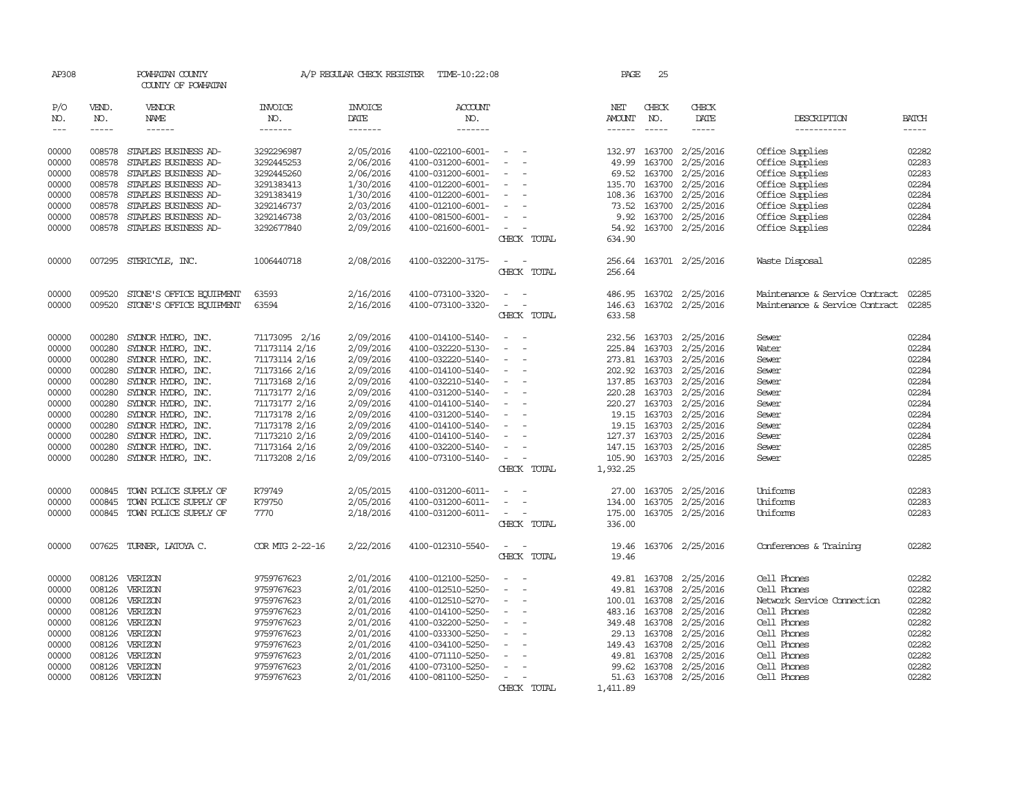AP308 POWHATAN COUNTY A/P REGULAR CHECK REGISTER TIME-10:22:08 PAGE 25

COUNTY OF POWHATAN

| P/O NO. | VEND. NO. | VENDOR NAME | INVOICE NO. | INVOICE DATE | ACCOUNT NO. | | NET AMOUNT | CHECK NO. | CHECK DATE | DESCRIPTION | BATCH |
|---|---|---|---|---|---|---|---|---|---|---|---|
| 00000 | 008578 | STAPLES BUSINESS AD- | 3292296987 | 2/05/2016 | 4100-022100-6001- | - - | 132.97 | 163700 | 2/25/2016 | Office Supplies | 02282 |
| 00000 | 008578 | STAPLES BUSINESS AD- | 3292445253 | 2/06/2016 | 4100-031200-6001- | - - | 49.99 | 163700 | 2/25/2016 | Office Supplies | 02283 |
| 00000 | 008578 | STAPLES BUSINESS AD- | 3292445260 | 2/06/2016 | 4100-031200-6001- | - - | 69.52 | 163700 | 2/25/2016 | Office Supplies | 02283 |
| 00000 | 008578 | STAPLES BUSINESS AD- | 3291383413 | 1/30/2016 | 4100-012200-6001- | - - | 135.70 | 163700 | 2/25/2016 | Office Supplies | 02284 |
| 00000 | 008578 | STAPLES BUSINESS AD- | 3291383419 | 1/30/2016 | 4100-012200-6001- | - - | 108.36 | 163700 | 2/25/2016 | Office Supplies | 02284 |
| 00000 | 008578 | STAPLES BUSINESS AD- | 3292146737 | 2/03/2016 | 4100-012100-6001- | - - | 73.52 | 163700 | 2/25/2016 | Office Supplies | 02284 |
| 00000 | 008578 | STAPLES BUSINESS AD- | 3292146738 | 2/03/2016 | 4100-081500-6001- | - - | 9.92 | 163700 | 2/25/2016 | Office Supplies | 02284 |
| 00000 | 008578 | STAPLES BUSINESS AD- | 3292677840 | 2/09/2016 | 4100-021600-6001- | - - | 54.92 | 163700 | 2/25/2016 | Office Supplies | 02284 |
| | | | | | | CHECK TOTAL | 634.90 | | | | |
| 00000 | 007295 | STERICYLE, INC. | 1006440718 | 2/08/2016 | 4100-032200-3175- | - - | 256.64 | 163701 | 2/25/2016 | Waste Disposal | 02285 |
| | | | | | | CHECK TOTAL | 256.64 | | | | |
| 00000 | 009520 | STONE'S OFFICE EQUIPMENT | 63593 | 2/16/2016 | 4100-073100-3320- | - - | 486.95 | 163702 | 2/25/2016 | Maintenance & Service Contract | 02285 |
| 00000 | 009520 | STONE'S OFFICE EQUIPMENT | 63594 | 2/16/2016 | 4100-073100-3320- | - - | 146.63 | 163702 | 2/25/2016 | Maintenance & Service Contract | 02285 |
| | | | | | | CHECK TOTAL | 633.58 | | | | |
| 00000 | 000280 | SYDNOR HYDRO, INC. | 71173095 2/16 | 2/09/2016 | 4100-014100-5140- | - - | 232.56 | 163703 | 2/25/2016 | Sewer | 02284 |
| 00000 | 000280 | SYDNOR HYDRO, INC. | 71173114 2/16 | 2/09/2016 | 4100-032220-5130- | - - | 225.84 | 163703 | 2/25/2016 | Water | 02284 |
| 00000 | 000280 | SYDNOR HYDRO, INC. | 71173114 2/16 | 2/09/2016 | 4100-032220-5140- | - - | 273.81 | 163703 | 2/25/2016 | Sewer | 02284 |
| 00000 | 000280 | SYDNOR HYDRO, INC. | 71173166 2/16 | 2/09/2016 | 4100-014100-5140- | - - | 202.92 | 163703 | 2/25/2016 | Sewer | 02284 |
| 00000 | 000280 | SYDNOR HYDRO, INC. | 71173168 2/16 | 2/09/2016 | 4100-032210-5140- | - - | 137.85 | 163703 | 2/25/2016 | Sewer | 02284 |
| 00000 | 000280 | SYDNOR HYDRO, INC. | 71173177 2/16 | 2/09/2016 | 4100-031200-5140- | - - | 220.28 | 163703 | 2/25/2016 | Sewer | 02284 |
| 00000 | 000280 | SYDNOR HYDRO, INC. | 71173177 2/16 | 2/09/2016 | 4100-014100-5140- | - - | 220.27 | 163703 | 2/25/2016 | Sewer | 02284 |
| 00000 | 000280 | SYDNOR HYDRO, INC. | 71173178 2/16 | 2/09/2016 | 4100-031200-5140- | - - | 19.15 | 163703 | 2/25/2016 | Sewer | 02284 |
| 00000 | 000280 | SYDNOR HYDRO, INC. | 71173178 2/16 | 2/09/2016 | 4100-014100-5140- | - - | 19.15 | 163703 | 2/25/2016 | Sewer | 02284 |
| 00000 | 000280 | SYDNOR HYDRO, INC. | 71173210 2/16 | 2/09/2016 | 4100-014100-5140- | - - | 127.37 | 163703 | 2/25/2016 | Sewer | 02284 |
| 00000 | 000280 | SYDNOR HYDRO, INC. | 71173164 2/16 | 2/09/2016 | 4100-032200-5140- | - - | 147.15 | 163703 | 2/25/2016 | Sewer | 02285 |
| 00000 | 000280 | SYDNOR HYDRO, INC. | 71173208 2/16 | 2/09/2016 | 4100-073100-5140- | - - | 105.90 | 163703 | 2/25/2016 | Sewer | 02285 |
| | | | | | | CHECK TOTAL | 1,932.25 | | | | |
| 00000 | 000845 | TOWN POLICE SUPPLY OF | R79749 | 2/05/2015 | 4100-031200-6011- | - - | 27.00 | 163705 | 2/25/2016 | Uniforms | 02283 |
| 00000 | 000845 | TOWN POLICE SUPPLY OF | R79750 | 2/05/2016 | 4100-031200-6011- | - - | 134.00 | 163705 | 2/25/2016 | Uniforms | 02283 |
| 00000 | 000845 | TOWN POLICE SUPPLY OF | 7770 | 2/18/2016 | 4100-031200-6011- | - - | 175.00 | 163705 | 2/25/2016 | Uniforms | 02283 |
| | | | | | | CHECK TOTAL | 336.00 | | | | |
| 00000 | 007625 | TURNER, LATOYA C. | COR MTG 2-22-16 | 2/22/2016 | 4100-012310-5540- | - - | 19.46 | 163706 | 2/25/2016 | Conferences & Training | 02282 |
| | | | | | | CHECK TOTAL | 19.46 | | | | |
| 00000 | 008126 | VERIZON | 9759767623 | 2/01/2016 | 4100-012100-5250- | - - | 49.81 | 163708 | 2/25/2016 | Cell Phones | 02282 |
| 00000 | 008126 | VERIZON | 9759767623 | 2/01/2016 | 4100-012510-5250- | - - | 49.81 | 163708 | 2/25/2016 | Cell Phones | 02282 |
| 00000 | 008126 | VERIZON | 9759767623 | 2/01/2016 | 4100-012510-5270- | - - | 100.01 | 163708 | 2/25/2016 | Network Service Connection | 02282 |
| 00000 | 008126 | VERIZON | 9759767623 | 2/01/2016 | 4100-014100-5250- | - - | 483.16 | 163708 | 2/25/2016 | Cell Phones | 02282 |
| 00000 | 008126 | VERIZON | 9759767623 | 2/01/2016 | 4100-032200-5250- | - - | 349.48 | 163708 | 2/25/2016 | Cell Phones | 02282 |
| 00000 | 008126 | VERIZON | 9759767623 | 2/01/2016 | 4100-033300-5250- | - - | 29.13 | 163708 | 2/25/2016 | Cell Phones | 02282 |
| 00000 | 008126 | VERIZON | 9759767623 | 2/01/2016 | 4100-034100-5250- | - - | 149.43 | 163708 | 2/25/2016 | Cell Phones | 02282 |
| 00000 | 008126 | VERIZON | 9759767623 | 2/01/2016 | 4100-071110-5250- | - - | 49.81 | 163708 | 2/25/2016 | Cell Phones | 02282 |
| 00000 | 008126 | VERIZON | 9759767623 | 2/01/2016 | 4100-073100-5250- | - - | 99.62 | 163708 | 2/25/2016 | Cell Phones | 02282 |
| 00000 | 008126 | VERIZON | 9759767623 | 2/01/2016 | 4100-081100-5250- | - - | 51.63 | 163708 | 2/25/2016 | Cell Phones | 02282 |
| | | | | | | CHECK TOTAL | 1,411.89 | | | | |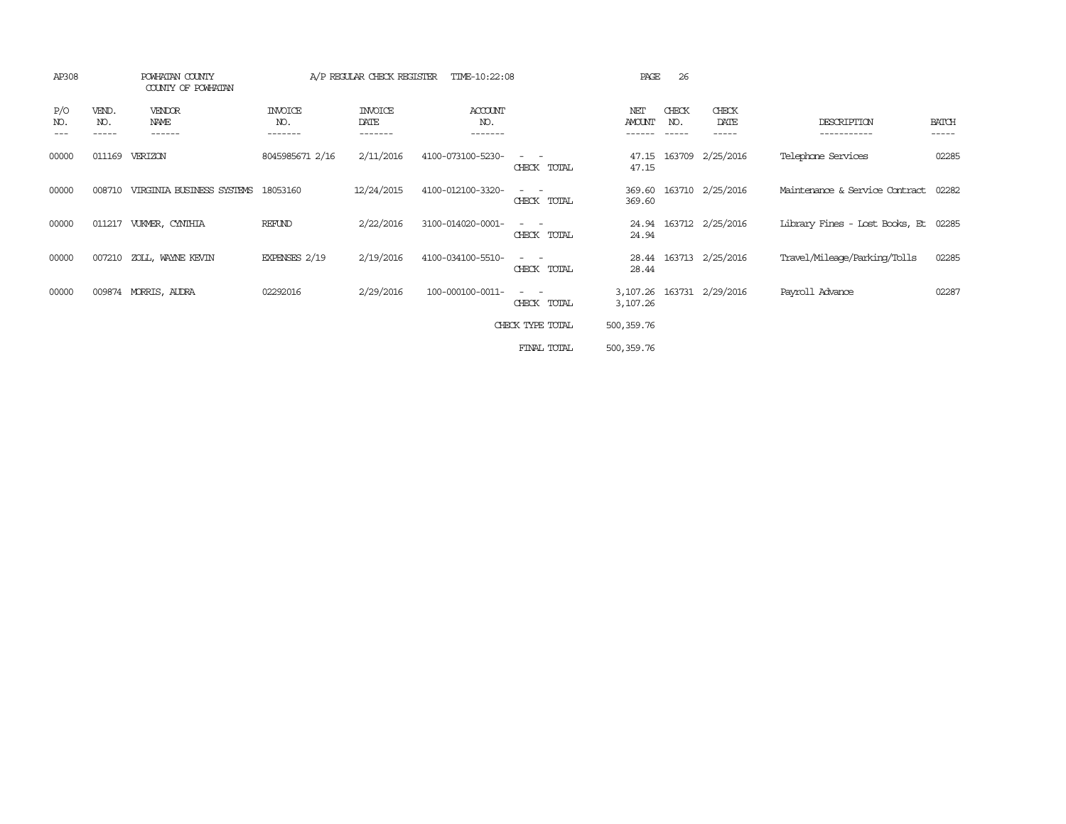AP308 POWHATAN COUNTY A/P REGULAR CHECK REGISTER TIME-10:22:08 PAGE 26

COUNTY OF POWHATAN

| P/O NO. | VEND. NO. | VENDOR NAME | INVOICE NO. | INVOICE DATE | ACCOUNT NO. | | NET AMOUNT | CHECK NO. | CHECK DATE | DESCRIPTION | BATCH |
|---|---|---|---|---|---|---|---|---|---|---|---|
| 00000 | 011169 | VERIZON | 8045985671 2/16 | 2/11/2016 | 4100-073100-5230- | - - | 47.15 | 163709 | 2/25/2016 | Telephone Services | 02285 |
| | | | | | | CHECK TOTAL | 47.15 | | | | |
| 00000 | 008710 | VIRGINIA BUSINESS SYSTEMS | 18053160 | 12/24/2015 | 4100-012100-3320- | - - | 369.60 | 163710 | 2/25/2016 | Maintenance & Service Contract | 02282 |
| | | | | | | CHECK TOTAL | 369.60 | | | | |
| 00000 | 011217 | VUKMER, CYNTHIA | REFUND | 2/22/2016 | 3100-014020-0001- | - - | 24.94 | 163712 | 2/25/2016 | Library Fines - Lost Books, Et | 02285 |
| | | | | | | CHECK TOTAL | 24.94 | | | | |
| 00000 | 007210 | ZOLL, WAYNE KEVIN | EXPENSES 2/19 | 2/19/2016 | 4100-034100-5510- | - - | 28.44 | 163713 | 2/25/2016 | Travel/Mileage/Parking/Tolls | 02285 |
| | | | | | | CHECK TOTAL | 28.44 | | | | |
| 00000 | 009874 | MORRIS, AUDRA | 02292016 | 2/29/2016 | 100-000100-0011- | - - | 3,107.26 | 163731 | 2/29/2016 | Payroll Advance | 02287 |
| | | | | | | CHECK TOTAL | 3,107.26 | | | | |
| | | | | | | CHECK TYPE TOTAL | 500,359.76 | | | | |
| | | | | | | FINAL TOTAL | 500,359.76 | | | | |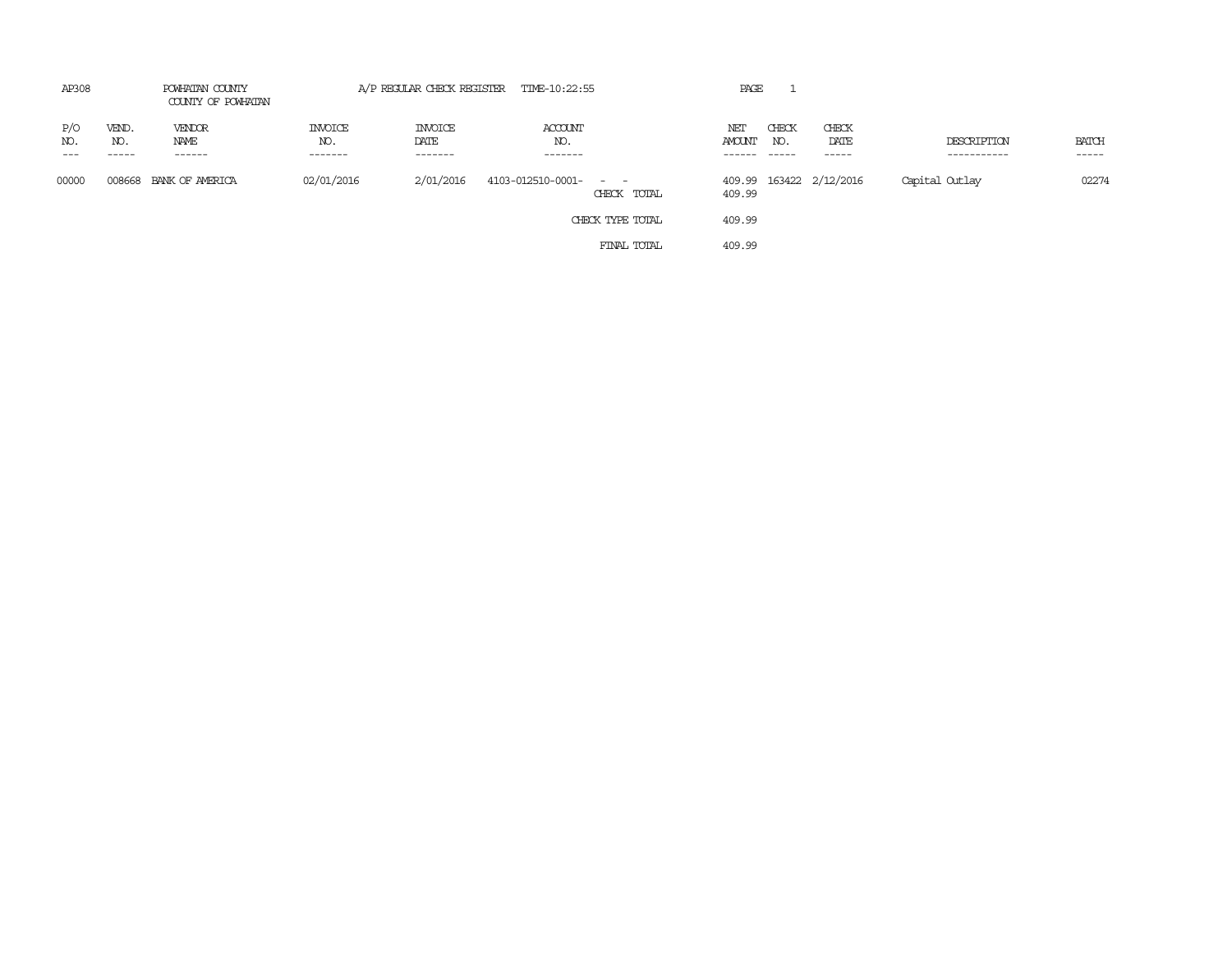AP308 POWHATAN COUNTY A/P REGULAR CHECK REGISTER TIME-10:22:55 PAGE 1

COUNTY OF POWHATAN

| P/O NO. | VEND. NO. | VENDOR NAME | INVOICE NO. | INVOICE DATE | ACCOUNT NO. | | NET AMOUNT | CHECK NO. | CHECK DATE | DESCRIPTION | BATCH |
|---|---|---|---|---|---|---|---|---|---|---|---|
| 00000 | 008668 | BANK OF AMERICA | 02/01/2016 | 2/01/2016 | 4103-012510-0001- - - | | 409.99 | 163422 | 2/12/2016 | Capital Outlay | 02274 |
| | | | | | | CHECK TOTAL | 409.99 | | | | |
| | | | | | | CHECK TYPE TOTAL | 409.99 | | | | |
| | | | | | | FINAL TOTAL | 409.99 | | | | |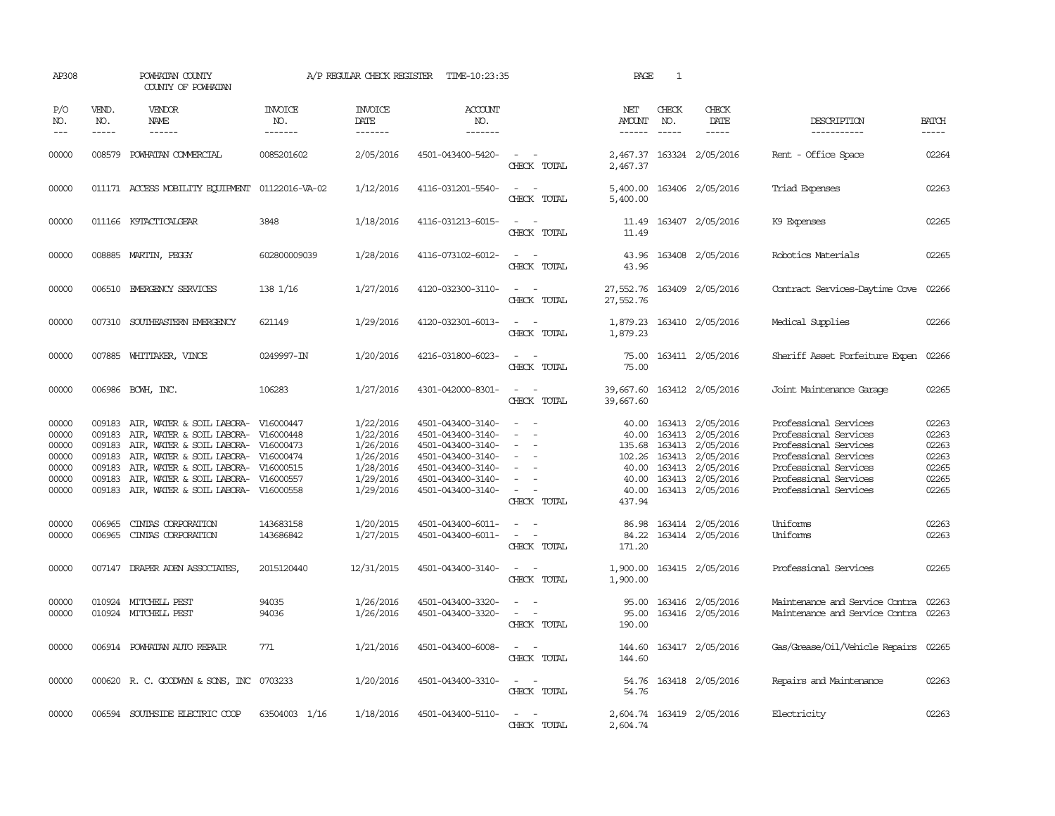AP308 POWHATAN COUNTY A/P REGULAR CHECK REGISTER TIME-10:23:35 PAGE 1

COUNTY OF POWHATAN

| P/O NO. | VEND. NO. | VENDOR NAME | INVOICE NO. | INVOICE DATE | ACCOUNT NO. | | NET AMOUNT | CHECK NO. | CHECK DATE | DESCRIPTION | BATCH |
|---|---|---|---|---|---|---|---|---|---|---|---|
| 00000 | 008579 | POWHATAN COMMERCIAL | 0085201602 | 2/05/2016 | 4501-043400-5420- | - - | 2,467.37 | 163324 | 2/05/2016 | Rent - Office Space | 02264 |
| | | | | | | CHECK TOTAL | 2,467.37 | | | | |
| 00000 | 011171 | ACCESS MOBILITY EQUIPMENT | 01122016-VA-02 | 1/12/2016 | 4116-031201-5540- | - - | 5,400.00 | 163406 | 2/05/2016 | Triad Expenses | 02263 |
| | | | | | | CHECK TOTAL | 5,400.00 | | | | |
| 00000 | 011166 | K9TACTICALGEAR | 3848 | 1/18/2016 | 4116-031213-6015- | - - | 11.49 | 163407 | 2/05/2016 | K9 Expenses | 02265 |
| | | | | | | CHECK TOTAL | 11.49 | | | | |
| 00000 | 008885 | MARTIN, PEGGY | 602800009039 | 1/28/2016 | 4116-073102-6012- | - - | 43.96 | 163408 | 2/05/2016 | Robotics Materials | 02265 |
| | | | | | | CHECK TOTAL | 43.96 | | | | |
| 00000 | 006510 | EMERGENCY SERVICES | 138 1/16 | 1/27/2016 | 4120-032300-3110- | - - | 27,552.76 | 163409 | 2/05/2016 | Contract Services-Daytime Cove | 02266 |
| | | | | | | CHECK TOTAL | 27,552.76 | | | | |
| 00000 | 007310 | SOUTHEASTERN EMERGENCY | 621149 | 1/29/2016 | 4120-032301-6013- | - - | 1,879.23 | 163410 | 2/05/2016 | Medical Supplies | 02266 |
| | | | | | | CHECK TOTAL | 1,879.23 | | | | |
| 00000 | 007885 | WHITTAKER, VINCE | 0249997-IN | 1/20/2016 | 4216-031800-6023- | - - | 75.00 | 163411 | 2/05/2016 | Sheriff Asset Forfeiture Expen | 02266 |
| | | | | | | CHECK TOTAL | 75.00 | | | | |
| 00000 | 006986 | BCWH, INC. | 106283 | 1/27/2016 | 4301-042000-8301- | - - | 39,667.60 | 163412 | 2/05/2016 | Joint Maintenance Garage | 02265 |
| | | | | | | CHECK TOTAL | 39,667.60 | | | | |
| 00000 | 009183 | AIR, WATER & SOIL LABORA- | V16000447 | 1/22/2016 | 4501-043400-3140- | - - | 40.00 | 163413 | 2/05/2016 | Professional Services | 02263 |
| 00000 | 009183 | AIR, WATER & SOIL LABORA- | V16000448 | 1/22/2016 | 4501-043400-3140- | - - | 40.00 | 163413 | 2/05/2016 | Professional Services | 02263 |
| 00000 | 009183 | AIR, WATER & SOIL LABORA- | V16000473 | 1/26/2016 | 4501-043400-3140- | - - | 135.68 | 163413 | 2/05/2016 | Professional Services | 02263 |
| 00000 | 009183 | AIR, WATER & SOIL LABORA- | V16000474 | 1/26/2016 | 4501-043400-3140- | - - | 102.26 | 163413 | 2/05/2016 | Professional Services | 02263 |
| 00000 | 009183 | AIR, WATER & SOIL LABORA- | V16000515 | 1/28/2016 | 4501-043400-3140- | - - | 40.00 | 163413 | 2/05/2016 | Professional Services | 02265 |
| 00000 | 009183 | AIR, WATER & SOIL LABORA- | V16000557 | 1/29/2016 | 4501-043400-3140- | - - | 40.00 | 163413 | 2/05/2016 | Professional Services | 02265 |
| 00000 | 009183 | AIR, WATER & SOIL LABORA- | V16000558 | 1/29/2016 | 4501-043400-3140- | - - | 40.00 | 163413 | 2/05/2016 | Professional Services | 02265 |
| | | | | | | CHECK TOTAL | 437.94 | | | | |
| 00000 | 006965 | CINTAS CORPORATION | 143683158 | 1/20/2015 | 4501-043400-6011- | - - | 86.98 | 163414 | 2/05/2016 | Uniforms | 02263 |
| 00000 | 006965 | CINTAS CORPORATION | 143686842 | 1/27/2015 | 4501-043400-6011- | - - | 84.22 | 163414 | 2/05/2016 | Uniforms | 02263 |
| | | | | | | CHECK TOTAL | 171.20 | | | | |
| 00000 | 007147 | DRAPER ADEN ASSOCIATES, | 2015120440 | 12/31/2015 | 4501-043400-3140- | - - | 1,900.00 | 163415 | 2/05/2016 | Professional Services | 02265 |
| | | | | | | CHECK TOTAL | 1,900.00 | | | | |
| 00000 | 010924 | MITCHELL PEST | 94035 | 1/26/2016 | 4501-043400-3320- | - - | 95.00 | 163416 | 2/05/2016 | Maintenance and Service Contra | 02263 |
| 00000 | 010924 | MITCHELL PEST | 94036 | 1/26/2016 | 4501-043400-3320- | - - | 95.00 | 163416 | 2/05/2016 | Maintenance and Service Contra | 02263 |
| | | | | | | CHECK TOTAL | 190.00 | | | | |
| 00000 | 006914 | POWHATAN AUTO REPAIR | 771 | 1/21/2016 | 4501-043400-6008- | - - | 144.60 | 163417 | 2/05/2016 | Gas/Grease/Oil/Vehicle Repairs | 02265 |
| | | | | | | CHECK TOTAL | 144.60 | | | | |
| 00000 | 000620 | R. C. GOODWYN & SONS, INC | 0703233 | 1/20/2016 | 4501-043400-3310- | - - | 54.76 | 163418 | 2/05/2016 | Repairs and Maintenance | 02263 |
| | | | | | | CHECK TOTAL | 54.76 | | | | |
| 00000 | 006594 | SOUTHSIDE ELECTRIC COOP | 63504003 1/16 | 1/18/2016 | 4501-043400-5110- | - - | 2,604.74 | 163419 | 2/05/2016 | Electricity | 02263 |
| | | | | | | CHECK TOTAL | 2,604.74 | | | | |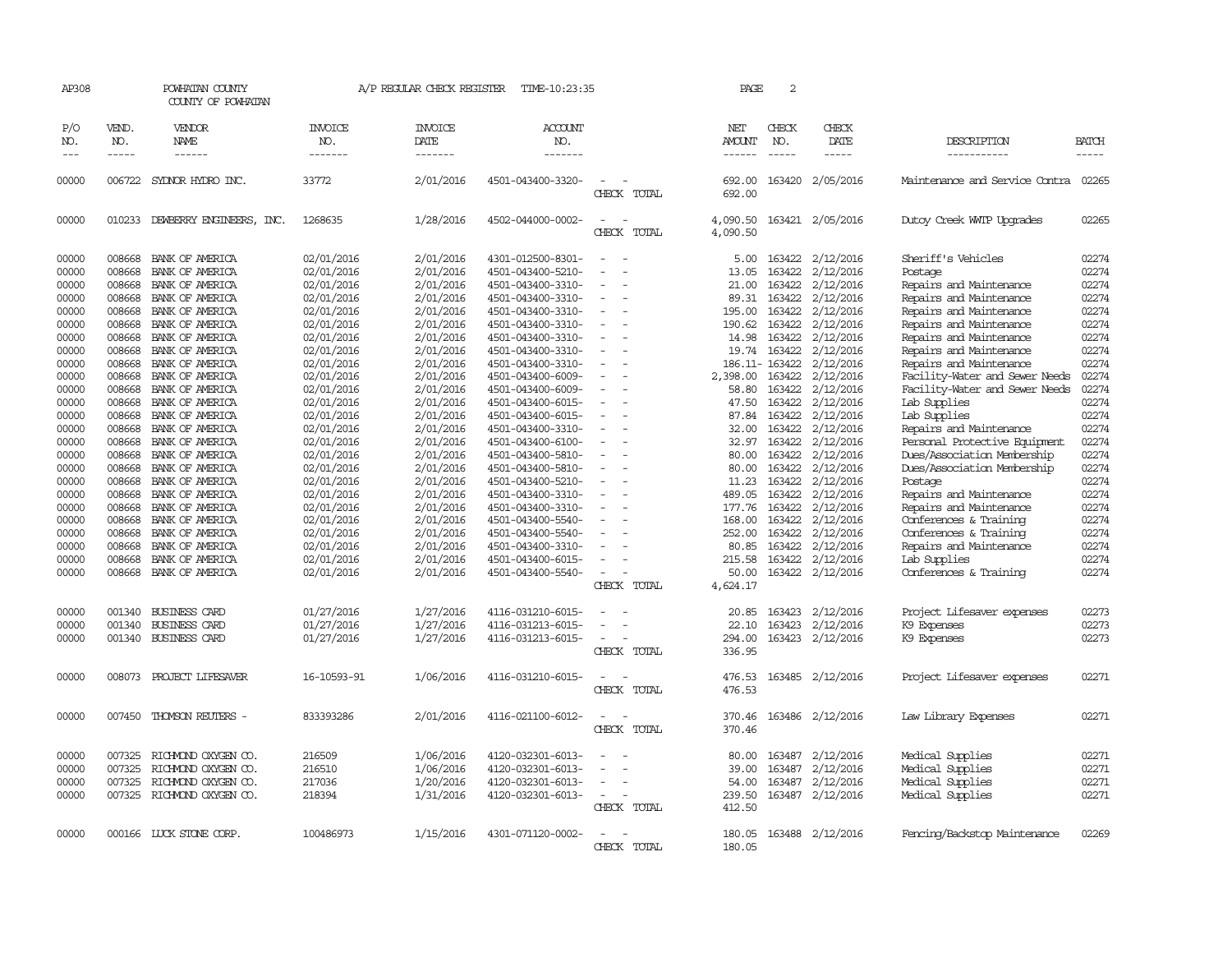AP308 POWHATAN COUNTY A/P REGULAR CHECK REGISTER TIME-10:23:35
COUNTY OF POWHATAN

| P/O NO. | VEND. NO. | VENDOR NAME | INVOICE NO. | INVOICE DATE | ACCOUNT NO. | | NET AMOUNT | CHECK NO. | CHECK DATE | DESCRIPTION | BATCH |
|---|---|---|---|---|---|---|---|---|---|---|---|
| 00000 | 006722 | SYDNOR HYDRO INC. | 33772 | 2/01/2016 | 4501-043400-3320- | - - | 692.00 | 163420 | 2/05/2016 | Maintenance and Service Contra | 02265 |
| | | | | | | CHECK TOTAL | 692.00 | | | | |
| 00000 | 010233 | DEWBERRY ENGINEERS, INC. | 1268635 | 1/28/2016 | 4502-044000-0002- | - - | 4,090.50 | 163421 | 2/05/2016 | Dutoy Creek WWTP Upgrades | 02265 |
| | | | | | | CHECK TOTAL | 4,090.50 | | | | |
| 00000 | 008668 | BANK OF AMERICA | 02/01/2016 | 2/01/2016 | 4301-012500-8301- | - - | 5.00 | 163422 | 2/12/2016 | Sheriff's Vehicles | 02274 |
| 00000 | 008668 | BANK OF AMERICA | 02/01/2016 | 2/01/2016 | 4501-043400-5210- | - - | 13.05 | 163422 | 2/12/2016 | Postage | 02274 |
| 00000 | 008668 | BANK OF AMERICA | 02/01/2016 | 2/01/2016 | 4501-043400-3310- | - - | 21.00 | 163422 | 2/12/2016 | Repairs and Maintenance | 02274 |
| 00000 | 008668 | BANK OF AMERICA | 02/01/2016 | 2/01/2016 | 4501-043400-3310- | - - | 89.31 | 163422 | 2/12/2016 | Repairs and Maintenance | 02274 |
| 00000 | 008668 | BANK OF AMERICA | 02/01/2016 | 2/01/2016 | 4501-043400-3310- | - - | 195.00 | 163422 | 2/12/2016 | Repairs and Maintenance | 02274 |
| 00000 | 008668 | BANK OF AMERICA | 02/01/2016 | 2/01/2016 | 4501-043400-3310- | - - | 190.62 | 163422 | 2/12/2016 | Repairs and Maintenance | 02274 |
| 00000 | 008668 | BANK OF AMERICA | 02/01/2016 | 2/01/2016 | 4501-043400-3310- | - - | 14.98 | 163422 | 2/12/2016 | Repairs and Maintenance | 02274 |
| 00000 | 008668 | BANK OF AMERICA | 02/01/2016 | 2/01/2016 | 4501-043400-3310- | - - | 19.74 | 163422 | 2/12/2016 | Repairs and Maintenance | 02274 |
| 00000 | 008668 | BANK OF AMERICA | 02/01/2016 | 2/01/2016 | 4501-043400-3310- | - - | 186.11- | 163422 | 2/12/2016 | Repairs and Maintenance | 02274 |
| 00000 | 008668 | BANK OF AMERICA | 02/01/2016 | 2/01/2016 | 4501-043400-6009- | - - | 2,398.00 | 163422 | 2/12/2016 | Facility-Water and Sewer Needs | 02274 |
| 00000 | 008668 | BANK OF AMERICA | 02/01/2016 | 2/01/2016 | 4501-043400-6009- | - - | 58.80 | 163422 | 2/12/2016 | Facility-Water and Sewer Needs | 02274 |
| 00000 | 008668 | BANK OF AMERICA | 02/01/2016 | 2/01/2016 | 4501-043400-6015- | - - | 47.50 | 163422 | 2/12/2016 | Lab Supplies | 02274 |
| 00000 | 008668 | BANK OF AMERICA | 02/01/2016 | 2/01/2016 | 4501-043400-6015- | - - | 87.84 | 163422 | 2/12/2016 | Lab Supplies | 02274 |
| 00000 | 008668 | BANK OF AMERICA | 02/01/2016 | 2/01/2016 | 4501-043400-3310- | - - | 32.00 | 163422 | 2/12/2016 | Repairs and Maintenance | 02274 |
| 00000 | 008668 | BANK OF AMERICA | 02/01/2016 | 2/01/2016 | 4501-043400-6100- | - - | 32.97 | 163422 | 2/12/2016 | Personal Protective Equipment | 02274 |
| 00000 | 008668 | BANK OF AMERICA | 02/01/2016 | 2/01/2016 | 4501-043400-5810- | - - | 80.00 | 163422 | 2/12/2016 | Dues/Association Membership | 02274 |
| 00000 | 008668 | BANK OF AMERICA | 02/01/2016 | 2/01/2016 | 4501-043400-5810- | - - | 80.00 | 163422 | 2/12/2016 | Dues/Association Membership | 02274 |
| 00000 | 008668 | BANK OF AMERICA | 02/01/2016 | 2/01/2016 | 4501-043400-5210- | - - | 11.23 | 163422 | 2/12/2016 | Postage | 02274 |
| 00000 | 008668 | BANK OF AMERICA | 02/01/2016 | 2/01/2016 | 4501-043400-3310- | - - | 489.05 | 163422 | 2/12/2016 | Repairs and Maintenance | 02274 |
| 00000 | 008668 | BANK OF AMERICA | 02/01/2016 | 2/01/2016 | 4501-043400-3310- | - - | 177.76 | 163422 | 2/12/2016 | Repairs and Maintenance | 02274 |
| 00000 | 008668 | BANK OF AMERICA | 02/01/2016 | 2/01/2016 | 4501-043400-5540- | - - | 168.00 | 163422 | 2/12/2016 | Conferences & Training | 02274 |
| 00000 | 008668 | BANK OF AMERICA | 02/01/2016 | 2/01/2016 | 4501-043400-5540- | - - | 252.00 | 163422 | 2/12/2016 | Conferences & Training | 02274 |
| 00000 | 008668 | BANK OF AMERICA | 02/01/2016 | 2/01/2016 | 4501-043400-3310- | - - | 80.85 | 163422 | 2/12/2016 | Repairs and Maintenance | 02274 |
| 00000 | 008668 | BANK OF AMERICA | 02/01/2016 | 2/01/2016 | 4501-043400-6015- | - - | 215.58 | 163422 | 2/12/2016 | Lab Supplies | 02274 |
| 00000 | 008668 | BANK OF AMERICA | 02/01/2016 | 2/01/2016 | 4501-043400-5540- | - - | 50.00 | 163422 | 2/12/2016 | Conferences & Training | 02274 |
| | | | | | | CHECK TOTAL | 4,624.17 | | | | |
| 00000 | 001340 | BUSINESS CARD | 01/27/2016 | 1/27/2016 | 4116-031210-6015- | - - | 20.85 | 163423 | 2/12/2016 | Project Lifesaver expenses | 02273 |
| 00000 | 001340 | BUSINESS CARD | 01/27/2016 | 1/27/2016 | 4116-031213-6015- | - - | 22.10 | 163423 | 2/12/2016 | K9 Expenses | 02273 |
| 00000 | 001340 | BUSINESS CARD | 01/27/2016 | 1/27/2016 | 4116-031213-6015- | - - | 294.00 | 163423 | 2/12/2016 | K9 Expenses | 02273 |
| | | | | | | CHECK TOTAL | 336.95 | | | | |
| 00000 | 008073 | PROJECT LIFESAVER | 16-10593-91 | 1/06/2016 | 4116-031210-6015- | - - | 476.53 | 163485 | 2/12/2016 | Project Lifesaver expenses | 02271 |
| | | | | | | CHECK TOTAL | 476.53 | | | | |
| 00000 | 007450 | THOMSON REUTERS - | 833393286 | 2/01/2016 | 4116-021100-6012- | - - | 370.46 | 163486 | 2/12/2016 | Law Library Expenses | 02271 |
| | | | | | | CHECK TOTAL | 370.46 | | | | |
| 00000 | 007325 | RICHMOND OXYGEN CO. | 216509 | 1/06/2016 | 4120-032301-6013- | - - | 80.00 | 163487 | 2/12/2016 | Medical Supplies | 02271 |
| 00000 | 007325 | RICHMOND OXYGEN CO. | 216510 | 1/06/2016 | 4120-032301-6013- | - - | 39.00 | 163487 | 2/12/2016 | Medical Supplies | 02271 |
| 00000 | 007325 | RICHMOND OXYGEN CO. | 217036 | 1/20/2016 | 4120-032301-6013- | - - | 54.00 | 163487 | 2/12/2016 | Medical Supplies | 02271 |
| 00000 | 007325 | RICHMOND OXYGEN CO. | 218394 | 1/31/2016 | 4120-032301-6013- | - - | 239.50 | 163487 | 2/12/2016 | Medical Supplies | 02271 |
| | | | | | | CHECK TOTAL | 412.50 | | | | |
| 00000 | 000166 | LUCK STONE CORP. | 100486973 | 1/15/2016 | 4301-071120-0002- | - - | 180.05 | 163488 | 2/12/2016 | Fencing/Backstop Maintenance | 02269 |
| | | | | | | CHECK TOTAL | 180.05 | | | | |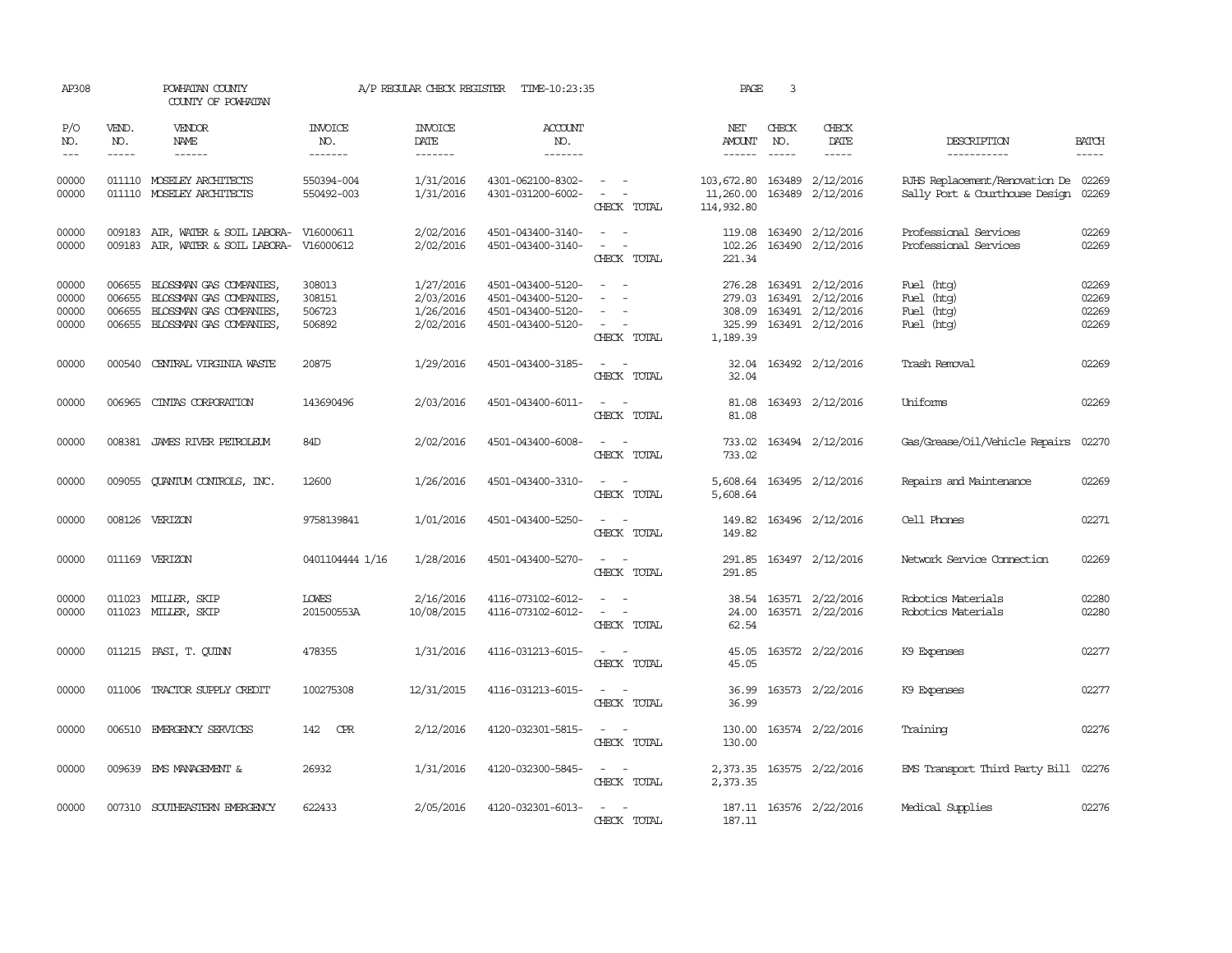AP308 POWHATAN COUNTY COUNTY OF POWHATAN A/P REGULAR CHECK REGISTER TIME-10:23:35 PAGE 3

| P/O NO. | VEND. NO. | VENDOR NAME | INVOICE NO. | INVOICE DATE | ACCOUNT NO. | | NET AMOUNT | CHECK NO. | CHECK DATE | DESCRIPTION | BATCH |
|---|---|---|---|---|---|---|---|---|---|---|---|
| 00000 | 011110 | MOSELEY ARCHITECTS | 550394-004 | 1/31/2016 | 4301-062100-8302- | - - | 103,672.80 | 163489 | 2/12/2016 | PJHS Replacement/Renovation De | 02269 |
| 00000 | 011110 | MOSELEY ARCHITECTS | 550492-003 | 1/31/2016 | 4301-031200-6002- | - - | 11,260.00 | 163489 | 2/12/2016 | Sally Port & Courthouse Design | 02269 |
| | | | | | | CHECK TOTAL | 114,932.80 | | | | |
| 00000 | 009183 | AIR, WATER & SOIL LABORA- | V16000611 | 2/02/2016 | 4501-043400-3140- | - - | 119.08 | 163490 | 2/12/2016 | Professional Services | 02269 |
| 00000 | 009183 | AIR, WATER & SOIL LABORA- | V16000612 | 2/02/2016 | 4501-043400-3140- | - - | 102.26 | 163490 | 2/12/2016 | Professional Services | 02269 |
| | | | | | | CHECK TOTAL | 221.34 | | | | |
| 00000 | 006655 | BLOSSMAN GAS COMPANIES, | 308013 | 1/27/2016 | 4501-043400-5120- | - - | 276.28 | 163491 | 2/12/2016 | Fuel (htg) | 02269 |
| 00000 | 006655 | BLOSSMAN GAS COMPANIES, | 308151 | 2/03/2016 | 4501-043400-5120- | - - | 279.03 | 163491 | 2/12/2016 | Fuel (htg) | 02269 |
| 00000 | 006655 | BLOSSMAN GAS COMPANIES, | 506723 | 1/26/2016 | 4501-043400-5120- | - - | 308.09 | 163491 | 2/12/2016 | Fuel (htg) | 02269 |
| 00000 | 006655 | BLOSSMAN GAS COMPANIES, | 506892 | 2/02/2016 | 4501-043400-5120- | - - | 325.99 | 163491 | 2/12/2016 | Fuel (htg) | 02269 |
| | | | | | | CHECK TOTAL | 1,189.39 | | | | |
| 00000 | 000540 | CENTRAL VIRGINIA WASTE | 20875 | 1/29/2016 | 4501-043400-3185- | - - | 32.04 | 163492 | 2/12/2016 | Trash Removal | 02269 |
| | | | | | | CHECK TOTAL | 32.04 | | | | |
| 00000 | 006965 | CINTAS CORPORATION | 143690496 | 2/03/2016 | 4501-043400-6011- | - - | 81.08 | 163493 | 2/12/2016 | Uniforms | 02269 |
| | | | | | | CHECK TOTAL | 81.08 | | | | |
| 00000 | 008381 | JAMES RIVER PETROLEUM | 84D | 2/02/2016 | 4501-043400-6008- | - - | 733.02 | 163494 | 2/12/2016 | Gas/Grease/Oil/Vehicle Repairs | 02270 |
| | | | | | | CHECK TOTAL | 733.02 | | | | |
| 00000 | 009055 | QUANTUM CONTROLS, INC. | 12600 | 1/26/2016 | 4501-043400-3310- | - - | 5,608.64 | 163495 | 2/12/2016 | Repairs and Maintenance | 02269 |
| | | | | | | CHECK TOTAL | 5,608.64 | | | | |
| 00000 | 008126 | VERIZON | 9758139841 | 1/01/2016 | 4501-043400-5250- | - - | 149.82 | 163496 | 2/12/2016 | Cell Phones | 02271 |
| | | | | | | CHECK TOTAL | 149.82 | | | | |
| 00000 | 011169 | VERIZON | 0401104444 1/16 | 1/28/2016 | 4501-043400-5270- | - - | 291.85 | 163497 | 2/12/2016 | Network Service Connection | 02269 |
| | | | | | | CHECK TOTAL | 291.85 | | | | |
| 00000 | 011023 | MILLER, SKIP | LOWES | 2/16/2016 | 4116-073102-6012- | - - | 38.54 | 163571 | 2/22/2016 | Robotics Materials | 02280 |
| 00000 | 011023 | MILLER, SKIP | 201500553A | 10/08/2015 | 4116-073102-6012- | - - | 24.00 | 163571 | 2/22/2016 | Robotics Materials | 02280 |
| | | | | | | CHECK TOTAL | 62.54 | | | | |
| 00000 | 011215 | PASI, T. QUINN | 478355 | 1/31/2016 | 4116-031213-6015- | - - | 45.05 | 163572 | 2/22/2016 | K9 Expenses | 02277 |
| | | | | | | CHECK TOTAL | 45.05 | | | | |
| 00000 | 011006 | TRACTOR SUPPLY CREDIT | 100275308 | 12/31/2015 | 4116-031213-6015- | - - | 36.99 | 163573 | 2/22/2016 | K9 Expenses | 02277 |
| | | | | | | CHECK TOTAL | 36.99 | | | | |
| 00000 | 006510 | EMERGENCY SERVICES | 142 CPR | 2/12/2016 | 4120-032301-5815- | - - | 130.00 | 163574 | 2/22/2016 | Training | 02276 |
| | | | | | | CHECK TOTAL | 130.00 | | | | |
| 00000 | 009639 | EMS MANAGEMENT & | 26932 | 1/31/2016 | 4120-032300-5845- | - - | 2,373.35 | 163575 | 2/22/2016 | EMS Transport Third Party Bill | 02276 |
| | | | | | | CHECK TOTAL | 2,373.35 | | | | |
| 00000 | 007310 | SOUTHEASTERN EMERGENCY | 622433 | 2/05/2016 | 4120-032301-6013- | - - | 187.11 | 163576 | 2/22/2016 | Medical Supplies | 02276 |
| | | | | | | CHECK TOTAL | 187.11 | | | | |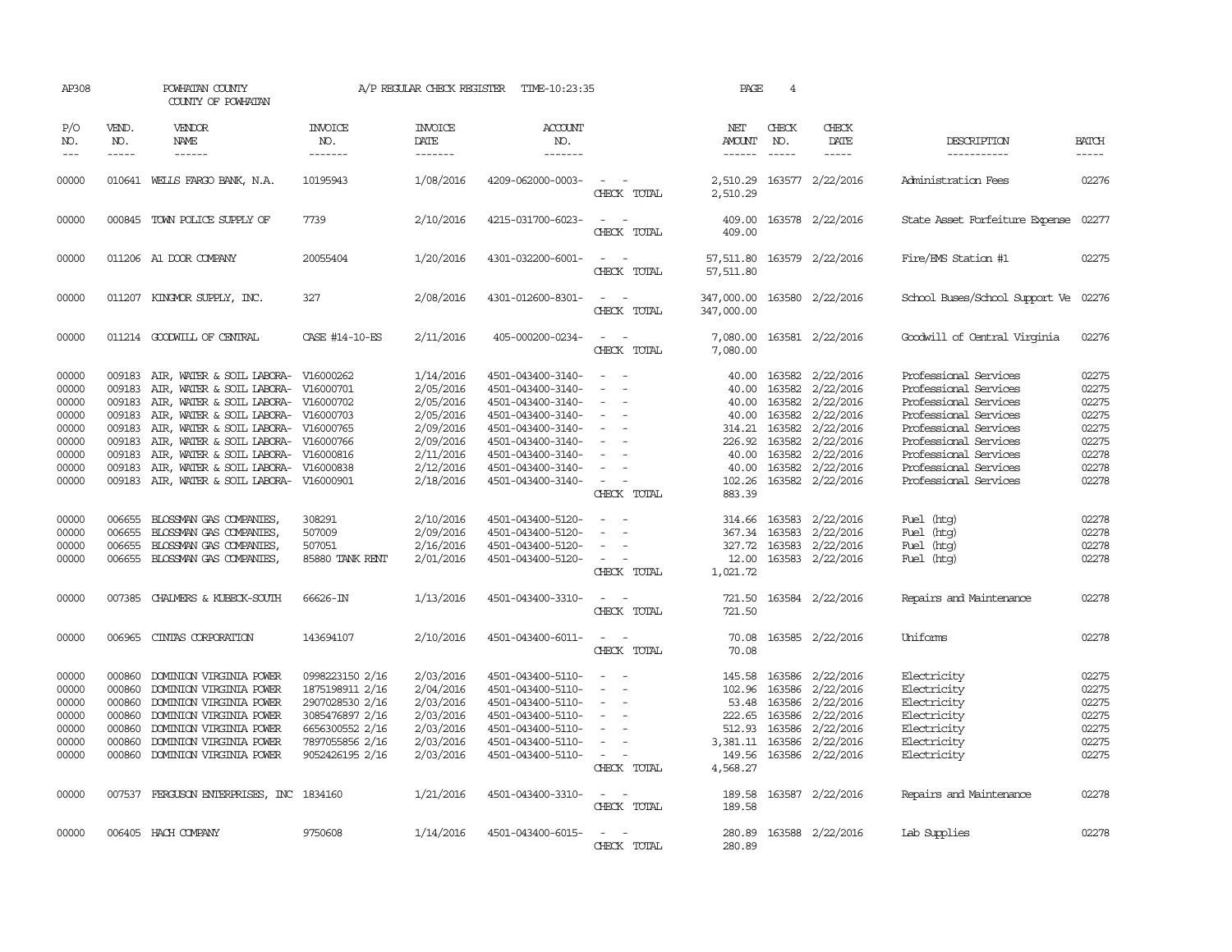AP308 POWHATAN COUNTY COUNTY OF POWHATAN A/P REGULAR CHECK REGISTER TIME-10:23:35 PAGE 4

| P/O NO. | VEND. NO. | VENDOR NAME | INVOICE NO. | INVOICE DATE | ACCOUNT NO. | | NET AMOUNT | CHECK NO. | CHECK DATE | DESCRIPTION | BATCH |
|---|---|---|---|---|---|---|---|---|---|---|---|
| 00000 | 010641 | WELLS FARGO BANK, N.A. | 10195943 | 1/08/2016 | 4209-062000-0003- | - - | 2,510.29 | 163577 | 2/22/2016 | Administration Fees | 02276 |
| | | | | | | CHECK TOTAL | 2,510.29 | | | | |
| 00000 | 000845 | TOWN POLICE SUPPLY OF | 7739 | 2/10/2016 | 4215-031700-6023- | - - | 409.00 | 163578 | 2/22/2016 | State Asset Forfeiture Expense | 02277 |
| | | | | | | CHECK TOTAL | 409.00 | | | | |
| 00000 | 011206 | A1 DOOR COMPANY | 20055404 | 1/20/2016 | 4301-032200-6001- | - - | 57,511.80 | 163579 | 2/22/2016 | Fire/EMS Station #1 | 02275 |
| | | | | | | CHECK TOTAL | 57,511.80 | | | | |
| 00000 | 011207 | KINGMOR SUPPLY, INC. | 327 | 2/08/2016 | 4301-012600-8301- | - - | 347,000.00 | 163580 | 2/22/2016 | School Buses/School Support Ve | 02276 |
| | | | | | | CHECK TOTAL | 347,000.00 | | | | |
| 00000 | 011214 | GOODWILL OF CENTRAL | CASE #14-10-ES | 2/11/2016 | 405-000200-0234- | - - | 7,080.00 | 163581 | 2/22/2016 | Goodwill of Central Virginia | 02276 |
| | | | | | | CHECK TOTAL | 7,080.00 | | | | |
| 00000 | 009183 | AIR, WATER & SOIL LABORA- | V16000262 | 1/14/2016 | 4501-043400-3140- | - - | 40.00 | 163582 | 2/22/2016 | Professional Services | 02275 |
| 00000 | 009183 | AIR, WATER & SOIL LABORA- | V16000701 | 2/05/2016 | 4501-043400-3140- | - - | 40.00 | 163582 | 2/22/2016 | Professional Services | 02275 |
| 00000 | 009183 | AIR, WATER & SOIL LABORA- | V16000702 | 2/05/2016 | 4501-043400-3140- | - - | 40.00 | 163582 | 2/22/2016 | Professional Services | 02275 |
| 00000 | 009183 | AIR, WATER & SOIL LABORA- | V16000703 | 2/05/2016 | 4501-043400-3140- | - - | 40.00 | 163582 | 2/22/2016 | Professional Services | 02275 |
| 00000 | 009183 | AIR, WATER & SOIL LABORA- | V16000765 | 2/09/2016 | 4501-043400-3140- | - - | 314.21 | 163582 | 2/22/2016 | Professional Services | 02275 |
| 00000 | 009183 | AIR, WATER & SOIL LABORA- | V16000766 | 2/09/2016 | 4501-043400-3140- | - - | 226.92 | 163582 | 2/22/2016 | Professional Services | 02275 |
| 00000 | 009183 | AIR, WATER & SOIL LABORA- | V16000816 | 2/11/2016 | 4501-043400-3140- | - - | 40.00 | 163582 | 2/22/2016 | Professional Services | 02278 |
| 00000 | 009183 | AIR, WATER & SOIL LABORA- | V16000838 | 2/12/2016 | 4501-043400-3140- | - - | 40.00 | 163582 | 2/22/2016 | Professional Services | 02278 |
| 00000 | 009183 | AIR, WATER & SOIL LABORA- | V16000901 | 2/18/2016 | 4501-043400-3140- | - - | 102.26 | 163582 | 2/22/2016 | Professional Services | 02278 |
| | | | | | | CHECK TOTAL | 883.39 | | | | |
| 00000 | 006655 | BLOSSMAN GAS COMPANIES, | 308291 | 2/10/2016 | 4501-043400-5120- | - - | 314.66 | 163583 | 2/22/2016 | Fuel (htg) | 02278 |
| 00000 | 006655 | BLOSSMAN GAS COMPANIES, | 507009 | 2/09/2016 | 4501-043400-5120- | - - | 367.34 | 163583 | 2/22/2016 | Fuel (htg) | 02278 |
| 00000 | 006655 | BLOSSMAN GAS COMPANIES, | 507051 | 2/16/2016 | 4501-043400-5120- | - - | 327.72 | 163583 | 2/22/2016 | Fuel (htg) | 02278 |
| 00000 | 006655 | BLOSSMAN GAS COMPANIES, | 85880 TANK RENT | 2/01/2016 | 4501-043400-5120- | - - | 12.00 | 163583 | 2/22/2016 | Fuel (htg) | 02278 |
| | | | | | | CHECK TOTAL | 1,021.72 | | | | |
| 00000 | 007385 | CHALMERS & KUBECK-SOUTH | 66626-IN | 1/13/2016 | 4501-043400-3310- | - - | 721.50 | 163584 | 2/22/2016 | Repairs and Maintenance | 02278 |
| | | | | | | CHECK TOTAL | 721.50 | | | | |
| 00000 | 006965 | CINTAS CORPORATION | 143694107 | 2/10/2016 | 4501-043400-6011- | - - | 70.08 | 163585 | 2/22/2016 | Uniforms | 02278 |
| | | | | | | CHECK TOTAL | 70.08 | | | | |
| 00000 | 000860 | DOMINION VIRGINIA POWER | 0998223150 2/16 | 2/03/2016 | 4501-043400-5110- | - - | 145.58 | 163586 | 2/22/2016 | Electricity | 02275 |
| 00000 | 000860 | DOMINION VIRGINIA POWER | 1875198911 2/16 | 2/04/2016 | 4501-043400-5110- | - - | 102.96 | 163586 | 2/22/2016 | Electricity | 02275 |
| 00000 | 000860 | DOMINION VIRGINIA POWER | 2907028530 2/16 | 2/03/2016 | 4501-043400-5110- | - - | 53.48 | 163586 | 2/22/2016 | Electricity | 02275 |
| 00000 | 000860 | DOMINION VIRGINIA POWER | 3085476897 2/16 | 2/03/2016 | 4501-043400-5110- | - - | 222.65 | 163586 | 2/22/2016 | Electricity | 02275 |
| 00000 | 000860 | DOMINION VIRGINIA POWER | 6656300552 2/16 | 2/03/2016 | 4501-043400-5110- | - - | 512.93 | 163586 | 2/22/2016 | Electricity | 02275 |
| 00000 | 000860 | DOMINION VIRGINIA POWER | 7897055856 2/16 | 2/03/2016 | 4501-043400-5110- | - - | 3,381.11 | 163586 | 2/22/2016 | Electricity | 02275 |
| 00000 | 000860 | DOMINION VIRGINIA POWER | 9052426195 2/16 | 2/03/2016 | 4501-043400-5110- | - - | 149.56 | 163586 | 2/22/2016 | Electricity | 02275 |
| | | | | | | CHECK TOTAL | 4,568.27 | | | | |
| 00000 | 007537 | FERGUSON ENTERPRISES, INC | 1834160 | 1/21/2016 | 4501-043400-3310- | - - | 189.58 | 163587 | 2/22/2016 | Repairs and Maintenance | 02278 |
| | | | | | | CHECK TOTAL | 189.58 | | | | |
| 00000 | 006405 | HACH COMPANY | 9750608 | 1/14/2016 | 4501-043400-6015- | - - | 280.89 | 163588 | 2/22/2016 | Lab Supplies | 02278 |
| | | | | | | CHECK TOTAL | 280.89 | | | | |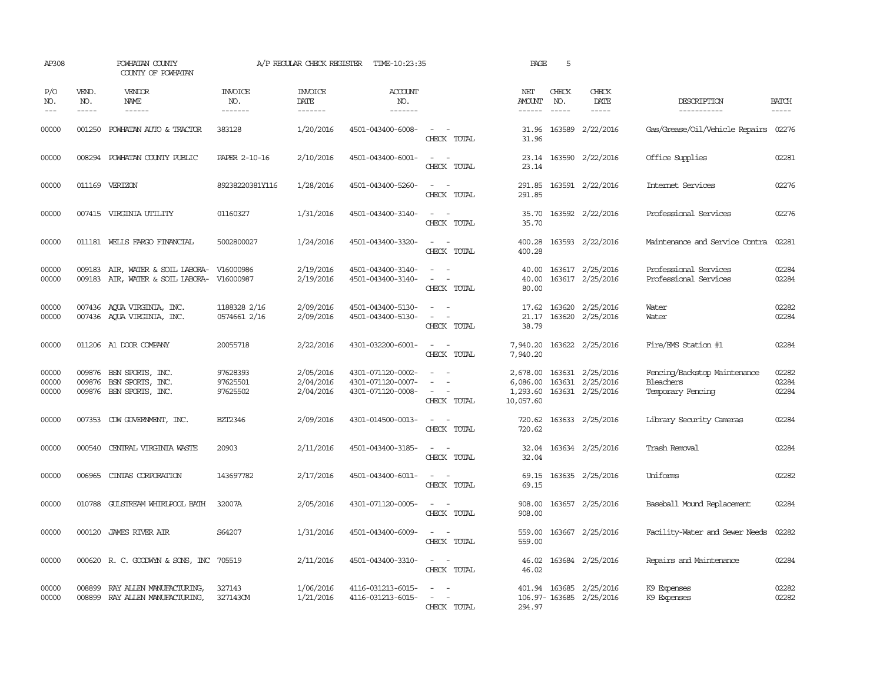AP308 POWHATAN COUNTY A/P REGULAR CHECK REGISTER TIME-10:23:35 PAGE 5

COUNTY OF POWHATAN

| P/O NO. | VEND. NO. | VENDOR NAME | INVOICE NO. | INVOICE DATE | ACCOUNT NO. | | NET AMOUNT | CHECK NO. | CHECK DATE | DESCRIPTION | BATCH |
|---|---|---|---|---|---|---|---|---|---|---|---|
| 00000 | 001250 | POWHATAN AUTO & TRACTOR | 383128 | 1/20/2016 | 4501-043400-6008- | - - | 31.96 | 163589 | 2/22/2016 | Gas/Grease/Oil/Vehicle Repairs | 02276 |
| | | | | | | CHECK TOTAL | 31.96 | | | | |
| 00000 | 008294 | POWHATAN COUNTY PUBLIC | PAPER 2-10-16 | 2/10/2016 | 4501-043400-6001- | - - | 23.14 | 163590 | 2/22/2016 | Office Supplies | 02281 |
| | | | | | | CHECK TOTAL | 23.14 | | | | |
| 00000 | 011169 | VERIZON | 89238220381Y116 | 1/28/2016 | 4501-043400-5260- | - - | 291.85 | 163591 | 2/22/2016 | Internet Services | 02276 |
| | | | | | | CHECK TOTAL | 291.85 | | | | |
| 00000 | 007415 | VIRGINIA UTILITY | 01160327 | 1/31/2016 | 4501-043400-3140- | - - | 35.70 | 163592 | 2/22/2016 | Professional Services | 02276 |
| | | | | | | CHECK TOTAL | 35.70 | | | | |
| 00000 | 011181 | WELLS FARGO FINANCIAL | 5002800027 | 1/24/2016 | 4501-043400-3320- | - - | 400.28 | 163593 | 2/22/2016 | Maintenance and Service Contra | 02281 |
| | | | | | | CHECK TOTAL | 400.28 | | | | |
| 00000 | 009183 | AIR, WATER & SOIL LABORA- | V16000986 | 2/19/2016 | 4501-043400-3140- | - - | 40.00 | 163617 | 2/25/2016 | Professional Services | 02284 |
| 00000 | 009183 | AIR, WATER & SOIL LABORA- | V16000987 | 2/19/2016 | 4501-043400-3140- | - - | 40.00 | 163617 | 2/25/2016 | Professional Services | 02284 |
| | | | | | | CHECK TOTAL | 80.00 | | | | |
| 00000 | 007436 | AQUA VIRGINIA, INC. | 1188328 2/16 | 2/09/2016 | 4501-043400-5130- | - - | 17.62 | 163620 | 2/25/2016 | Water | 02282 |
| 00000 | 007436 | AQUA VIRGINIA, INC. | 0574661 2/16 | 2/09/2016 | 4501-043400-5130- | - - | 21.17 | 163620 | 2/25/2016 | Water | 02284 |
| | | | | | | CHECK TOTAL | 38.79 | | | | |
| 00000 | 011206 | A1 DOOR COMPANY | 20055718 | 2/22/2016 | 4301-032200-6001- | - - | 7,940.20 | 163622 | 2/25/2016 | Fire/EMS Station #1 | 02284 |
| | | | | | | CHECK TOTAL | 7,940.20 | | | | |
| 00000 | 009876 | BSN SPORTS, INC. | 97628393 | 2/05/2016 | 4301-071120-0002- | - - | 2,678.00 | 163631 | 2/25/2016 | Fencing/Backstop Maintenance | 02282 |
| 00000 | 009876 | BSN SPORTS, INC. | 97625501 | 2/04/2016 | 4301-071120-0007- | - - | 6,086.00 | 163631 | 2/25/2016 | Bleachers | 02284 |
| 00000 | 009876 | BSN SPORTS, INC. | 97625502 | 2/04/2016 | 4301-071120-0008- | - - | 1,293.60 | 163631 | 2/25/2016 | Temporary Fencing | 02284 |
| | | | | | | CHECK TOTAL | 10,057.60 | | | | |
| 00000 | 007353 | CDW GOVERNMENT, INC. | BZT2346 | 2/09/2016 | 4301-014500-0013- | - - | 720.62 | 163633 | 2/25/2016 | Library Security Cameras | 02284 |
| | | | | | | CHECK TOTAL | 720.62 | | | | |
| 00000 | 000540 | CENTRAL VIRGINIA WASTE | 20903 | 2/11/2016 | 4501-043400-3185- | - - | 32.04 | 163634 | 2/25/2016 | Trash Removal | 02284 |
| | | | | | | CHECK TOTAL | 32.04 | | | | |
| 00000 | 006965 | CINTAS CORPORATION | 143697782 | 2/17/2016 | 4501-043400-6011- | - - | 69.15 | 163635 | 2/25/2016 | Uniforms | 02282 |
| | | | | | | CHECK TOTAL | 69.15 | | | | |
| 00000 | 010788 | GULSTREAM WHIRLPOOL BATH | 32007A | 2/05/2016 | 4301-071120-0005- | - - | 908.00 | 163657 | 2/25/2016 | Baseball Mound Replacement | 02284 |
| | | | | | | CHECK TOTAL | 908.00 | | | | |
| 00000 | 000120 | JAMES RIVER AIR | S64207 | 1/31/2016 | 4501-043400-6009- | - - | 559.00 | 163667 | 2/25/2016 | Facility-Water and Sewer Needs | 02282 |
| | | | | | | CHECK TOTAL | 559.00 | | | | |
| 00000 | 000620 | R. C. GOODWYN & SONS, INC | 705519 | 2/11/2016 | 4501-043400-3310- | - - | 46.02 | 163684 | 2/25/2016 | Repairs and Maintenance | 02284 |
| | | | | | | CHECK TOTAL | 46.02 | | | | |
| 00000 | 008899 | RAY ALLEN MANUFACTURING, | 327143 | 1/06/2016 | 4116-031213-6015- | - - | 401.94 | 163685 | 2/25/2016 | K9 Expenses | 02282 |
| 00000 | 008899 | RAY ALLEN MANUFACTURING, | 327143CM | 1/21/2016 | 4116-031213-6015- | - - | 106.97- | 163685 | 2/25/2016 | K9 Expenses | 02282 |
| | | | | | | CHECK TOTAL | 294.97 | | | | |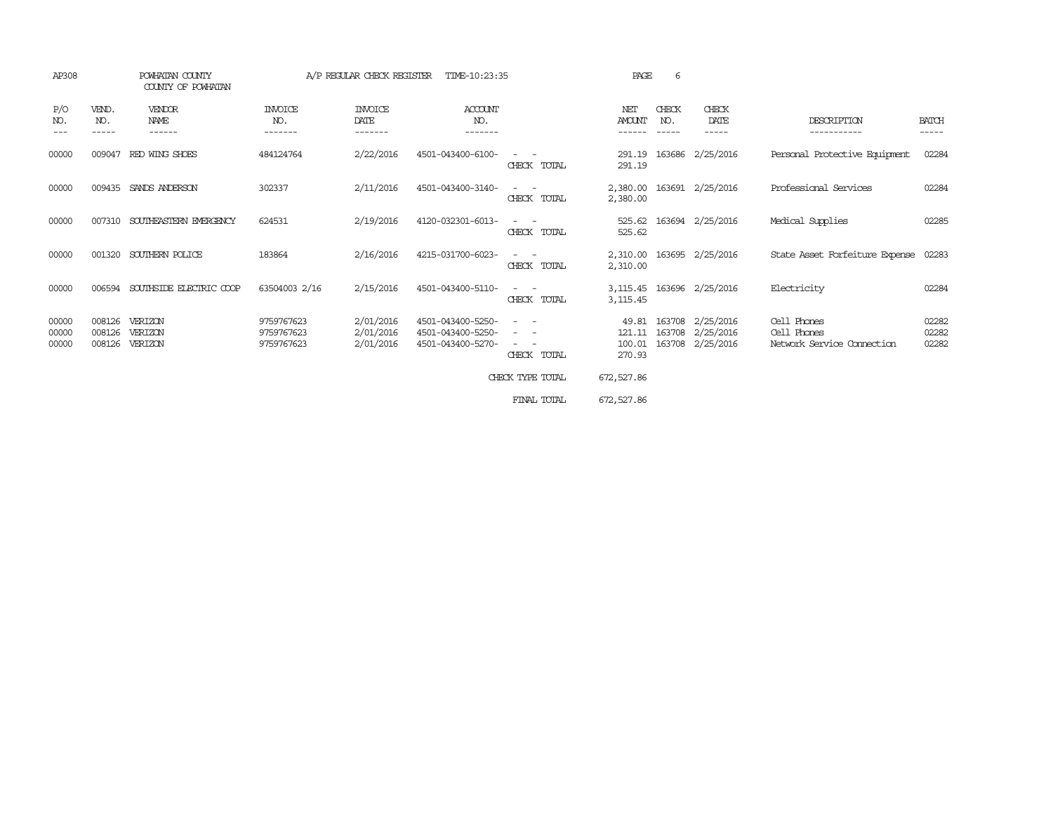AP308 POWHATAN COUNTY A/P REGULAR CHECK REGISTER TIME-10:23:35 PAGE 6

COUNTY OF POWHATAN

| P/O NO. | VEND. NO. | VENDOR NAME | INVOICE NO. | INVOICE DATE | ACCOUNT NO. | | NET AMOUNT | CHECK NO. | CHECK DATE | DESCRIPTION | BATCH |
|---|---|---|---|---|---|---|---|---|---|---|---|
| 00000 | 009047 | RED WING SHOES | 484124764 | 2/22/2016 | 4501-043400-6100- | - - | 291.19 | 163686 | 2/25/2016 | Personal Protective Equipment | 02284 |
| | | | | | | CHECK TOTAL | 291.19 | | | | |
| 00000 | 009435 | SANDS ANDERSON | 302337 | 2/11/2016 | 4501-043400-3140- | - - | 2,380.00 | 163691 | 2/25/2016 | Professional Services | 02284 |
| | | | | | | CHECK TOTAL | 2,380.00 | | | | |
| 00000 | 007310 | SOUTHEASTERN EMERGENCY | 624531 | 2/19/2016 | 4120-032301-6013- | - - | 525.62 | 163694 | 2/25/2016 | Medical Supplies | 02285 |
| | | | | | | CHECK TOTAL | 525.62 | | | | |
| 00000 | 001320 | SOUTHERN POLICE | 183864 | 2/16/2016 | 4215-031700-6023- | - - | 2,310.00 | 163695 | 2/25/2016 | State Asset Forfeiture Expense | 02283 |
| | | | | | | CHECK TOTAL | 2,310.00 | | | | |
| 00000 | 006594 | SOUTHSIDE ELECTRIC COOP | 63504003 2/16 | 2/15/2016 | 4501-043400-5110- | - - | 3,115.45 | 163696 | 2/25/2016 | Electricity | 02284 |
| | | | | | | CHECK TOTAL | 3,115.45 | | | | |
| 00000 | 008126 | VERIZON | 9759767623 | 2/01/2016 | 4501-043400-5250- | - - | 49.81 | 163708 | 2/25/2016 | Cell Phones | 02282 |
| 00000 | 008126 | VERIZON | 9759767623 | 2/01/2016 | 4501-043400-5250- | - - | 121.11 | 163708 | 2/25/2016 | Cell Phones | 02282 |
| 00000 | 008126 | VERIZON | 9759767623 | 2/01/2016 | 4501-043400-5270- | - - | 100.01 | 163708 | 2/25/2016 | Network Service Connection | 02282 |
| | | | | | | CHECK TOTAL | 270.93 | | | | |
| | | | | | | CHECK TYPE TOTAL | 672,527.86 | | | | |
| | | | | | | FINAL TOTAL | 672,527.86 | | | | |